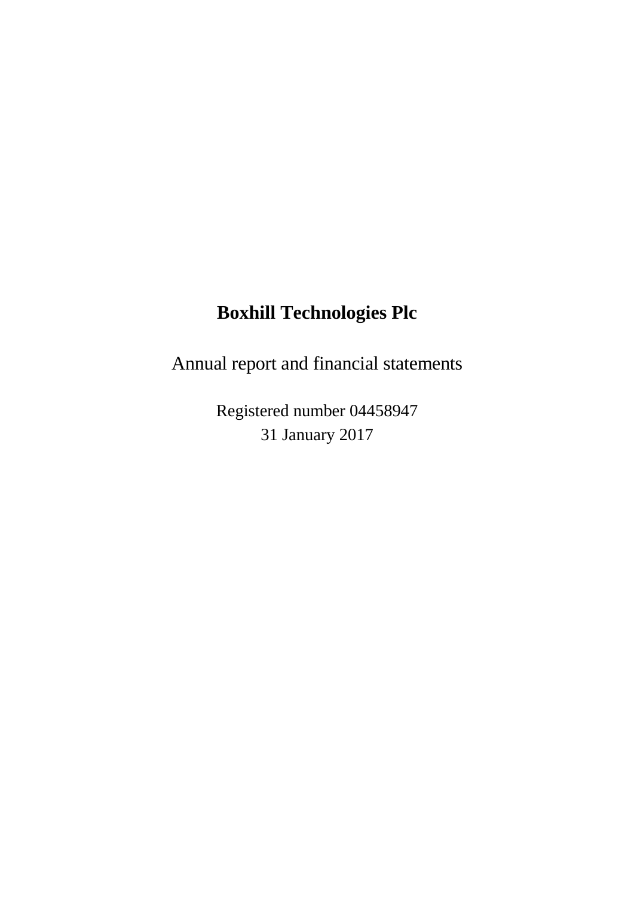# Boxhill Technologies Plc

Annual report and financial statements

Registered number 04458947
31 January 2017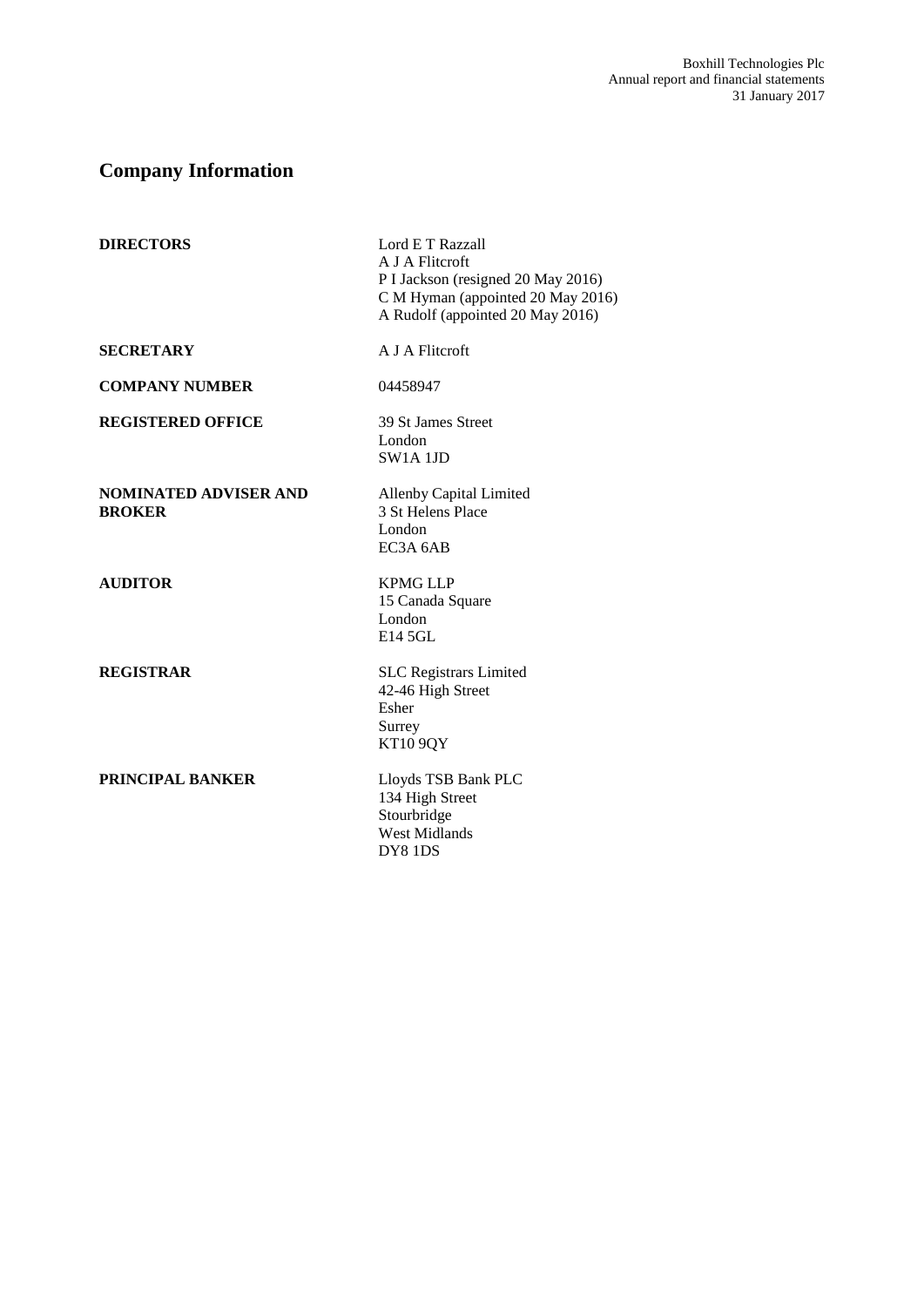# Company Information

| | |
|---|---|
| **DIRECTORS** | Lord E T Razzall<br>A J A Flitcroft<br>P I Jackson (resigned 20 May 2016)<br>C M Hyman (appointed 20 May 2016)<br>A Rudolf (appointed 20 May 2016) |
| **SECRETARY** | A J A Flitcroft |
| **COMPANY NUMBER** | 04458947 |
| **REGISTERED OFFICE** | 39 St James Street<br>London<br>SW1A 1JD |
| **NOMINATED ADVISER AND BROKER** | Allenby Capital Limited<br>3 St Helens Place<br>London<br>EC3A 6AB |
| **AUDITOR** | KPMG LLP<br>15 Canada Square<br>London<br>E14 5GL |
| **REGISTRAR** | SLC Registrars Limited<br>42-46 High Street<br>Esher<br>Surrey<br>KT10 9QY |
| **PRINCIPAL BANKER** | Lloyds TSB Bank PLC<br>134 High Street<br>Stourbridge<br>West Midlands<br>DY8 1DS |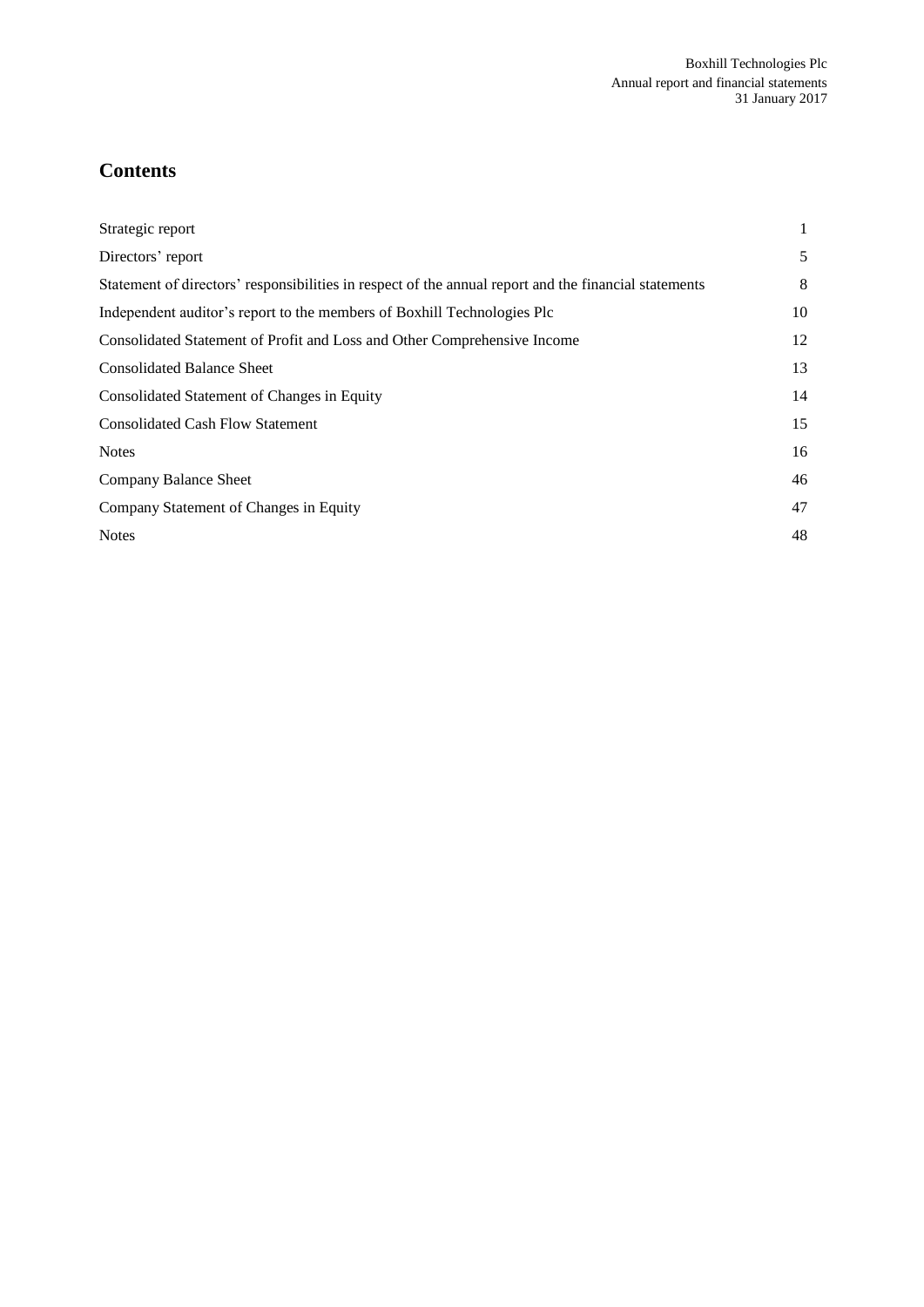# Contents

| | |
|---|---|
| Strategic report | 1 |
| Directors' report | 5 |
| Statement of directors' responsibilities in respect of the annual report and the financial statements | 8 |
| Independent auditor's report to the members of Boxhill Technologies Plc | 10 |
| Consolidated Statement of Profit and Loss and Other Comprehensive Income | 12 |
| Consolidated Balance Sheet | 13 |
| Consolidated Statement of Changes in Equity | 14 |
| Consolidated Cash Flow Statement | 15 |
| Notes | 16 |
| Company Balance Sheet | 46 |
| Company Statement of Changes in Equity | 47 |
| Notes | 48 |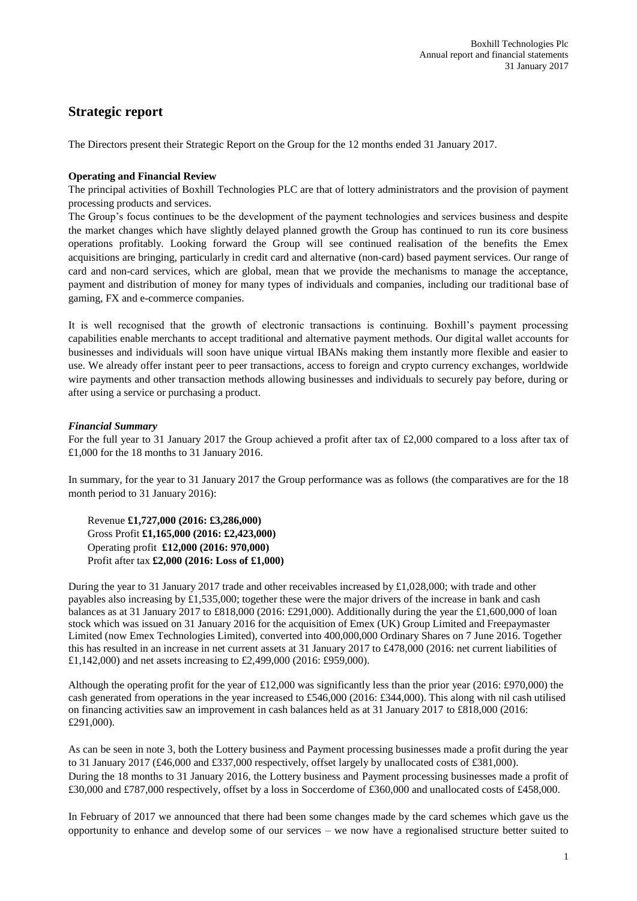# Strategic report

The Directors present their Strategic Report on the Group for the 12 months ended 31 January 2017.

**Operating and Financial Review**

The principal activities of Boxhill Technologies PLC are that of lottery administrators and the provision of payment processing products and services.

The Group's focus continues to be the development of the payment technologies and services business and despite the market changes which have slightly delayed planned growth the Group has continued to run its core business operations profitably. Looking forward the Group will see continued realisation of the benefits the Emex acquisitions are bringing, particularly in credit card and alternative (non-card) based payment services. Our range of card and non-card services, which are global, mean that we provide the mechanisms to manage the acceptance, payment and distribution of money for many types of individuals and companies, including our traditional base of gaming, FX and e-commerce companies.

It is well recognised that the growth of electronic transactions is continuing. Boxhill's payment processing capabilities enable merchants to accept traditional and alternative payment methods. Our digital wallet accounts for businesses and individuals will soon have unique virtual IBANs making them instantly more flexible and easier to use. We already offer instant peer to peer transactions, access to foreign and crypto currency exchanges, worldwide wire payments and other transaction methods allowing businesses and individuals to securely pay before, during or after using a service or purchasing a product.

***Financial Summary***

For the full year to 31 January 2017 the Group achieved a profit after tax of £2,000 compared to a loss after tax of £1,000 for the 18 months to 31 January 2016.

In summary, for the year to 31 January 2017 the Group performance was as follows (the comparatives are for the 18 month period to 31 January 2016):

Revenue **£1,727,000 (2016: £3,286,000)**
Gross Profit **£1,165,000 (2016: £2,423,000)**
Operating profit **£12,000 (2016: 970,000)**
Profit after tax **£2,000 (2016: Loss of £1,000)**

During the year to 31 January 2017 trade and other receivables increased by £1,028,000; with trade and other payables also increasing by £1,535,000; together these were the major drivers of the increase in bank and cash balances as at 31 January 2017 to £818,000 (2016: £291,000). Additionally during the year the £1,600,000 of loan stock which was issued on 31 January 2016 for the acquisition of Emex (UK) Group Limited and Freepaymaster Limited (now Emex Technologies Limited), converted into 400,000,000 Ordinary Shares on 7 June 2016. Together this has resulted in an increase in net current assets at 31 January 2017 to £478,000 (2016: net current liabilities of £1,142,000) and net assets increasing to £2,499,000 (2016: £959,000).

Although the operating profit for the year of £12,000 was significantly less than the prior year (2016: £970,000) the cash generated from operations in the year increased to £546,000 (2016: £344,000). This along with nil cash utilised on financing activities saw an improvement in cash balances held as at 31 January 2017 to £818,000 (2016: £291,000).

As can be seen in note 3, both the Lottery business and Payment processing businesses made a profit during the year to 31 January 2017 (£46,000 and £337,000 respectively, offset largely by unallocated costs of £381,000). During the 18 months to 31 January 2016, the Lottery business and Payment processing businesses made a profit of £30,000 and £787,000 respectively, offset by a loss in Soccerdome of £360,000 and unallocated costs of £458,000.

In February of 2017 we announced that there had been some changes made by the card schemes which gave us the opportunity to enhance and develop some of our services – we now have a regionalised structure better suited to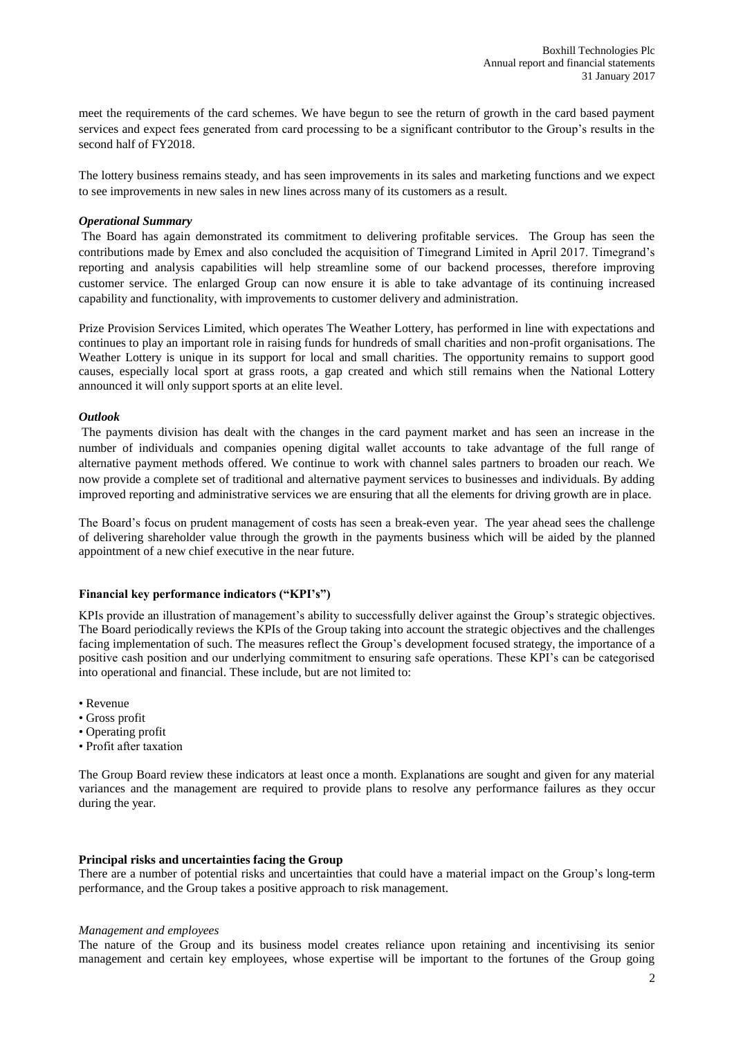meet the requirements of the card schemes. We have begun to see the return of growth in the card based payment services and expect fees generated from card processing to be a significant contributor to the Group's results in the second half of FY2018.

The lottery business remains steady, and has seen improvements in its sales and marketing functions and we expect to see improvements in new sales in new lines across many of its customers as a result.

***Operational Summary***

The Board has again demonstrated its commitment to delivering profitable services. The Group has seen the contributions made by Emex and also concluded the acquisition of Timegrand Limited in April 2017. Timegrand's reporting and analysis capabilities will help streamline some of our backend processes, therefore improving customer service. The enlarged Group can now ensure it is able to take advantage of its continuing increased capability and functionality, with improvements to customer delivery and administration.

Prize Provision Services Limited, which operates The Weather Lottery, has performed in line with expectations and continues to play an important role in raising funds for hundreds of small charities and non-profit organisations. The Weather Lottery is unique in its support for local and small charities. The opportunity remains to support good causes, especially local sport at grass roots, a gap created and which still remains when the National Lottery announced it will only support sports at an elite level.

***Outlook***

The payments division has dealt with the changes in the card payment market and has seen an increase in the number of individuals and companies opening digital wallet accounts to take advantage of the full range of alternative payment methods offered. We continue to work with channel sales partners to broaden our reach. We now provide a complete set of traditional and alternative payment services to businesses and individuals. By adding improved reporting and administrative services we are ensuring that all the elements for driving growth are in place.

The Board's focus on prudent management of costs has seen a break-even year. The year ahead sees the challenge of delivering shareholder value through the growth in the payments business which will be aided by the planned appointment of a new chief executive in the near future.

**Financial key performance indicators ("KPI's")**

KPIs provide an illustration of management's ability to successfully deliver against the Group's strategic objectives. The Board periodically reviews the KPIs of the Group taking into account the strategic objectives and the challenges facing implementation of such. The measures reflect the Group's development focused strategy, the importance of a positive cash position and our underlying commitment to ensuring safe operations. These KPI's can be categorised into operational and financial. These include, but are not limited to:

- Revenue
- Gross profit
- Operating profit
- Profit after taxation

The Group Board review these indicators at least once a month. Explanations are sought and given for any material variances and the management are required to provide plans to resolve any performance failures as they occur during the year.

**Principal risks and uncertainties facing the Group**

There are a number of potential risks and uncertainties that could have a material impact on the Group's long-term performance, and the Group takes a positive approach to risk management.

*Management and employees*

The nature of the Group and its business model creates reliance upon retaining and incentivising its senior management and certain key employees, whose expertise will be important to the fortunes of the Group going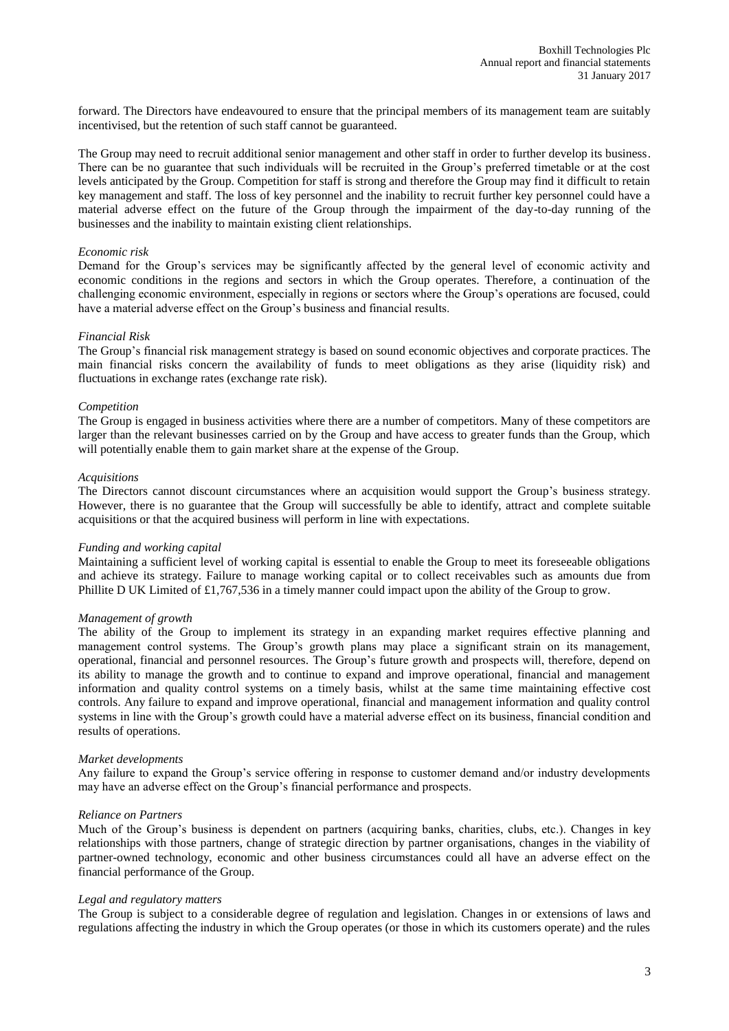forward. The Directors have endeavoured to ensure that the principal members of its management team are suitably incentivised, but the retention of such staff cannot be guaranteed.

The Group may need to recruit additional senior management and other staff in order to further develop its business. There can be no guarantee that such individuals will be recruited in the Group's preferred timetable or at the cost levels anticipated by the Group. Competition for staff is strong and therefore the Group may find it difficult to retain key management and staff. The loss of key personnel and the inability to recruit further key personnel could have a material adverse effect on the future of the Group through the impairment of the day-to-day running of the businesses and the inability to maintain existing client relationships.

*Economic risk*

Demand for the Group's services may be significantly affected by the general level of economic activity and economic conditions in the regions and sectors in which the Group operates. Therefore, a continuation of the challenging economic environment, especially in regions or sectors where the Group's operations are focused, could have a material adverse effect on the Group's business and financial results.

*Financial Risk*

The Group's financial risk management strategy is based on sound economic objectives and corporate practices. The main financial risks concern the availability of funds to meet obligations as they arise (liquidity risk) and fluctuations in exchange rates (exchange rate risk).

*Competition*

The Group is engaged in business activities where there are a number of competitors. Many of these competitors are larger than the relevant businesses carried on by the Group and have access to greater funds than the Group, which will potentially enable them to gain market share at the expense of the Group.

*Acquisitions*

The Directors cannot discount circumstances where an acquisition would support the Group's business strategy. However, there is no guarantee that the Group will successfully be able to identify, attract and complete suitable acquisitions or that the acquired business will perform in line with expectations.

*Funding and working capital*

Maintaining a sufficient level of working capital is essential to enable the Group to meet its foreseeable obligations and achieve its strategy. Failure to manage working capital or to collect receivables such as amounts due from Phillite D UK Limited of £1,767,536 in a timely manner could impact upon the ability of the Group to grow.

*Management of growth*

The ability of the Group to implement its strategy in an expanding market requires effective planning and management control systems. The Group's growth plans may place a significant strain on its management, operational, financial and personnel resources. The Group's future growth and prospects will, therefore, depend on its ability to manage the growth and to continue to expand and improve operational, financial and management information and quality control systems on a timely basis, whilst at the same time maintaining effective cost controls. Any failure to expand and improve operational, financial and management information and quality control systems in line with the Group's growth could have a material adverse effect on its business, financial condition and results of operations.

*Market developments*

Any failure to expand the Group's service offering in response to customer demand and/or industry developments may have an adverse effect on the Group's financial performance and prospects.

*Reliance on Partners*

Much of the Group's business is dependent on partners (acquiring banks, charities, clubs, etc.). Changes in key relationships with those partners, change of strategic direction by partner organisations, changes in the viability of partner-owned technology, economic and other business circumstances could all have an adverse effect on the financial performance of the Group.

*Legal and regulatory matters*

The Group is subject to a considerable degree of regulation and legislation. Changes in or extensions of laws and regulations affecting the industry in which the Group operates (or those in which its customers operate) and the rules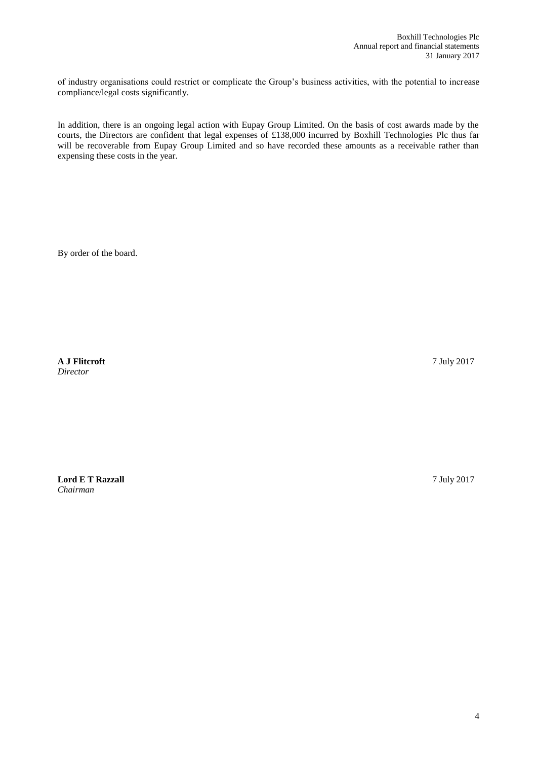of industry organisations could restrict or complicate the Group's business activities, with the potential to increase compliance/legal costs significantly.

In addition, there is an ongoing legal action with Eupay Group Limited. On the basis of cost awards made by the courts, the Directors are confident that legal expenses of £138,000 incurred by Boxhill Technologies Plc thus far will be recoverable from Eupay Group Limited and so have recorded these amounts as a receivable rather than expensing these costs in the year.

By order of the board.

**A J Flitcroft** 7 July 2017
*Director*

**Lord E T Razzall** 7 July 2017
*Chairman*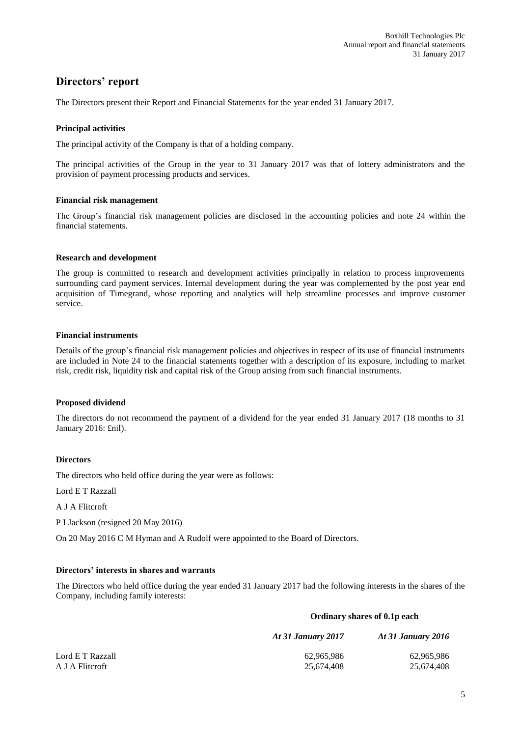# Directors' report

The Directors present their Report and Financial Statements for the year ended 31 January 2017.

### Principal activities

The principal activity of the Company is that of a holding company.

The principal activities of the Group in the year to 31 January 2017 was that of lottery administrators and the provision of payment processing products and services.

### Financial risk management

The Group's financial risk management policies are disclosed in the accounting policies and note 24 within the financial statements.

### Research and development

The group is committed to research and development activities principally in relation to process improvements surrounding card payment services. Internal development during the year was complemented by the post year end acquisition of Timegrand, whose reporting and analytics will help streamline processes and improve customer service.

### Financial instruments

Details of the group's financial risk management policies and objectives in respect of its use of financial instruments are included in Note 24 to the financial statements together with a description of its exposure, including to market risk, credit risk, liquidity risk and capital risk of the Group arising from such financial instruments.

### Proposed dividend

The directors do not recommend the payment of a dividend for the year ended 31 January 2017 (18 months to 31 January 2016: £nil).

### Directors

The directors who held office during the year were as follows:

Lord E T Razzall

A J A Flitcroft

P I Jackson (resigned 20 May 2016)

On 20 May 2016 C M Hyman and A Rudolf were appointed to the Board of Directors.

### Directors' interests in shares and warrants

The Directors who held office during the year ended 31 January 2017 had the following interests in the shares of the Company, including family interests:

| | **Ordinary shares of 0.1p each** | |
|---|---|---|
| | ***At 31 January 2017*** | ***At 31 January 2016*** |
| Lord E T Razzall | 62,965,986 | 62,965,986 |
| A J A Flitcroft | 25,674,408 | 25,674,408 |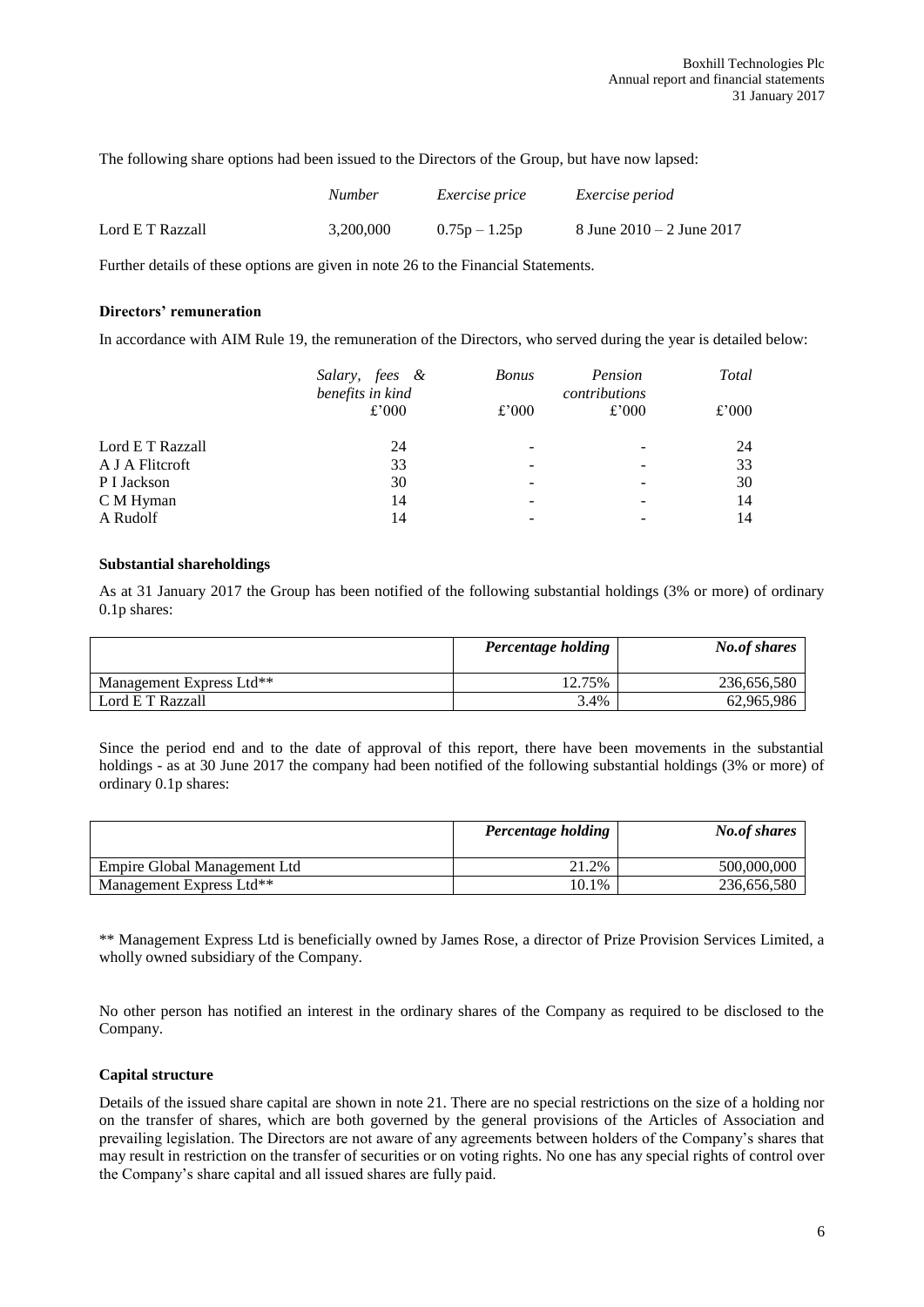The following share options had been issued to the Directors of the Group, but have now lapsed:

| | *Number* | *Exercise price* | *Exercise period* |
|---|---|---|---|
| Lord E T Razzall | 3,200,000 | 0.75p – 1.25p | 8 June 2010 – 2 June 2017 |

Further details of these options are given in note 26 to the Financial Statements.

**Directors' remuneration**

In accordance with AIM Rule 19, the remuneration of the Directors, who served during the year is detailed below:

| | *Salary, fees & benefits in kind* | *Bonus* | *Pension contributions* | *Total* |
|---|---|---|---|---|
| | £'000 | £'000 | £'000 | £'000 |
| Lord E T Razzall | 24 | - | - | 24 |
| A J A Flitcroft | 33 | - | - | 33 |
| P I Jackson | 30 | - | - | 30 |
| C M Hyman | 14 | - | - | 14 |
| A Rudolf | 14 | - | - | 14 |

**Substantial shareholdings**

As at 31 January 2017 the Group has been notified of the following substantial holdings (3% or more) of ordinary 0.1p shares:

| | ***Percentage holding*** | ***No.of shares*** |
|---|---|---|
| Management Express Ltd** | 12.75% | 236,656,580 |
| Lord E T Razzall | 3.4% | 62,965,986 |

Since the period end and to the date of approval of this report, there have been movements in the substantial holdings - as at 30 June 2017 the company had been notified of the following substantial holdings (3% or more) of ordinary 0.1p shares:

| | ***Percentage holding*** | ***No.of shares*** |
|---|---|---|
| Empire Global Management Ltd | 21.2% | 500,000,000 |
| Management Express Ltd** | 10.1% | 236,656,580 |

** Management Express Ltd is beneficially owned by James Rose, a director of Prize Provision Services Limited, a wholly owned subsidiary of the Company.

No other person has notified an interest in the ordinary shares of the Company as required to be disclosed to the Company.

**Capital structure**

Details of the issued share capital are shown in note 21. There are no special restrictions on the size of a holding nor on the transfer of shares, which are both governed by the general provisions of the Articles of Association and prevailing legislation. The Directors are not aware of any agreements between holders of the Company's shares that may result in restriction on the transfer of securities or on voting rights. No one has any special rights of control over the Company's share capital and all issued shares are fully paid.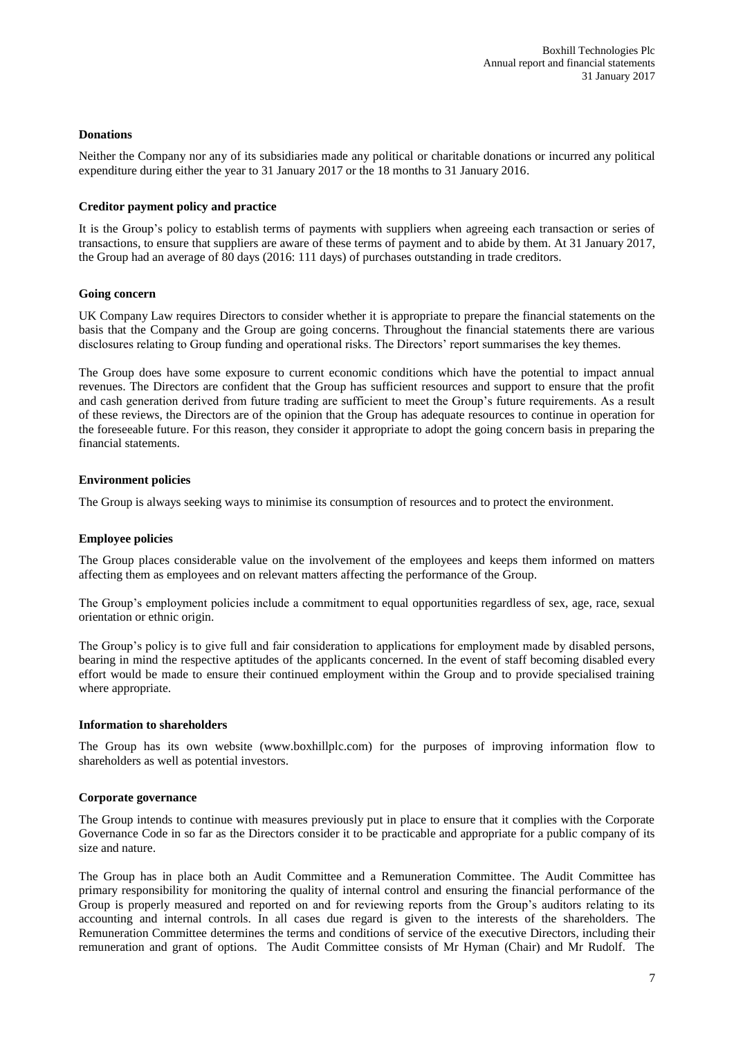### Donations

Neither the Company nor any of its subsidiaries made any political or charitable donations or incurred any political expenditure during either the year to 31 January 2017 or the 18 months to 31 January 2016.

### Creditor payment policy and practice

It is the Group's policy to establish terms of payments with suppliers when agreeing each transaction or series of transactions, to ensure that suppliers are aware of these terms of payment and to abide by them. At 31 January 2017, the Group had an average of 80 days (2016: 111 days) of purchases outstanding in trade creditors.

### Going concern

UK Company Law requires Directors to consider whether it is appropriate to prepare the financial statements on the basis that the Company and the Group are going concerns. Throughout the financial statements there are various disclosures relating to Group funding and operational risks. The Directors' report summarises the key themes.

The Group does have some exposure to current economic conditions which have the potential to impact annual revenues. The Directors are confident that the Group has sufficient resources and support to ensure that the profit and cash generation derived from future trading are sufficient to meet the Group's future requirements. As a result of these reviews, the Directors are of the opinion that the Group has adequate resources to continue in operation for the foreseeable future. For this reason, they consider it appropriate to adopt the going concern basis in preparing the financial statements.

### Environment policies

The Group is always seeking ways to minimise its consumption of resources and to protect the environment.

### Employee policies

The Group places considerable value on the involvement of the employees and keeps them informed on matters affecting them as employees and on relevant matters affecting the performance of the Group.

The Group's employment policies include a commitment to equal opportunities regardless of sex, age, race, sexual orientation or ethnic origin.

The Group's policy is to give full and fair consideration to applications for employment made by disabled persons, bearing in mind the respective aptitudes of the applicants concerned. In the event of staff becoming disabled every effort would be made to ensure their continued employment within the Group and to provide specialised training where appropriate.

### Information to shareholders

The Group has its own website (www.boxhillplc.com) for the purposes of improving information flow to shareholders as well as potential investors.

### Corporate governance

The Group intends to continue with measures previously put in place to ensure that it complies with the Corporate Governance Code in so far as the Directors consider it to be practicable and appropriate for a public company of its size and nature.

The Group has in place both an Audit Committee and a Remuneration Committee. The Audit Committee has primary responsibility for monitoring the quality of internal control and ensuring the financial performance of the Group is properly measured and reported on and for reviewing reports from the Group's auditors relating to its accounting and internal controls. In all cases due regard is given to the interests of the shareholders. The Remuneration Committee determines the terms and conditions of service of the executive Directors, including their remuneration and grant of options. The Audit Committee consists of Mr Hyman (Chair) and Mr Rudolf. The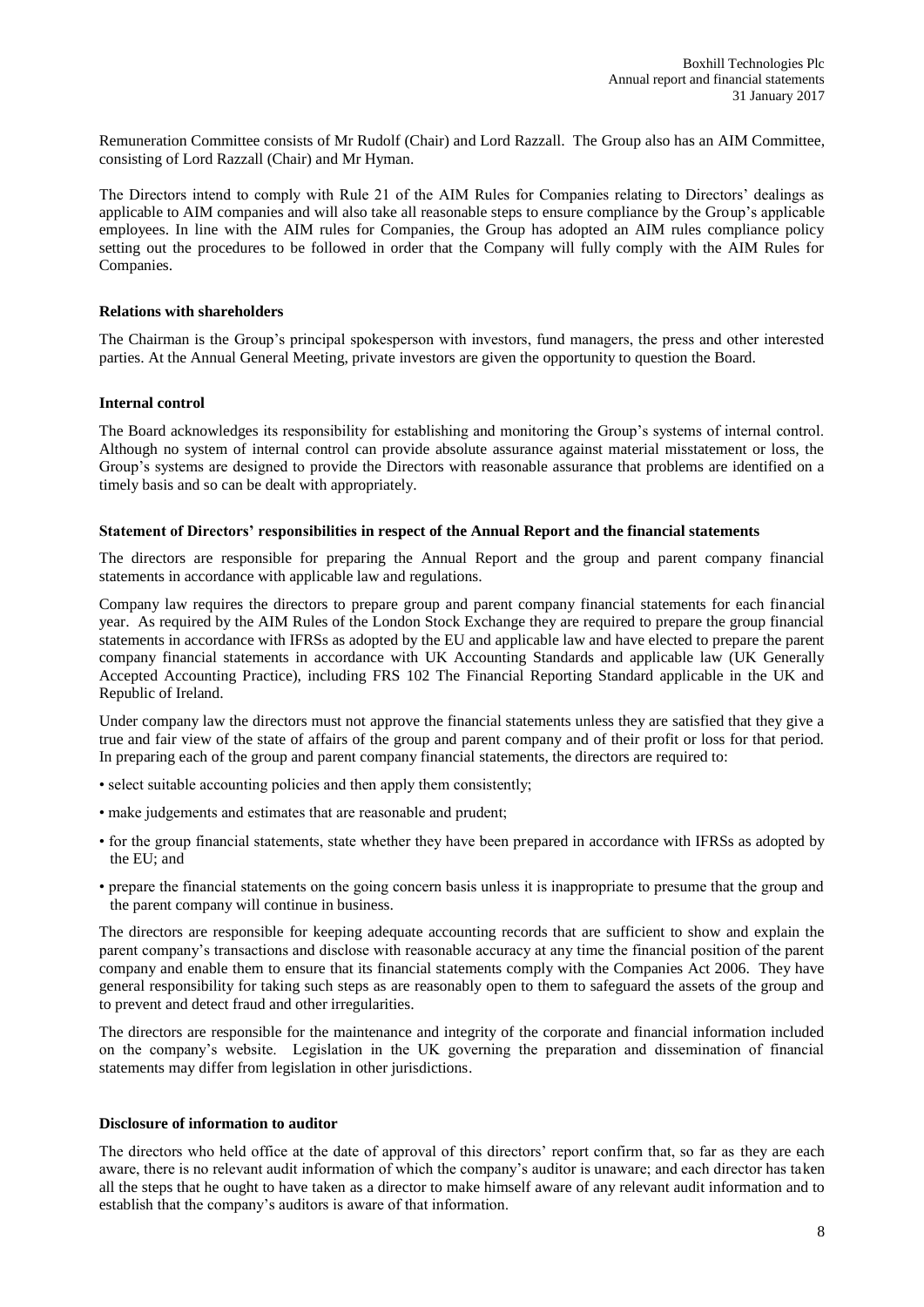Remuneration Committee consists of Mr Rudolf (Chair) and Lord Razzall. The Group also has an AIM Committee, consisting of Lord Razzall (Chair) and Mr Hyman.

The Directors intend to comply with Rule 21 of the AIM Rules for Companies relating to Directors' dealings as applicable to AIM companies and will also take all reasonable steps to ensure compliance by the Group's applicable employees. In line with the AIM rules for Companies, the Group has adopted an AIM rules compliance policy setting out the procedures to be followed in order that the Company will fully comply with the AIM Rules for Companies.

**Relations with shareholders**

The Chairman is the Group's principal spokesperson with investors, fund managers, the press and other interested parties. At the Annual General Meeting, private investors are given the opportunity to question the Board.

**Internal control**

The Board acknowledges its responsibility for establishing and monitoring the Group's systems of internal control. Although no system of internal control can provide absolute assurance against material misstatement or loss, the Group's systems are designed to provide the Directors with reasonable assurance that problems are identified on a timely basis and so can be dealt with appropriately.

**Statement of Directors' responsibilities in respect of the Annual Report and the financial statements**

The directors are responsible for preparing the Annual Report and the group and parent company financial statements in accordance with applicable law and regulations.

Company law requires the directors to prepare group and parent company financial statements for each financial year. As required by the AIM Rules of the London Stock Exchange they are required to prepare the group financial statements in accordance with IFRSs as adopted by the EU and applicable law and have elected to prepare the parent company financial statements in accordance with UK Accounting Standards and applicable law (UK Generally Accepted Accounting Practice), including FRS 102 The Financial Reporting Standard applicable in the UK and Republic of Ireland.

Under company law the directors must not approve the financial statements unless they are satisfied that they give a true and fair view of the state of affairs of the group and parent company and of their profit or loss for that period. In preparing each of the group and parent company financial statements, the directors are required to:

- select suitable accounting policies and then apply them consistently;
- make judgements and estimates that are reasonable and prudent;
- for the group financial statements, state whether they have been prepared in accordance with IFRSs as adopted by the EU; and
- prepare the financial statements on the going concern basis unless it is inappropriate to presume that the group and the parent company will continue in business.

The directors are responsible for keeping adequate accounting records that are sufficient to show and explain the parent company's transactions and disclose with reasonable accuracy at any time the financial position of the parent company and enable them to ensure that its financial statements comply with the Companies Act 2006. They have general responsibility for taking such steps as are reasonably open to them to safeguard the assets of the group and to prevent and detect fraud and other irregularities.

The directors are responsible for the maintenance and integrity of the corporate and financial information included on the company's website. Legislation in the UK governing the preparation and dissemination of financial statements may differ from legislation in other jurisdictions.

**Disclosure of information to auditor**

The directors who held office at the date of approval of this directors' report confirm that, so far as they are each aware, there is no relevant audit information of which the company's auditor is unaware; and each director has taken all the steps that he ought to have taken as a director to make himself aware of any relevant audit information and to establish that the company's auditors is aware of that information.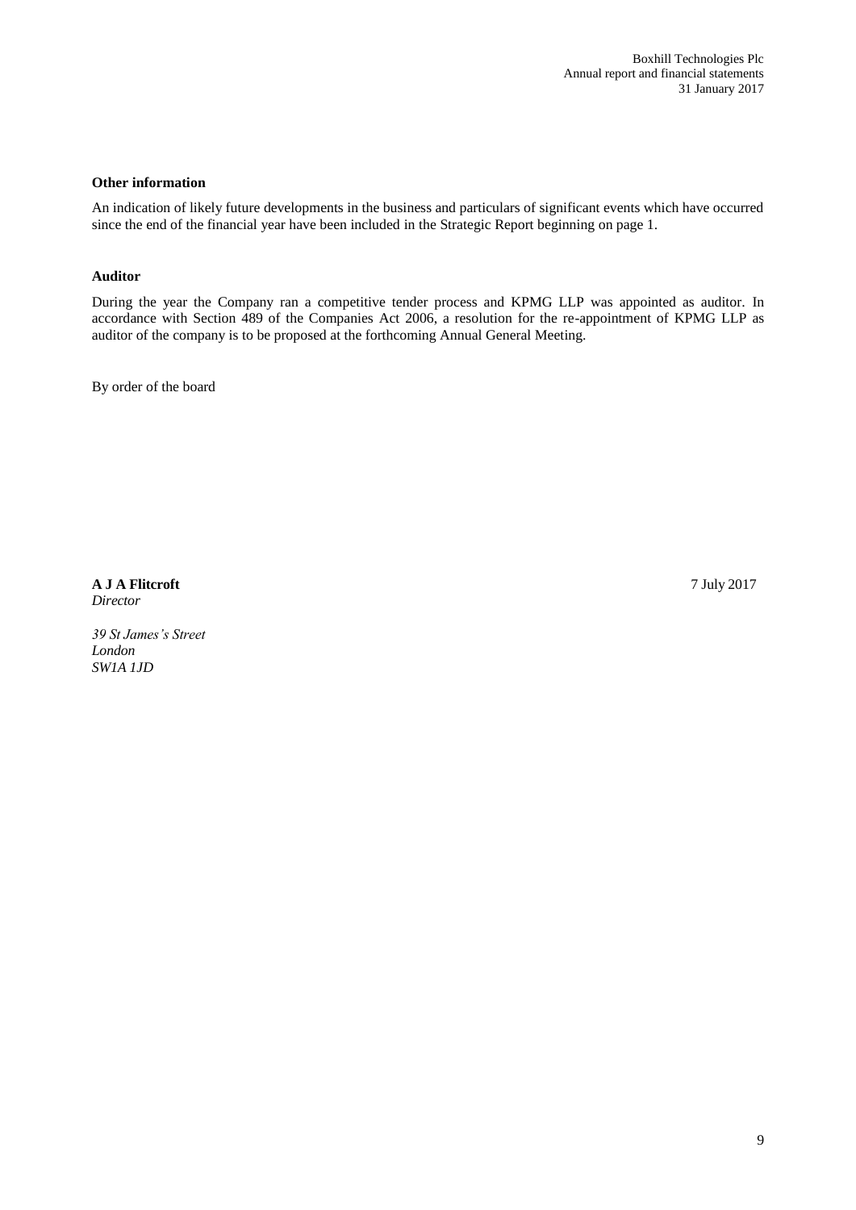**Other information**

An indication of likely future developments in the business and particulars of significant events which have occurred since the end of the financial year have been included in the Strategic Report beginning on page 1.

**Auditor**

During the year the Company ran a competitive tender process and KPMG LLP was appointed as auditor. In accordance with Section 489 of the Companies Act 2006, a resolution for the re-appointment of KPMG LLP as auditor of the company is to be proposed at the forthcoming Annual General Meeting.

By order of the board

**A J A Flitcroft** 7 July 2017
*Director*

*39 St James's Street*
*London*
*SW1A 1JD*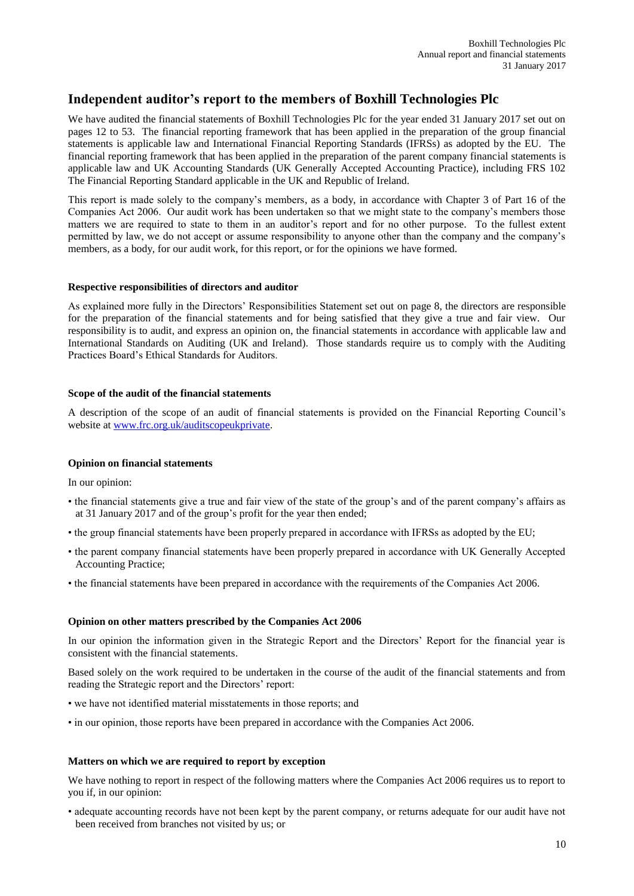# Independent auditor's report to the members of Boxhill Technologies Plc

We have audited the financial statements of Boxhill Technologies Plc for the year ended 31 January 2017 set out on pages 12 to 53. The financial reporting framework that has been applied in the preparation of the group financial statements is applicable law and International Financial Reporting Standards (IFRSs) as adopted by the EU. The financial reporting framework that has been applied in the preparation of the parent company financial statements is applicable law and UK Accounting Standards (UK Generally Accepted Accounting Practice), including FRS 102 The Financial Reporting Standard applicable in the UK and Republic of Ireland.

This report is made solely to the company's members, as a body, in accordance with Chapter 3 of Part 16 of the Companies Act 2006. Our audit work has been undertaken so that we might state to the company's members those matters we are required to state to them in an auditor's report and for no other purpose. To the fullest extent permitted by law, we do not accept or assume responsibility to anyone other than the company and the company's members, as a body, for our audit work, for this report, or for the opinions we have formed.

**Respective responsibilities of directors and auditor**

As explained more fully in the Directors' Responsibilities Statement set out on page 8, the directors are responsible for the preparation of the financial statements and for being satisfied that they give a true and fair view. Our responsibility is to audit, and express an opinion on, the financial statements in accordance with applicable law and International Standards on Auditing (UK and Ireland). Those standards require us to comply with the Auditing Practices Board's Ethical Standards for Auditors.

**Scope of the audit of the financial statements**

A description of the scope of an audit of financial statements is provided on the Financial Reporting Council's website at www.frc.org.uk/auditscopeukprivate.

**Opinion on financial statements**

In our opinion:

- the financial statements give a true and fair view of the state of the group's and of the parent company's affairs as at 31 January 2017 and of the group's profit for the year then ended;
- the group financial statements have been properly prepared in accordance with IFRSs as adopted by the EU;
- the parent company financial statements have been properly prepared in accordance with UK Generally Accepted Accounting Practice;
- the financial statements have been prepared in accordance with the requirements of the Companies Act 2006.

**Opinion on other matters prescribed by the Companies Act 2006**

In our opinion the information given in the Strategic Report and the Directors' Report for the financial year is consistent with the financial statements.

Based solely on the work required to be undertaken in the course of the audit of the financial statements and from reading the Strategic report and the Directors' report:

- we have not identified material misstatements in those reports; and
- in our opinion, those reports have been prepared in accordance with the Companies Act 2006.

**Matters on which we are required to report by exception**

We have nothing to report in respect of the following matters where the Companies Act 2006 requires us to report to you if, in our opinion:

- adequate accounting records have not been kept by the parent company, or returns adequate for our audit have not been received from branches not visited by us; or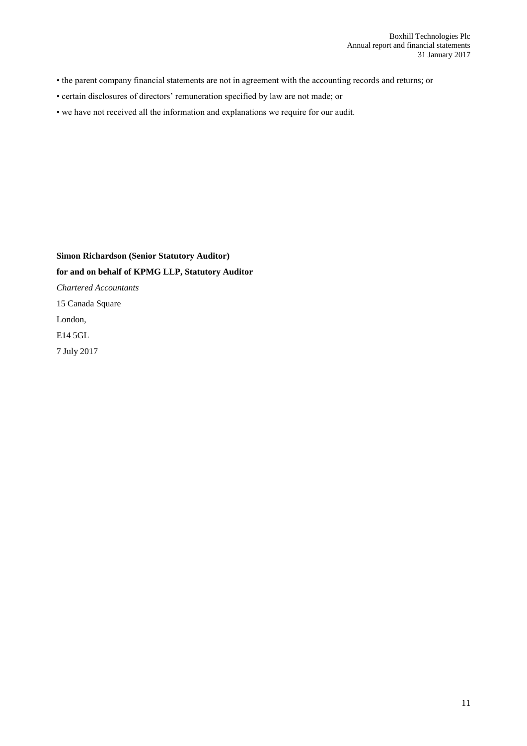- the parent company financial statements are not in agreement with the accounting records and returns; or
- certain disclosures of directors' remuneration specified by law are not made; or
- we have not received all the information and explanations we require for our audit.

**Simon Richardson (Senior Statutory Auditor)**

**for and on behalf of KPMG LLP, Statutory Auditor**

*Chartered Accountants*

15 Canada Square

London,

E14 5GL

7 July 2017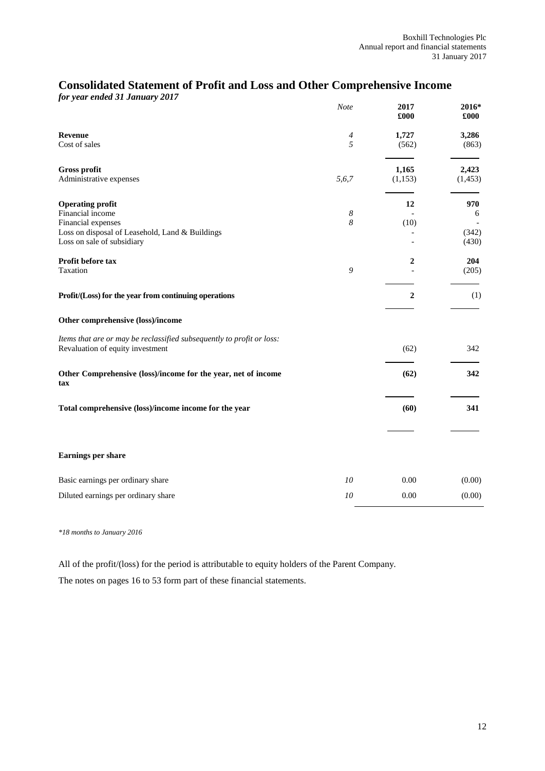# Consolidated Statement of Profit and Loss and Other Comprehensive Income

*for year ended 31 January 2017*

| | Note | 2017 £000 | 2016* £000 |
|---|---|---|---|
| **Revenue** | *4* | **1,727** | **3,286** |
| Cost of sales | *5* | (562) | (863) |
| **Gross profit** | | **1,165** | **2,423** |
| Administrative expenses | *5,6,7* | (1,153) | (1,453) |
| **Operating profit** | | **12** | **970** |
| Financial income | *8* | - | 6 |
| Financial expenses | *8* | (10) | - |
| Loss on disposal of Leasehold, Land & Buildings | | - | (342) |
| Loss on sale of subsidiary | | - | (430) |
| **Profit before tax** | | **2** | **204** |
| Taxation | *9* | - | (205) |
| **Profit/(Loss) for the year from continuing operations** | | **2** | (1) |
| **Other comprehensive (loss)/income** | | | |
| *Items that are or may be reclassified subsequently to profit or loss:* | | | |
| Revaluation of equity investment | | (62) | 342 |
| **Other Comprehensive (loss)/income for the year, net of income tax** | | **(62)** | **342** |
| **Total comprehensive (loss)/income income for the year** | | **(60)** | **341** |
| **Earnings per share** | | | |
| Basic earnings per ordinary share | *10* | 0.00 | (0.00) |
| Diluted earnings per ordinary share | *10* | 0.00 | (0.00) |

*\*18 months to January 2016*

All of the profit/(loss) for the period is attributable to equity holders of the Parent Company.

The notes on pages 16 to 53 form part of these financial statements.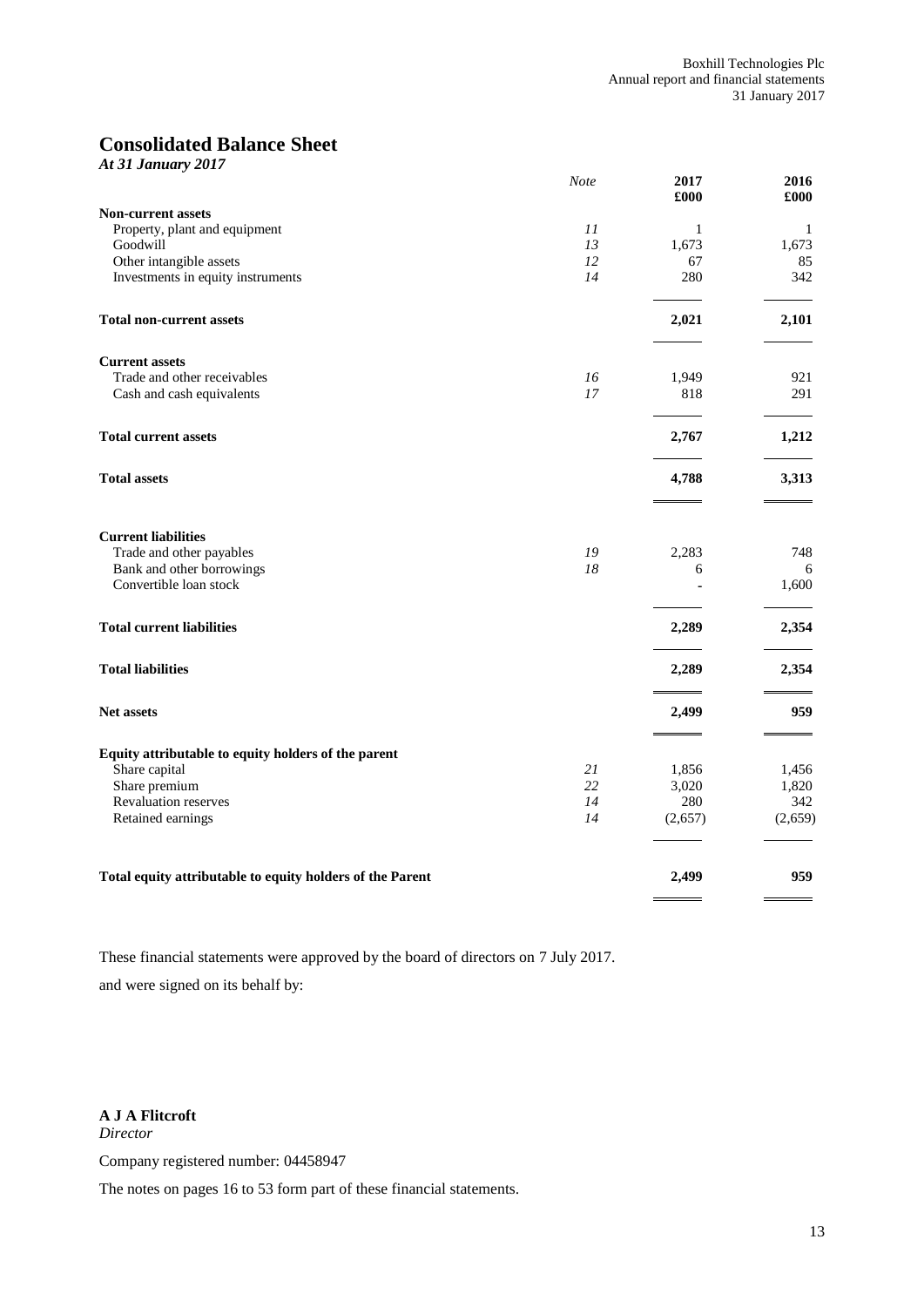# Consolidated Balance Sheet

*At 31 January 2017*

| | *Note* | 2017 £000 | 2016 £000 |
|---|---|---|---|
| **Non-current assets** | | | |
| Property, plant and equipment | *11* | 1 | 1 |
| Goodwill | *13* | 1,673 | 1,673 |
| Other intangible assets | *12* | 67 | 85 |
| Investments in equity instruments | *14* | 280 | 342 |
| **Total non-current assets** | | **2,021** | **2,101** |
| **Current assets** | | | |
| Trade and other receivables | *16* | 1,949 | 921 |
| Cash and cash equivalents | *17* | 818 | 291 |
| **Total current assets** | | **2,767** | **1,212** |
| **Total assets** | | **4,788** | **3,313** |
| **Current liabilities** | | | |
| Trade and other payables | *19* | 2,283 | 748 |
| Bank and other borrowings | *18* | 6 | 6 |
| Convertible loan stock | | - | 1,600 |
| **Total current liabilities** | | **2,289** | **2,354** |
| **Total liabilities** | | **2,289** | **2,354** |
| **Net assets** | | **2,499** | **959** |
| **Equity attributable to equity holders of the parent** | | | |
| Share capital | *21* | 1,856 | 1,456 |
| Share premium | *22* | 3,020 | 1,820 |
| Revaluation reserves | *14* | 280 | 342 |
| Retained earnings | *14* | (2,657) | (2,659) |
| **Total equity attributable to equity holders of the Parent** | | **2,499** | **959** |

These financial statements were approved by the board of directors on 7 July 2017.

and were signed on its behalf by:

**A J A Flitcroft**
*Director*

Company registered number: 04458947

The notes on pages 16 to 53 form part of these financial statements.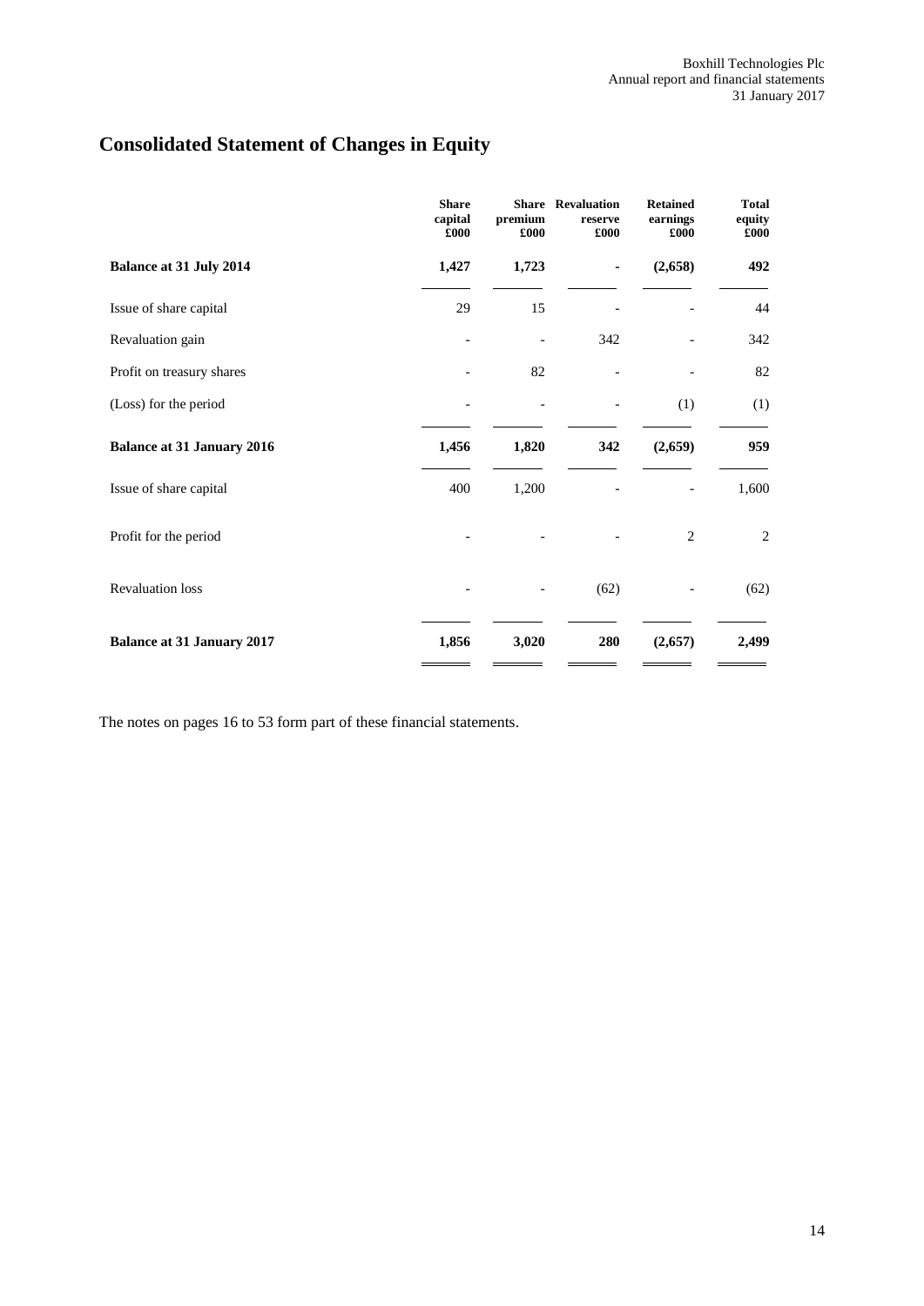# Consolidated Statement of Changes in Equity

| | Share capital £000 | Share premium £000 | Revaluation reserve £000 | Retained earnings £000 | Total equity £000 |
|---|---|---|---|---|---|
| **Balance at 31 July 2014** | **1,427** | **1,723** | **-** | **(2,658)** | **492** |
| Issue of share capital | 29 | 15 | - | - | 44 |
| Revaluation gain | - | - | 342 | - | 342 |
| Profit on treasury shares | - | 82 | - | - | 82 |
| (Loss) for the period | - | - | - | (1) | (1) |
| **Balance at 31 January 2016** | **1,456** | **1,820** | **342** | **(2,659)** | **959** |
| Issue of share capital | 400 | 1,200 | - | - | 1,600 |
| Profit for the period | - | - | - | 2 | 2 |
| Revaluation loss | - | - | (62) | - | (62) |
| **Balance at 31 January 2017** | **1,856** | **3,020** | **280** | **(2,657)** | **2,499** |

The notes on pages 16 to 53 form part of these financial statements.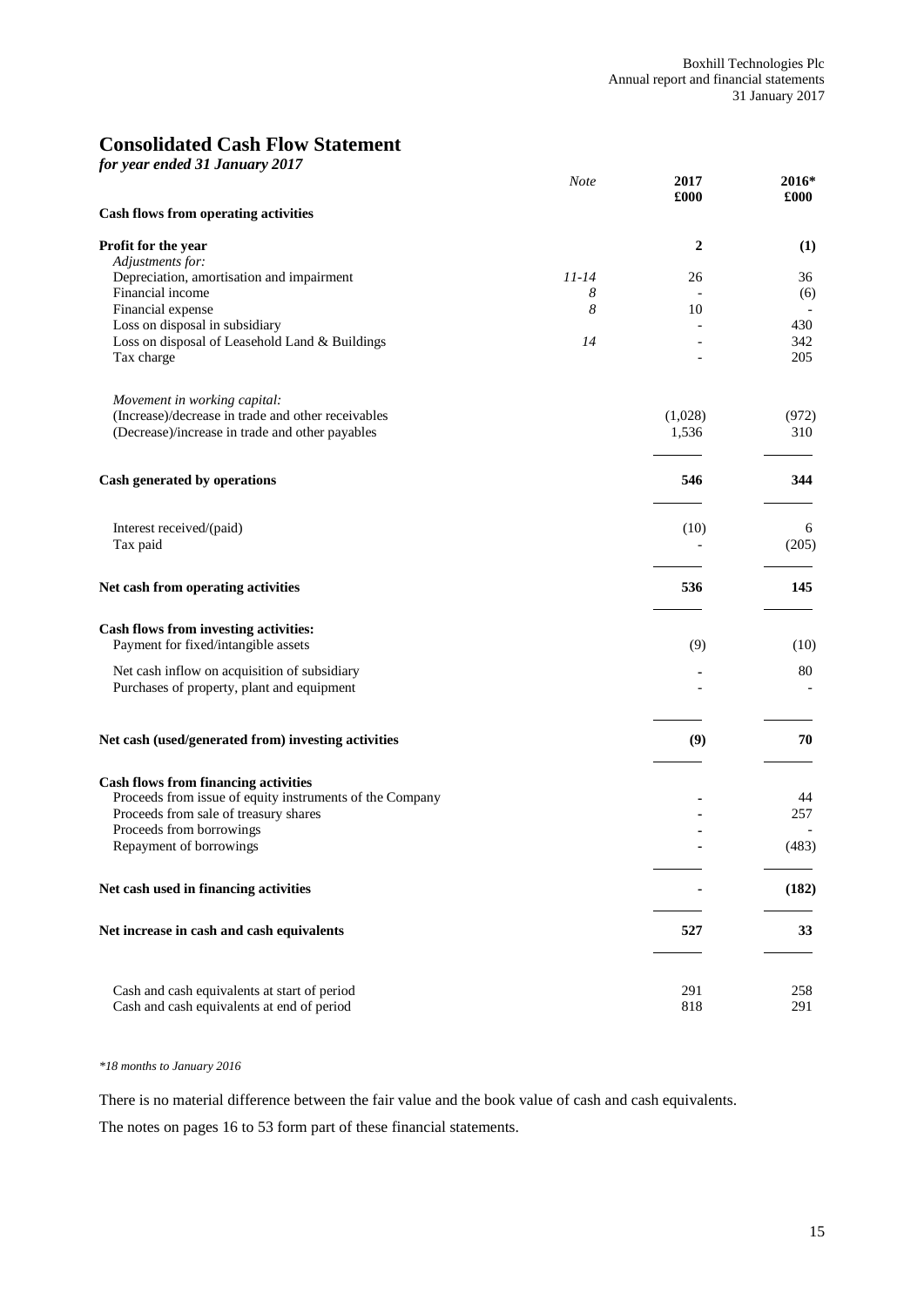# Consolidated Cash Flow Statement

*for year ended 31 January 2017*

| | *Note* | 2017<br>£000 | 2016*<br>£000 |
|---|---|---|---|
| **Cash flows from operating activities** | | | |
| **Profit for the year** | | **2** | **(1)** |
| *Adjustments for:* | | | |
| Depreciation, amortisation and impairment | *11-14* | 26 | 36 |
| Financial income | *8* | - | (6) |
| Financial expense | *8* | 10 | - |
| Loss on disposal in subsidiary | | - | 430 |
| Loss on disposal of Leasehold Land & Buildings | *14* | - | 342 |
| Tax charge | | - | 205 |
| *Movement in working capital:* | | | |
| (Increase)/decrease in trade and other receivables | | (1,028) | (972) |
| (Decrease)/increase in trade and other payables | | 1,536 | 310 |
| **Cash generated by operations** | | **546** | **344** |
| Interest received/(paid) | | (10) | 6 |
| Tax paid | | - | (205) |
| **Net cash from operating activities** | | **536** | **145** |
| **Cash flows from investing activities:** | | | |
| Payment for fixed/intangible assets | | (9) | (10) |
| Net cash inflow on acquisition of subsidiary | | - | 80 |
| Purchases of property, plant and equipment | | - | - |
| **Net cash (used/generated from) investing activities** | | **(9)** | **70** |
| **Cash flows from financing activities** | | | |
| Proceeds from issue of equity instruments of the Company | | - | 44 |
| Proceeds from sale of treasury shares | | - | 257 |
| Proceeds from borrowings | | - | - |
| Repayment of borrowings | | - | (483) |
| **Net cash used in financing activities** | | **-** | **(182)** |
| **Net increase in cash and cash equivalents** | | **527** | **33** |
| Cash and cash equivalents at start of period | | 291 | 258 |
| Cash and cash equivalents at end of period | | 818 | 291 |

*\*18 months to January 2016*

There is no material difference between the fair value and the book value of cash and cash equivalents.

The notes on pages 16 to 53 form part of these financial statements.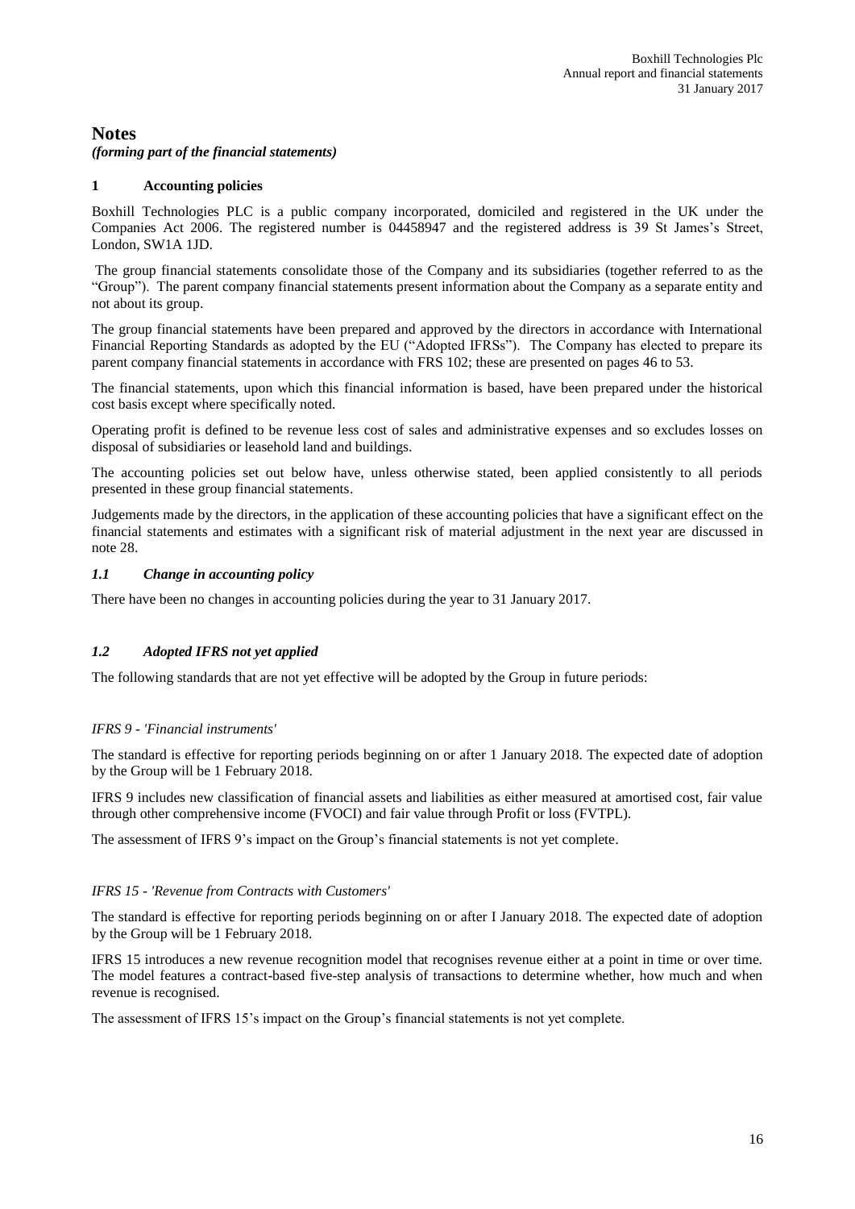# Notes

*(forming part of the financial statements)*

## 1 Accounting policies

Boxhill Technologies PLC is a public company incorporated, domiciled and registered in the UK under the Companies Act 2006. The registered number is 04458947 and the registered address is 39 St James's Street, London, SW1A 1JD.

The group financial statements consolidate those of the Company and its subsidiaries (together referred to as the "Group"). The parent company financial statements present information about the Company as a separate entity and not about its group.

The group financial statements have been prepared and approved by the directors in accordance with International Financial Reporting Standards as adopted by the EU ("Adopted IFRSs"). The Company has elected to prepare its parent company financial statements in accordance with FRS 102; these are presented on pages 46 to 53.

The financial statements, upon which this financial information is based, have been prepared under the historical cost basis except where specifically noted.

Operating profit is defined to be revenue less cost of sales and administrative expenses and so excludes losses on disposal of subsidiaries or leasehold land and buildings.

The accounting policies set out below have, unless otherwise stated, been applied consistently to all periods presented in these group financial statements.

Judgements made by the directors, in the application of these accounting policies that have a significant effect on the financial statements and estimates with a significant risk of material adjustment in the next year are discussed in note 28.

### *1.1 Change in accounting policy*

There have been no changes in accounting policies during the year to 31 January 2017.

### *1.2 Adopted IFRS not yet applied*

The following standards that are not yet effective will be adopted by the Group in future periods:

*IFRS 9 - 'Financial instruments'*

The standard is effective for reporting periods beginning on or after 1 January 2018. The expected date of adoption by the Group will be 1 February 2018.

IFRS 9 includes new classification of financial assets and liabilities as either measured at amortised cost, fair value through other comprehensive income (FVOCI) and fair value through Profit or loss (FVTPL).

The assessment of IFRS 9's impact on the Group's financial statements is not yet complete.

*IFRS 15 - 'Revenue from Contracts with Customers'*

The standard is effective for reporting periods beginning on or after I January 2018. The expected date of adoption by the Group will be 1 February 2018.

IFRS 15 introduces a new revenue recognition model that recognises revenue either at a point in time or over time. The model features a contract-based five-step analysis of transactions to determine whether, how much and when revenue is recognised.

The assessment of IFRS 15's impact on the Group's financial statements is not yet complete.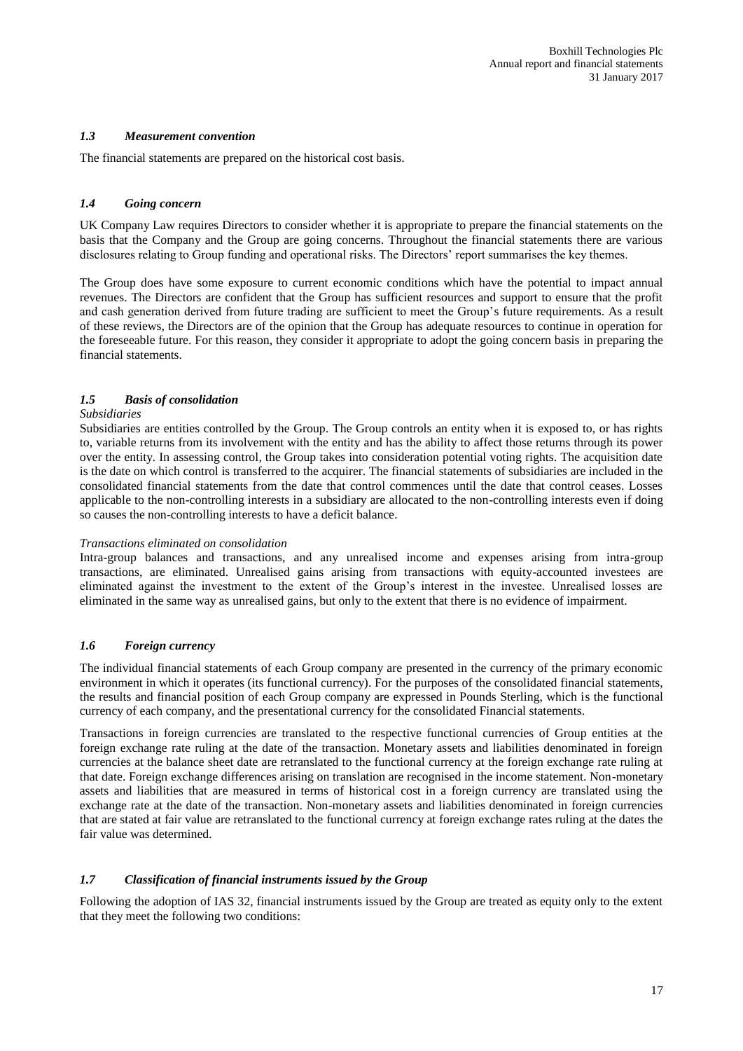### *1.3 Measurement convention*

The financial statements are prepared on the historical cost basis.

### *1.4 Going concern*

UK Company Law requires Directors to consider whether it is appropriate to prepare the financial statements on the basis that the Company and the Group are going concerns. Throughout the financial statements there are various disclosures relating to Group funding and operational risks. The Directors' report summarises the key themes.

The Group does have some exposure to current economic conditions which have the potential to impact annual revenues. The Directors are confident that the Group has sufficient resources and support to ensure that the profit and cash generation derived from future trading are sufficient to meet the Group's future requirements. As a result of these reviews, the Directors are of the opinion that the Group has adequate resources to continue in operation for the foreseeable future. For this reason, they consider it appropriate to adopt the going concern basis in preparing the financial statements.

### *1.5 Basis of consolidation*

*Subsidiaries*

Subsidiaries are entities controlled by the Group. The Group controls an entity when it is exposed to, or has rights to, variable returns from its involvement with the entity and has the ability to affect those returns through its power over the entity. In assessing control, the Group takes into consideration potential voting rights. The acquisition date is the date on which control is transferred to the acquirer. The financial statements of subsidiaries are included in the consolidated financial statements from the date that control commences until the date that control ceases. Losses applicable to the non-controlling interests in a subsidiary are allocated to the non-controlling interests even if doing so causes the non-controlling interests to have a deficit balance.

*Transactions eliminated on consolidation*

Intra-group balances and transactions, and any unrealised income and expenses arising from intra-group transactions, are eliminated. Unrealised gains arising from transactions with equity-accounted investees are eliminated against the investment to the extent of the Group's interest in the investee. Unrealised losses are eliminated in the same way as unrealised gains, but only to the extent that there is no evidence of impairment.

### *1.6 Foreign currency*

The individual financial statements of each Group company are presented in the currency of the primary economic environment in which it operates (its functional currency). For the purposes of the consolidated financial statements, the results and financial position of each Group company are expressed in Pounds Sterling, which is the functional currency of each company, and the presentational currency for the consolidated Financial statements.

Transactions in foreign currencies are translated to the respective functional currencies of Group entities at the foreign exchange rate ruling at the date of the transaction. Monetary assets and liabilities denominated in foreign currencies at the balance sheet date are retranslated to the functional currency at the foreign exchange rate ruling at that date. Foreign exchange differences arising on translation are recognised in the income statement. Non-monetary assets and liabilities that are measured in terms of historical cost in a foreign currency are translated using the exchange rate at the date of the transaction. Non-monetary assets and liabilities denominated in foreign currencies that are stated at fair value are retranslated to the functional currency at foreign exchange rates ruling at the dates the fair value was determined.

### *1.7 Classification of financial instruments issued by the Group*

Following the adoption of IAS 32, financial instruments issued by the Group are treated as equity only to the extent that they meet the following two conditions: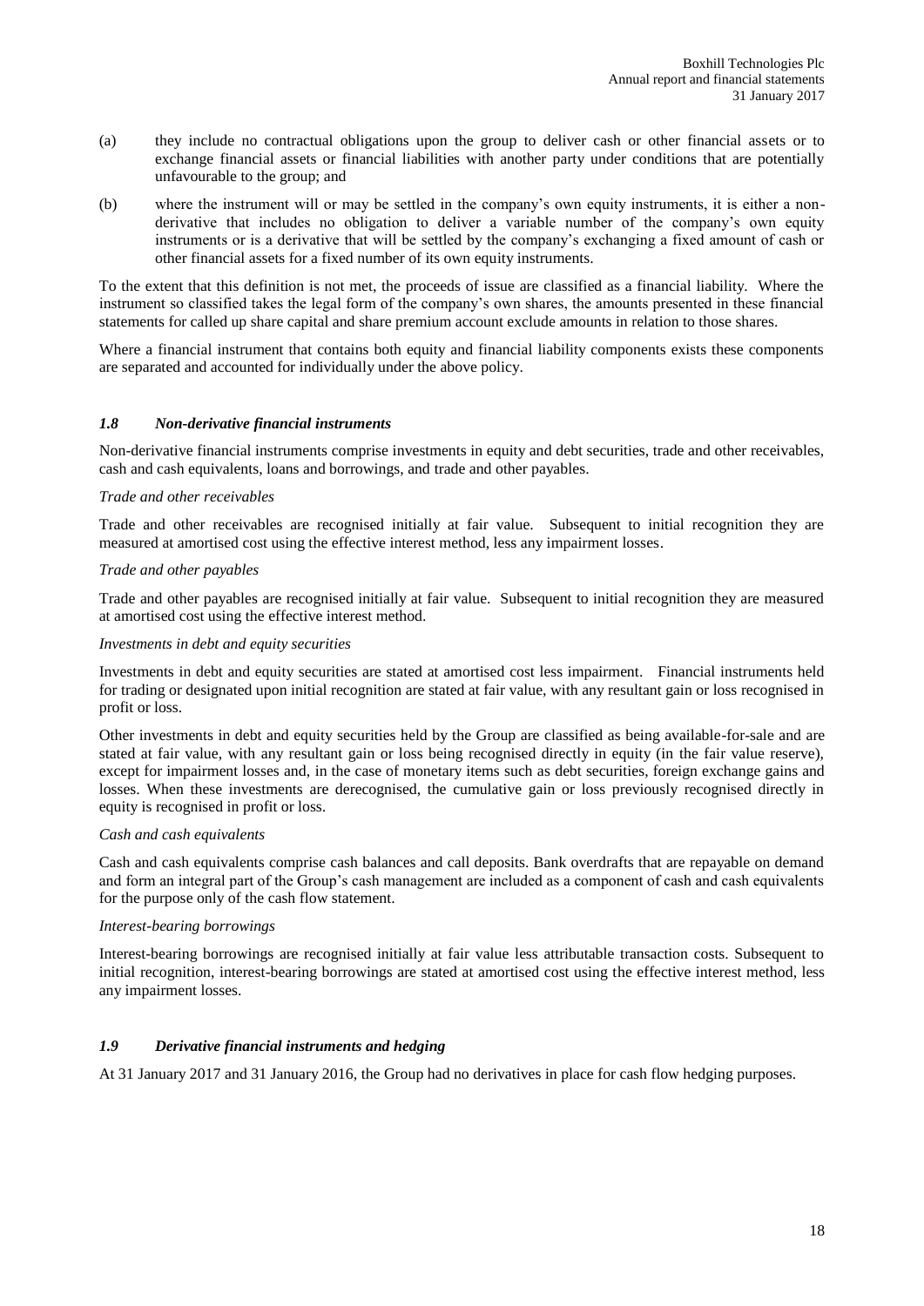(a) they include no contractual obligations upon the group to deliver cash or other financial assets or to exchange financial assets or financial liabilities with another party under conditions that are potentially unfavourable to the group; and

(b) where the instrument will or may be settled in the company's own equity instruments, it is either a non-derivative that includes no obligation to deliver a variable number of the company's own equity instruments or is a derivative that will be settled by the company's exchanging a fixed amount of cash or other financial assets for a fixed number of its own equity instruments.

To the extent that this definition is not met, the proceeds of issue are classified as a financial liability. Where the instrument so classified takes the legal form of the company's own shares, the amounts presented in these financial statements for called up share capital and share premium account exclude amounts in relation to those shares.

Where a financial instrument that contains both equity and financial liability components exists these components are separated and accounted for individually under the above policy.

### *1.8 Non-derivative financial instruments*

Non-derivative financial instruments comprise investments in equity and debt securities, trade and other receivables, cash and cash equivalents, loans and borrowings, and trade and other payables.

*Trade and other receivables*

Trade and other receivables are recognised initially at fair value. Subsequent to initial recognition they are measured at amortised cost using the effective interest method, less any impairment losses.

*Trade and other payables*

Trade and other payables are recognised initially at fair value. Subsequent to initial recognition they are measured at amortised cost using the effective interest method.

*Investments in debt and equity securities*

Investments in debt and equity securities are stated at amortised cost less impairment. Financial instruments held for trading or designated upon initial recognition are stated at fair value, with any resultant gain or loss recognised in profit or loss.

Other investments in debt and equity securities held by the Group are classified as being available-for-sale and are stated at fair value, with any resultant gain or loss being recognised directly in equity (in the fair value reserve), except for impairment losses and, in the case of monetary items such as debt securities, foreign exchange gains and losses. When these investments are derecognised, the cumulative gain or loss previously recognised directly in equity is recognised in profit or loss.

*Cash and cash equivalents*

Cash and cash equivalents comprise cash balances and call deposits. Bank overdrafts that are repayable on demand and form an integral part of the Group's cash management are included as a component of cash and cash equivalents for the purpose only of the cash flow statement.

*Interest-bearing borrowings*

Interest-bearing borrowings are recognised initially at fair value less attributable transaction costs. Subsequent to initial recognition, interest-bearing borrowings are stated at amortised cost using the effective interest method, less any impairment losses.

### *1.9 Derivative financial instruments and hedging*

At 31 January 2017 and 31 January 2016, the Group had no derivatives in place for cash flow hedging purposes.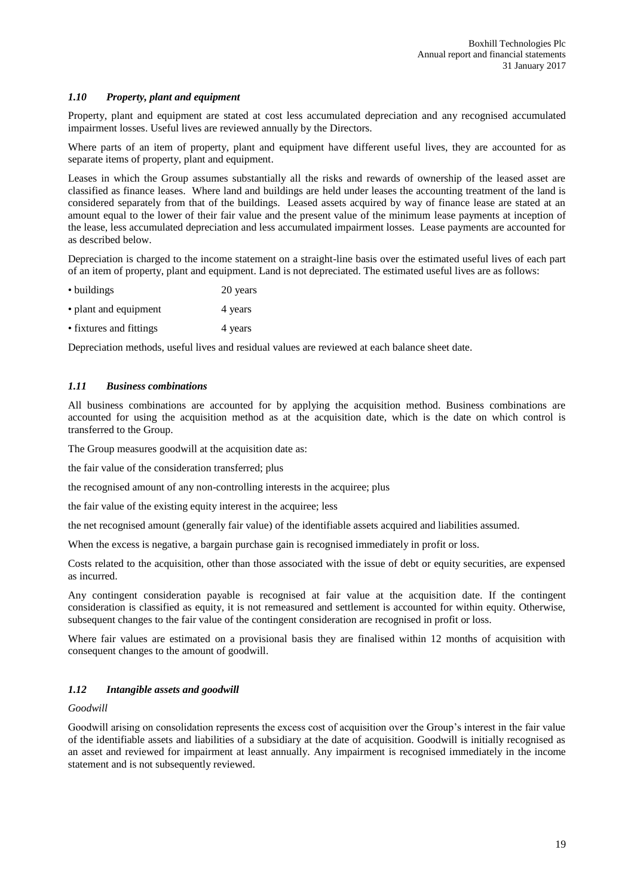### *1.10 Property, plant and equipment*

Property, plant and equipment are stated at cost less accumulated depreciation and any recognised accumulated impairment losses. Useful lives are reviewed annually by the Directors.

Where parts of an item of property, plant and equipment have different useful lives, they are accounted for as separate items of property, plant and equipment.

Leases in which the Group assumes substantially all the risks and rewards of ownership of the leased asset are classified as finance leases. Where land and buildings are held under leases the accounting treatment of the land is considered separately from that of the buildings. Leased assets acquired by way of finance lease are stated at an amount equal to the lower of their fair value and the present value of the minimum lease payments at inception of the lease, less accumulated depreciation and less accumulated impairment losses. Lease payments are accounted for as described below.

Depreciation is charged to the income statement on a straight-line basis over the estimated useful lives of each part of an item of property, plant and equipment. Land is not depreciated. The estimated useful lives are as follows:

| | |
|---|---|
| • buildings | 20 years |
| • plant and equipment | 4 years |
| • fixtures and fittings | 4 years |

Depreciation methods, useful lives and residual values are reviewed at each balance sheet date.

### *1.11 Business combinations*

All business combinations are accounted for by applying the acquisition method. Business combinations are accounted for using the acquisition method as at the acquisition date, which is the date on which control is transferred to the Group.

The Group measures goodwill at the acquisition date as:

the fair value of the consideration transferred; plus

the recognised amount of any non-controlling interests in the acquiree; plus

the fair value of the existing equity interest in the acquiree; less

the net recognised amount (generally fair value) of the identifiable assets acquired and liabilities assumed.

When the excess is negative, a bargain purchase gain is recognised immediately in profit or loss.

Costs related to the acquisition, other than those associated with the issue of debt or equity securities, are expensed as incurred.

Any contingent consideration payable is recognised at fair value at the acquisition date. If the contingent consideration is classified as equity, it is not remeasured and settlement is accounted for within equity. Otherwise, subsequent changes to the fair value of the contingent consideration are recognised in profit or loss.

Where fair values are estimated on a provisional basis they are finalised within 12 months of acquisition with consequent changes to the amount of goodwill.

### *1.12 Intangible assets and goodwill*

*Goodwill*

Goodwill arising on consolidation represents the excess cost of acquisition over the Group's interest in the fair value of the identifiable assets and liabilities of a subsidiary at the date of acquisition. Goodwill is initially recognised as an asset and reviewed for impairment at least annually. Any impairment is recognised immediately in the income statement and is not subsequently reviewed.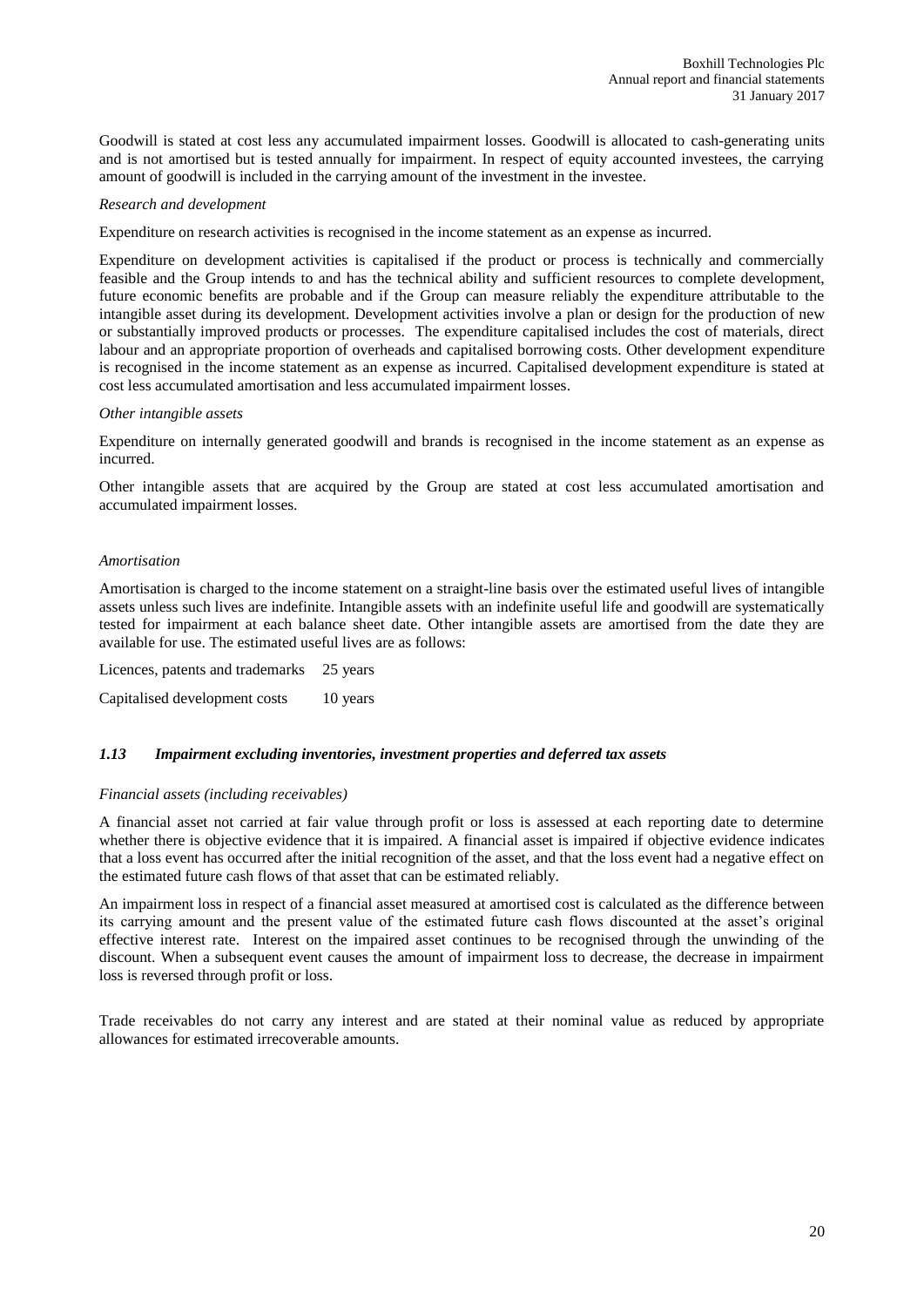Goodwill is stated at cost less any accumulated impairment losses. Goodwill is allocated to cash-generating units and is not amortised but is tested annually for impairment. In respect of equity accounted investees, the carrying amount of goodwill is included in the carrying amount of the investment in the investee.

*Research and development*

Expenditure on research activities is recognised in the income statement as an expense as incurred.

Expenditure on development activities is capitalised if the product or process is technically and commercially feasible and the Group intends to and has the technical ability and sufficient resources to complete development, future economic benefits are probable and if the Group can measure reliably the expenditure attributable to the intangible asset during its development. Development activities involve a plan or design for the production of new or substantially improved products or processes. The expenditure capitalised includes the cost of materials, direct labour and an appropriate proportion of overheads and capitalised borrowing costs. Other development expenditure is recognised in the income statement as an expense as incurred. Capitalised development expenditure is stated at cost less accumulated amortisation and less accumulated impairment losses.

*Other intangible assets*

Expenditure on internally generated goodwill and brands is recognised in the income statement as an expense as incurred.

Other intangible assets that are acquired by the Group are stated at cost less accumulated amortisation and accumulated impairment losses.

*Amortisation*

Amortisation is charged to the income statement on a straight-line basis over the estimated useful lives of intangible assets unless such lives are indefinite. Intangible assets with an indefinite useful life and goodwill are systematically tested for impairment at each balance sheet date. Other intangible assets are amortised from the date they are available for use. The estimated useful lives are as follows:

| | |
|---|---|
| Licences, patents and trademarks | 25 years |
| Capitalised development costs | 10 years |

### *1.13 Impairment excluding inventories, investment properties and deferred tax assets*

*Financial assets (including receivables)*

A financial asset not carried at fair value through profit or loss is assessed at each reporting date to determine whether there is objective evidence that it is impaired. A financial asset is impaired if objective evidence indicates that a loss event has occurred after the initial recognition of the asset, and that the loss event had a negative effect on the estimated future cash flows of that asset that can be estimated reliably.

An impairment loss in respect of a financial asset measured at amortised cost is calculated as the difference between its carrying amount and the present value of the estimated future cash flows discounted at the asset's original effective interest rate. Interest on the impaired asset continues to be recognised through the unwinding of the discount. When a subsequent event causes the amount of impairment loss to decrease, the decrease in impairment loss is reversed through profit or loss.

Trade receivables do not carry any interest and are stated at their nominal value as reduced by appropriate allowances for estimated irrecoverable amounts.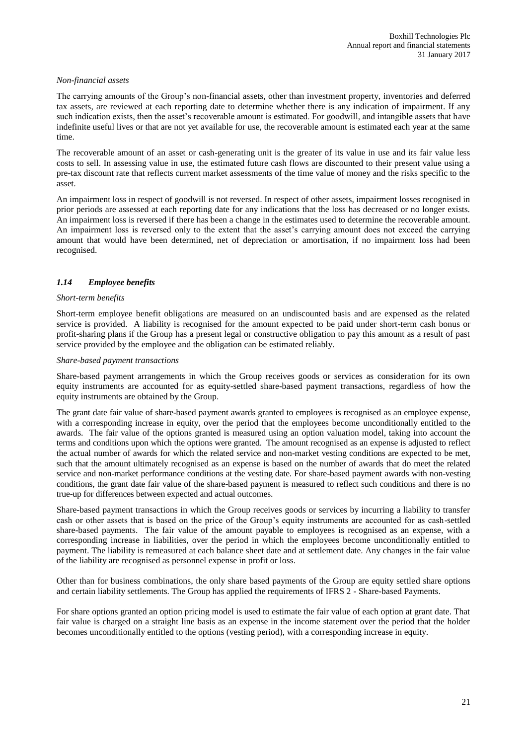*Non-financial assets*

The carrying amounts of the Group's non-financial assets, other than investment property, inventories and deferred tax assets, are reviewed at each reporting date to determine whether there is any indication of impairment. If any such indication exists, then the asset's recoverable amount is estimated. For goodwill, and intangible assets that have indefinite useful lives or that are not yet available for use, the recoverable amount is estimated each year at the same time.

The recoverable amount of an asset or cash-generating unit is the greater of its value in use and its fair value less costs to sell. In assessing value in use, the estimated future cash flows are discounted to their present value using a pre-tax discount rate that reflects current market assessments of the time value of money and the risks specific to the asset.

An impairment loss in respect of goodwill is not reversed. In respect of other assets, impairment losses recognised in prior periods are assessed at each reporting date for any indications that the loss has decreased or no longer exists. An impairment loss is reversed if there has been a change in the estimates used to determine the recoverable amount. An impairment loss is reversed only to the extent that the asset's carrying amount does not exceed the carrying amount that would have been determined, net of depreciation or amortisation, if no impairment loss had been recognised.

### *1.14 Employee benefits*

*Short-term benefits*

Short-term employee benefit obligations are measured on an undiscounted basis and are expensed as the related service is provided. A liability is recognised for the amount expected to be paid under short-term cash bonus or profit-sharing plans if the Group has a present legal or constructive obligation to pay this amount as a result of past service provided by the employee and the obligation can be estimated reliably.

*Share-based payment transactions*

Share-based payment arrangements in which the Group receives goods or services as consideration for its own equity instruments are accounted for as equity-settled share-based payment transactions, regardless of how the equity instruments are obtained by the Group.

The grant date fair value of share-based payment awards granted to employees is recognised as an employee expense, with a corresponding increase in equity, over the period that the employees become unconditionally entitled to the awards. The fair value of the options granted is measured using an option valuation model, taking into account the terms and conditions upon which the options were granted. The amount recognised as an expense is adjusted to reflect the actual number of awards for which the related service and non-market vesting conditions are expected to be met, such that the amount ultimately recognised as an expense is based on the number of awards that do meet the related service and non-market performance conditions at the vesting date. For share-based payment awards with non-vesting conditions, the grant date fair value of the share-based payment is measured to reflect such conditions and there is no true-up for differences between expected and actual outcomes.

Share-based payment transactions in which the Group receives goods or services by incurring a liability to transfer cash or other assets that is based on the price of the Group's equity instruments are accounted for as cash-settled share-based payments. The fair value of the amount payable to employees is recognised as an expense, with a corresponding increase in liabilities, over the period in which the employees become unconditionally entitled to payment. The liability is remeasured at each balance sheet date and at settlement date. Any changes in the fair value of the liability are recognised as personnel expense in profit or loss.

Other than for business combinations, the only share based payments of the Group are equity settled share options and certain liability settlements. The Group has applied the requirements of IFRS 2 - Share-based Payments.

For share options granted an option pricing model is used to estimate the fair value of each option at grant date. That fair value is charged on a straight line basis as an expense in the income statement over the period that the holder becomes unconditionally entitled to the options (vesting period), with a corresponding increase in equity.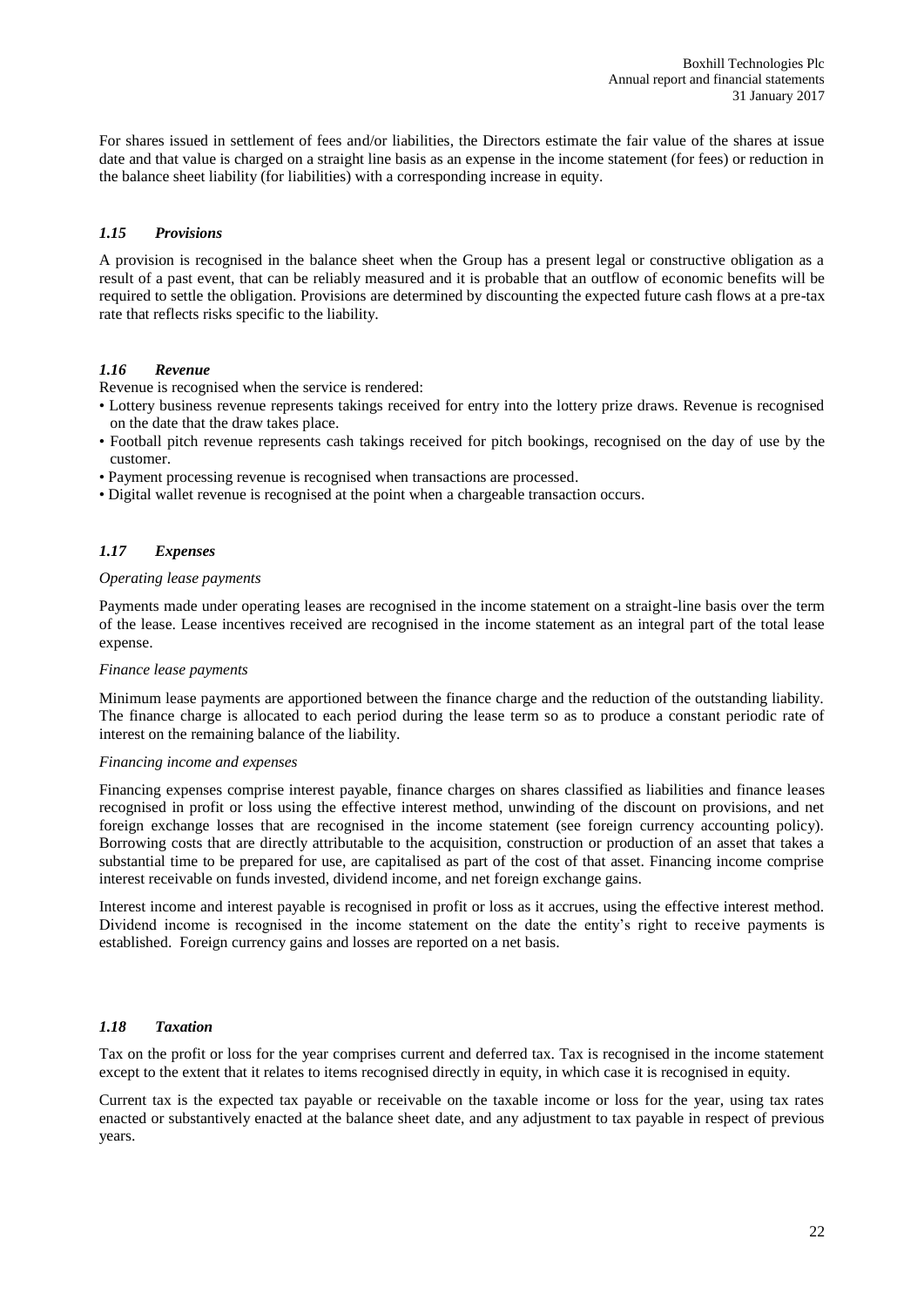For shares issued in settlement of fees and/or liabilities, the Directors estimate the fair value of the shares at issue date and that value is charged on a straight line basis as an expense in the income statement (for fees) or reduction in the balance sheet liability (for liabilities) with a corresponding increase in equity.

### *1.15 Provisions*

A provision is recognised in the balance sheet when the Group has a present legal or constructive obligation as a result of a past event, that can be reliably measured and it is probable that an outflow of economic benefits will be required to settle the obligation. Provisions are determined by discounting the expected future cash flows at a pre-tax rate that reflects risks specific to the liability.

### *1.16 Revenue*

Revenue is recognised when the service is rendered:

- Lottery business revenue represents takings received for entry into the lottery prize draws. Revenue is recognised on the date that the draw takes place.
- Football pitch revenue represents cash takings received for pitch bookings, recognised on the day of use by the customer.
- Payment processing revenue is recognised when transactions are processed.
- Digital wallet revenue is recognised at the point when a chargeable transaction occurs.

### *1.17 Expenses*

*Operating lease payments*

Payments made under operating leases are recognised in the income statement on a straight-line basis over the term of the lease. Lease incentives received are recognised in the income statement as an integral part of the total lease expense.

*Finance lease payments*

Minimum lease payments are apportioned between the finance charge and the reduction of the outstanding liability. The finance charge is allocated to each period during the lease term so as to produce a constant periodic rate of interest on the remaining balance of the liability.

*Financing income and expenses*

Financing expenses comprise interest payable, finance charges on shares classified as liabilities and finance leases recognised in profit or loss using the effective interest method, unwinding of the discount on provisions, and net foreign exchange losses that are recognised in the income statement (see foreign currency accounting policy). Borrowing costs that are directly attributable to the acquisition, construction or production of an asset that takes a substantial time to be prepared for use, are capitalised as part of the cost of that asset. Financing income comprise interest receivable on funds invested, dividend income, and net foreign exchange gains.

Interest income and interest payable is recognised in profit or loss as it accrues, using the effective interest method. Dividend income is recognised in the income statement on the date the entity's right to receive payments is established. Foreign currency gains and losses are reported on a net basis.

### *1.18 Taxation*

Tax on the profit or loss for the year comprises current and deferred tax. Tax is recognised in the income statement except to the extent that it relates to items recognised directly in equity, in which case it is recognised in equity.

Current tax is the expected tax payable or receivable on the taxable income or loss for the year, using tax rates enacted or substantively enacted at the balance sheet date, and any adjustment to tax payable in respect of previous years.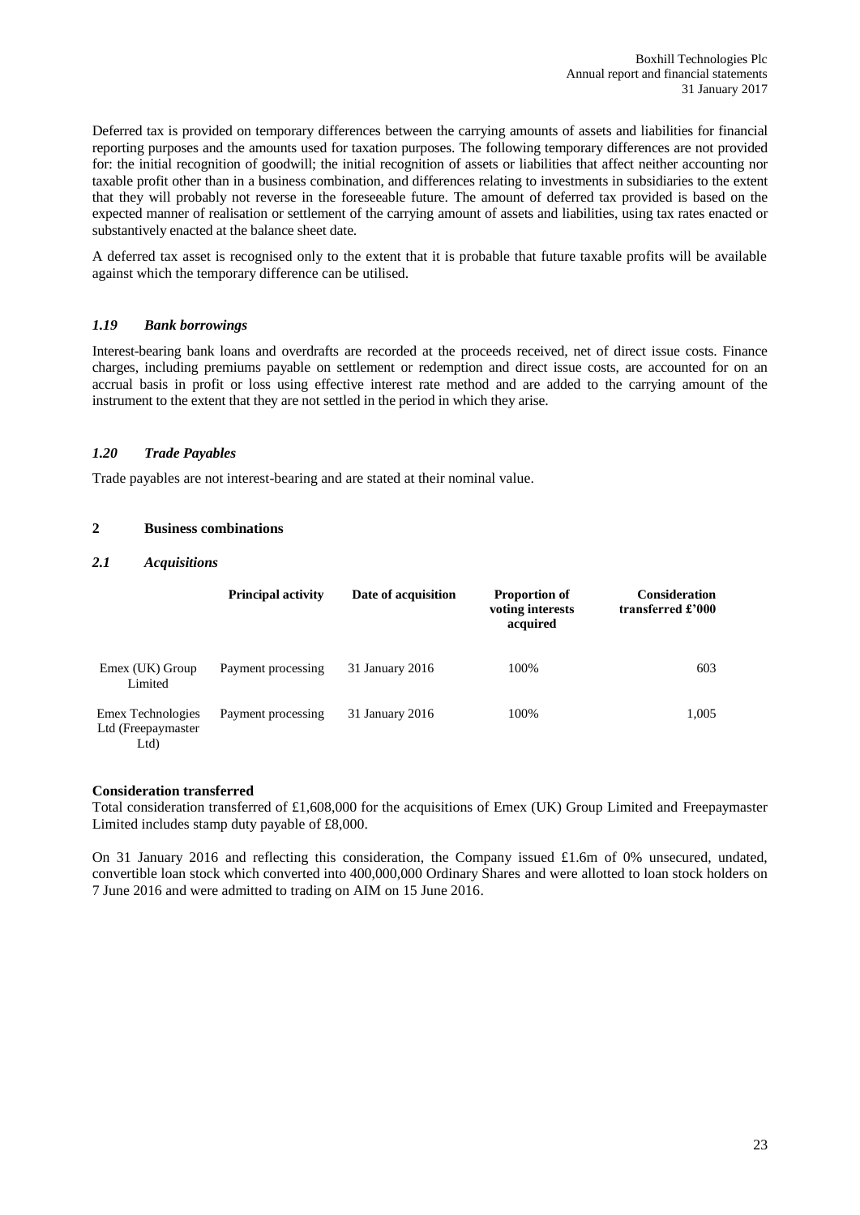Deferred tax is provided on temporary differences between the carrying amounts of assets and liabilities for financial reporting purposes and the amounts used for taxation purposes. The following temporary differences are not provided for: the initial recognition of goodwill; the initial recognition of assets or liabilities that affect neither accounting nor taxable profit other than in a business combination, and differences relating to investments in subsidiaries to the extent that they will probably not reverse in the foreseeable future. The amount of deferred tax provided is based on the expected manner of realisation or settlement of the carrying amount of assets and liabilities, using tax rates enacted or substantively enacted at the balance sheet date.

A deferred tax asset is recognised only to the extent that it is probable that future taxable profits will be available against which the temporary difference can be utilised.

### *1.19 Bank borrowings*

Interest-bearing bank loans and overdrafts are recorded at the proceeds received, net of direct issue costs. Finance charges, including premiums payable on settlement or redemption and direct issue costs, are accounted for on an accrual basis in profit or loss using effective interest rate method and are added to the carrying amount of the instrument to the extent that they are not settled in the period in which they arise.

### *1.20 Trade Payables*

Trade payables are not interest-bearing and are stated at their nominal value.

## 2 Business combinations

### *2.1 Acquisitions*

| | Principal activity | Date of acquisition | Proportion of voting interests acquired | Consideration transferred £'000 |
|---|---|---|---|---|
| Emex (UK) Group Limited | Payment processing | 31 January 2016 | 100% | 603 |
| Emex Technologies Ltd (Freepaymaster Ltd) | Payment processing | 31 January 2016 | 100% | 1,005 |

**Consideration transferred**

Total consideration transferred of £1,608,000 for the acquisitions of Emex (UK) Group Limited and Freepaymaster Limited includes stamp duty payable of £8,000.

On 31 January 2016 and reflecting this consideration, the Company issued £1.6m of 0% unsecured, undated, convertible loan stock which converted into 400,000,000 Ordinary Shares and were allotted to loan stock holders on 7 June 2016 and were admitted to trading on AIM on 15 June 2016.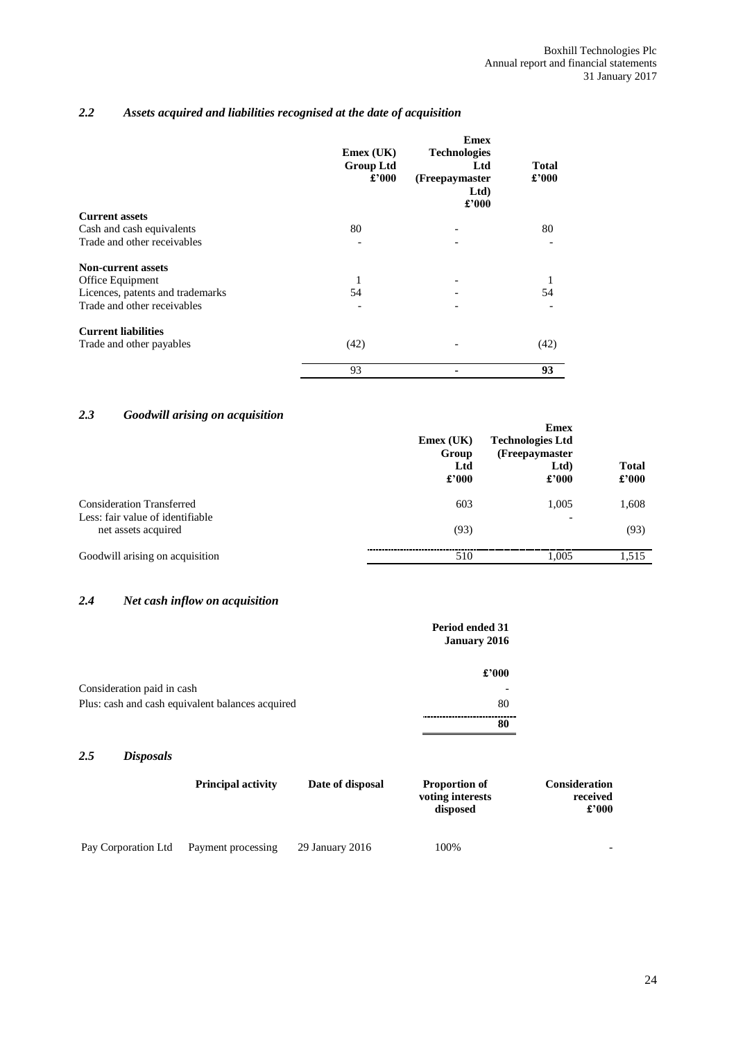### *2.2 Assets acquired and liabilities recognised at the date of acquisition*

| | Emex (UK) Group Ltd £'000 | Emex Technologies Ltd (Freepaymaster Ltd) £'000 | Total £'000 |
|---|---|---|---|
| **Current assets** | | | |
| Cash and cash equivalents | 80 | - | 80 |
| Trade and other receivables | - | - | - |
| **Non-current assets** | | | |
| Office Equipment | 1 | - | 1 |
| Licences, patents and trademarks | 54 | - | 54 |
| Trade and other receivables | - | - | - |
| **Current liabilities** | | | |
| Trade and other payables | (42) | - | (42) |
| | 93 | - | **93** |

### *2.3 Goodwill arising on acquisition*

| | Emex (UK) Group Ltd £'000 | Emex Technologies Ltd (Freepaymaster Ltd) £'000 | Total £'000 |
|---|---|---|---|
| Consideration Transferred | 603 | 1,005 | 1,608 |
| Less: fair value of identifiable net assets acquired | (93) | - | (93) |
| Goodwill arising on acquisition | 510 | 1,005 | 1,515 |

### *2.4 Net cash inflow on acquisition*

| | Period ended 31 January 2016 £'000 |
|---|---|
| Consideration paid in cash | - |
| Plus: cash and cash equivalent balances acquired | 80 |
| | **80** |

### *2.5 Disposals*

| | Principal activity | Date of disposal | Proportion of voting interests disposed | Consideration received £'000 |
|---|---|---|---|---|
| Pay Corporation Ltd | Payment processing | 29 January 2016 | 100% | - |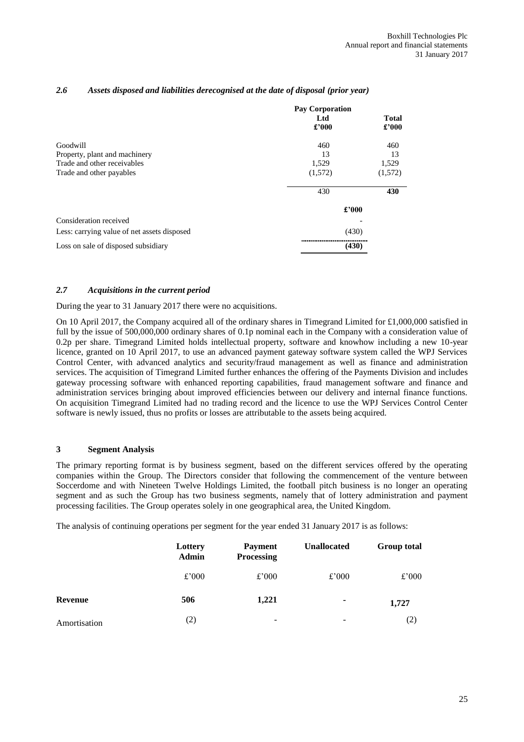### *2.6 Assets disposed and liabilities derecognised at the date of disposal (prior year)*

| | Pay Corporation Ltd £'000 | Total £'000 |
|---|---|---|
| Goodwill | 460 | 460 |
| Property, plant and machinery | 13 | 13 |
| Trade and other receivables | 1,529 | 1,529 |
| Trade and other payables | (1,572) | (1,572) |
| | 430 | **430** |

| | £'000 |
|---|---|
| Consideration received | - |
| Less: carrying value of net assets disposed | (430) |
| Loss on sale of disposed subsidiary | **(430)** |

### *2.7 Acquisitions in the current period*

During the year to 31 January 2017 there were no acquisitions.

On 10 April 2017, the Company acquired all of the ordinary shares in Timegrand Limited for £1,000,000 satisfied in full by the issue of 500,000,000 ordinary shares of 0.1p nominal each in the Company with a consideration value of 0.2p per share. Timegrand Limited holds intellectual property, software and knowhow including a new 10-year licence, granted on 10 April 2017, to use an advanced payment gateway software system called the WPJ Services Control Center, with advanced analytics and security/fraud management as well as finance and administration services. The acquisition of Timegrand Limited further enhances the offering of the Payments Division and includes gateway processing software with enhanced reporting capabilities, fraud management software and finance and administration services bringing about improved efficiencies between our delivery and internal finance functions. On acquisition Timegrand Limited had no trading record and the licence to use the WPJ Services Control Center software is newly issued, thus no profits or losses are attributable to the assets being acquired.

## 3 Segment Analysis

The primary reporting format is by business segment, based on the different services offered by the operating companies within the Group. The Directors consider that following the commencement of the venture between Soccerdome and with Nineteen Twelve Holdings Limited, the football pitch business is no longer an operating segment and as such the Group has two business segments, namely that of lottery administration and payment processing facilities. The Group operates solely in one geographical area, the United Kingdom.

The analysis of continuing operations per segment for the year ended 31 January 2017 is as follows:

| | Lottery Admin | Payment Processing | Unallocated | Group total |
|---|---|---|---|---|
| | £'000 | £'000 | £'000 | £'000 |
| **Revenue** | **506** | **1,221** | - | **1,727** |
| Amortisation | (2) | - | - | (2) |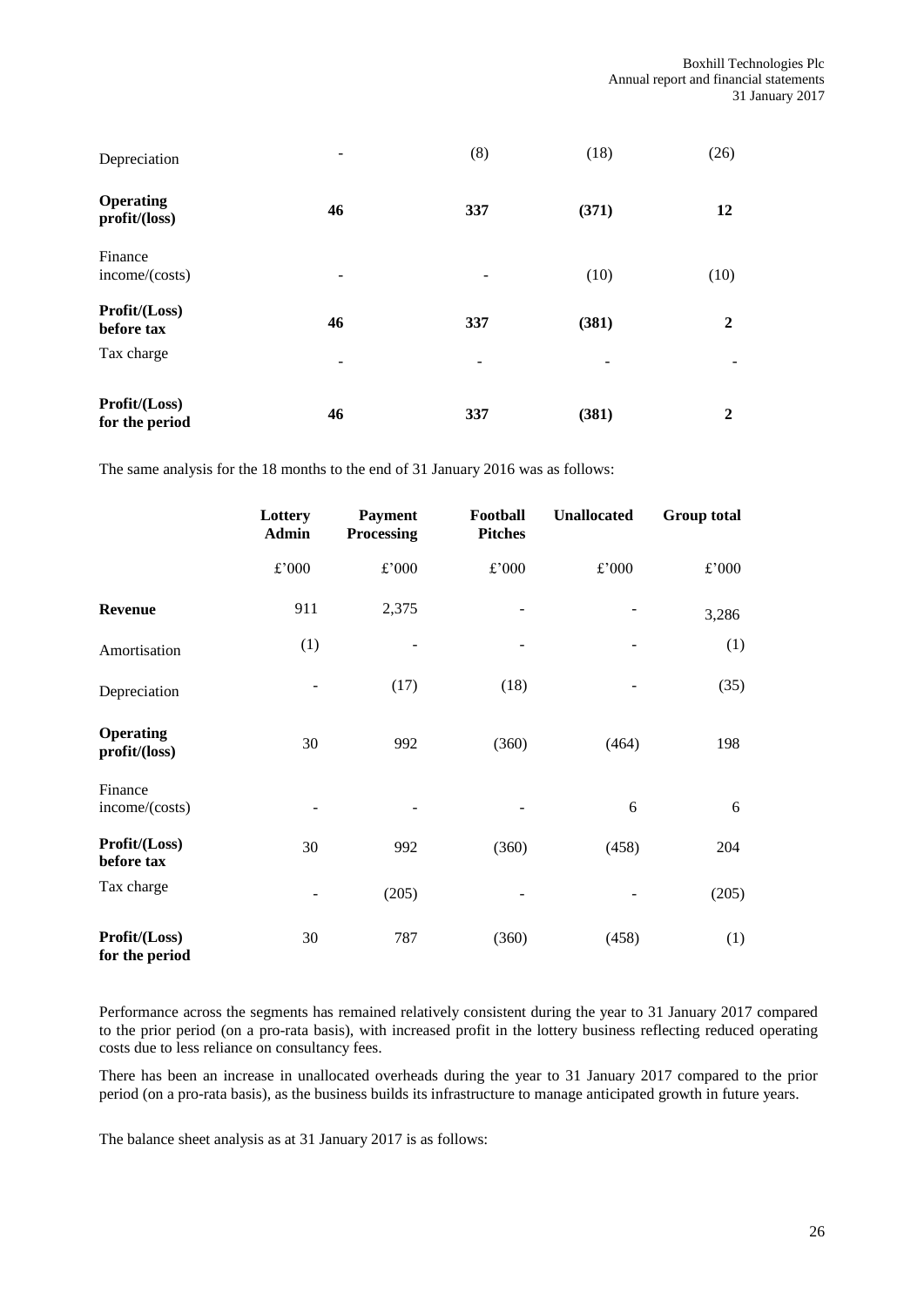| | | | | |
|---|---|---|---|---|
| Depreciation | - | (8) | (18) | (26) |
| **Operating profit/(loss)** | **46** | **337** | **(371)** | **12** |
| Finance income/(costs) | - | - | (10) | (10) |
| **Profit/(Loss) before tax** | **46** | **337** | **(381)** | **2** |
| Tax charge | - | - | - | - |
| **Profit/(Loss) for the period** | **46** | **337** | **(381)** | **2** |

The same analysis for the 18 months to the end of 31 January 2016 was as follows:

| | Lottery Admin | Payment Processing | Football Pitches | Unallocated | Group total |
|---|---|---|---|---|---|
| | £'000 | £'000 | £'000 | £'000 | £'000 |
| **Revenue** | 911 | 2,375 | - | - | 3,286 |
| Amortisation | (1) | - | - | - | (1) |
| Depreciation | - | (17) | (18) | - | (35) |
| **Operating profit/(loss)** | 30 | 992 | (360) | (464) | 198 |
| Finance income/(costs) | - | - | - | 6 | 6 |
| **Profit/(Loss) before tax** | 30 | 992 | (360) | (458) | 204 |
| Tax charge | - | (205) | - | - | (205) |
| **Profit/(Loss) for the period** | 30 | 787 | (360) | (458) | (1) |

Performance across the segments has remained relatively consistent during the year to 31 January 2017 compared to the prior period (on a pro-rata basis), with increased profit in the lottery business reflecting reduced operating costs due to less reliance on consultancy fees.

There has been an increase in unallocated overheads during the year to 31 January 2017 compared to the prior period (on a pro-rata basis), as the business builds its infrastructure to manage anticipated growth in future years.

The balance sheet analysis as at 31 January 2017 is as follows: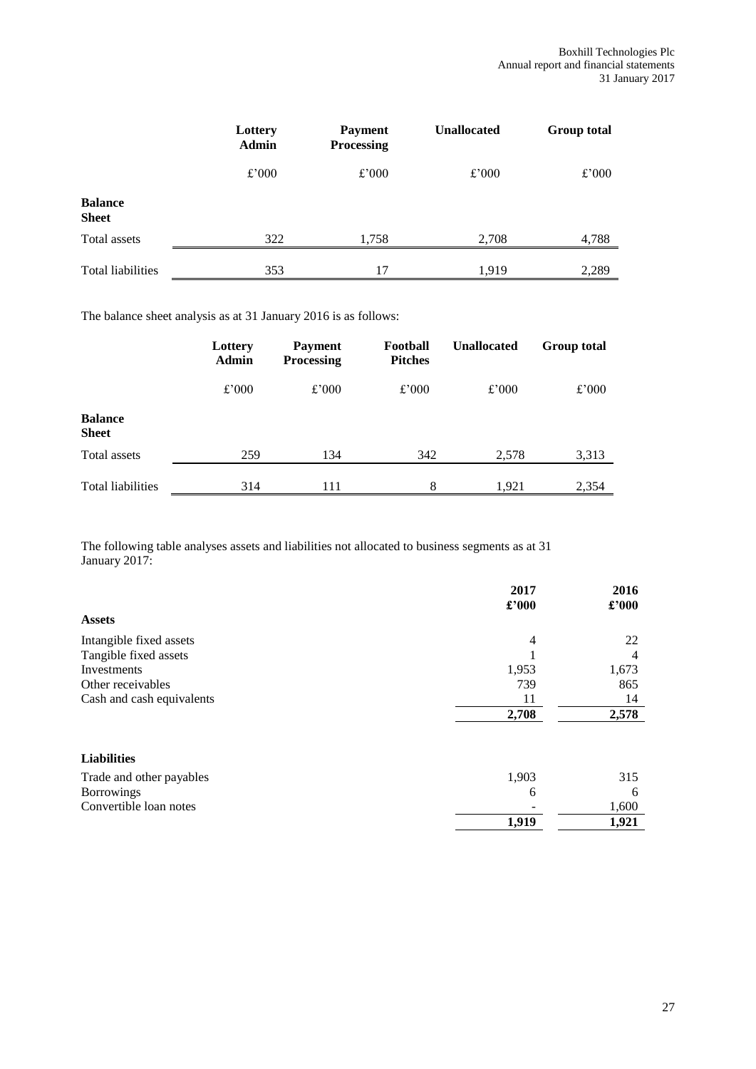| | Lottery Admin | Payment Processing | Unallocated | Group total |
|---|---|---|---|---|
| | £'000 | £'000 | £'000 | £'000 |
| **Balance Sheet** | | | | |
| Total assets | 322 | 1,758 | 2,708 | 4,788 |
| Total liabilities | 353 | 17 | 1,919 | 2,289 |

The balance sheet analysis as at 31 January 2016 is as follows:

| | Lottery Admin | Payment Processing | Football Pitches | Unallocated | Group total |
|---|---|---|---|---|---|
| | £'000 | £'000 | £'000 | £'000 | £'000 |
| **Balance Sheet** | | | | | |
| Total assets | 259 | 134 | 342 | 2,578 | 3,313 |
| Total liabilities | 314 | 111 | 8 | 1,921 | 2,354 |

The following table analyses assets and liabilities not allocated to business segments as at 31 January 2017:

| | 2017 | 2016 |
|---|---|---|
| | £'000 | £'000 |
| **Assets** | | |
| Intangible fixed assets | 4 | 22 |
| Tangible fixed assets | 1 | 4 |
| Investments | 1,953 | 1,673 |
| Other receivables | 739 | 865 |
| Cash and cash equivalents | 11 | 14 |
| | **2,708** | **2,578** |
| | | |
| **Liabilities** | | |
| Trade and other payables | 1,903 | 315 |
| Borrowings | 6 | 6 |
| Convertible loan notes | - | 1,600 |
| | **1,919** | **1,921** |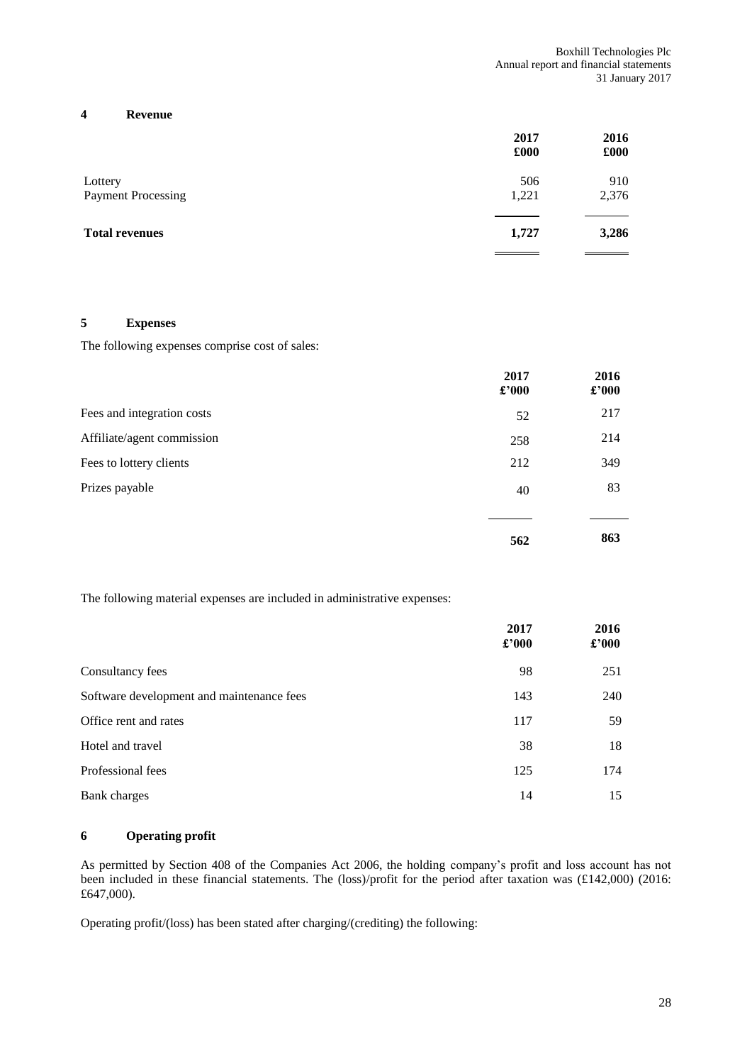## 4 Revenue

| | 2017 £000 | 2016 £000 |
|---|---|---|
| Lottery | 506 | 910 |
| Payment Processing | 1,221 | 2,376 |
| **Total revenues** | **1,727** | **3,286** |

## 5 Expenses

The following expenses comprise cost of sales:

| | 2017 £'000 | 2016 £'000 |
|---|---|---|
| Fees and integration costs | 52 | 217 |
| Affiliate/agent commission | 258 | 214 |
| Fees to lottery clients | 212 | 349 |
| Prizes payable | 40 | 83 |
| | **562** | **863** |

The following material expenses are included in administrative expenses:

| | 2017 £'000 | 2016 £'000 |
|---|---|---|
| Consultancy fees | 98 | 251 |
| Software development and maintenance fees | 143 | 240 |
| Office rent and rates | 117 | 59 |
| Hotel and travel | 38 | 18 |
| Professional fees | 125 | 174 |
| Bank charges | 14 | 15 |

## 6 Operating profit

As permitted by Section 408 of the Companies Act 2006, the holding company's profit and loss account has not been included in these financial statements. The (loss)/profit for the period after taxation was (£142,000) (2016: £647,000).

Operating profit/(loss) has been stated after charging/(crediting) the following: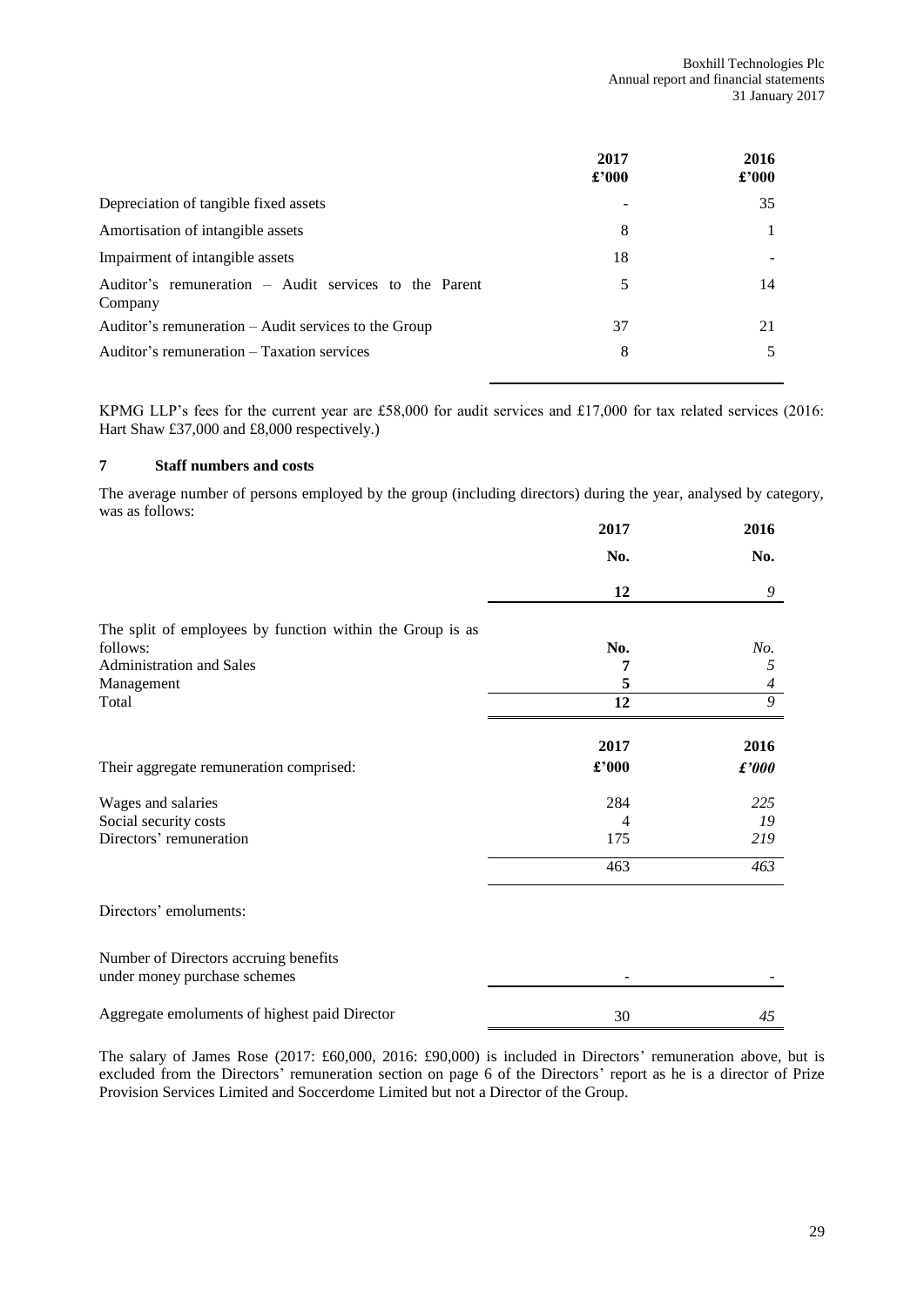| | 2017<br>£'000 | 2016<br>£'000 |
|---|---|---|
| Depreciation of tangible fixed assets | - | 35 |
| Amortisation of intangible assets | 8 | 1 |
| Impairment of intangible assets | 18 | - |
| Auditor's remuneration – Audit services to the Parent Company | 5 | 14 |
| Auditor's remuneration – Audit services to the Group | 37 | 21 |
| Auditor's remuneration – Taxation services | 8 | 5 |

KPMG LLP's fees for the current year are £58,000 for audit services and £17,000 for tax related services (2016: Hart Shaw £37,000 and £8,000 respectively.)

## 7 Staff numbers and costs

The average number of persons employed by the group (including directors) during the year, analysed by category, was as follows:

| | 2017 | 2016 |
|---|---|---|
| | No. | No. |
| | 12 | *9* |

| The split of employees by function within the Group is as follows: | No. | *No.* |
|---|---|---|
| Administration and Sales | 7 | *5* |
| Management | 5 | *4* |
| Total | 12 | *9* |

| | 2017 | 2016 |
|---|---|---|
| Their aggregate remuneration comprised: | £'000 | *£'000* |
| Wages and salaries | 284 | *225* |
| Social security costs | 4 | *19* |
| Directors' remuneration | 175 | *219* |
| | 463 | *463* |

Directors' emoluments:

| | 2017 | 2016 |
|---|---|---|
| Number of Directors accruing benefits under money purchase schemes | - | - |
| Aggregate emoluments of highest paid Director | 30 | *45* |

The salary of James Rose (2017: £60,000, 2016: £90,000) is included in Directors' remuneration above, but is excluded from the Directors' remuneration section on page 6 of the Directors' report as he is a director of Prize Provision Services Limited and Soccerdome Limited but not a Director of the Group.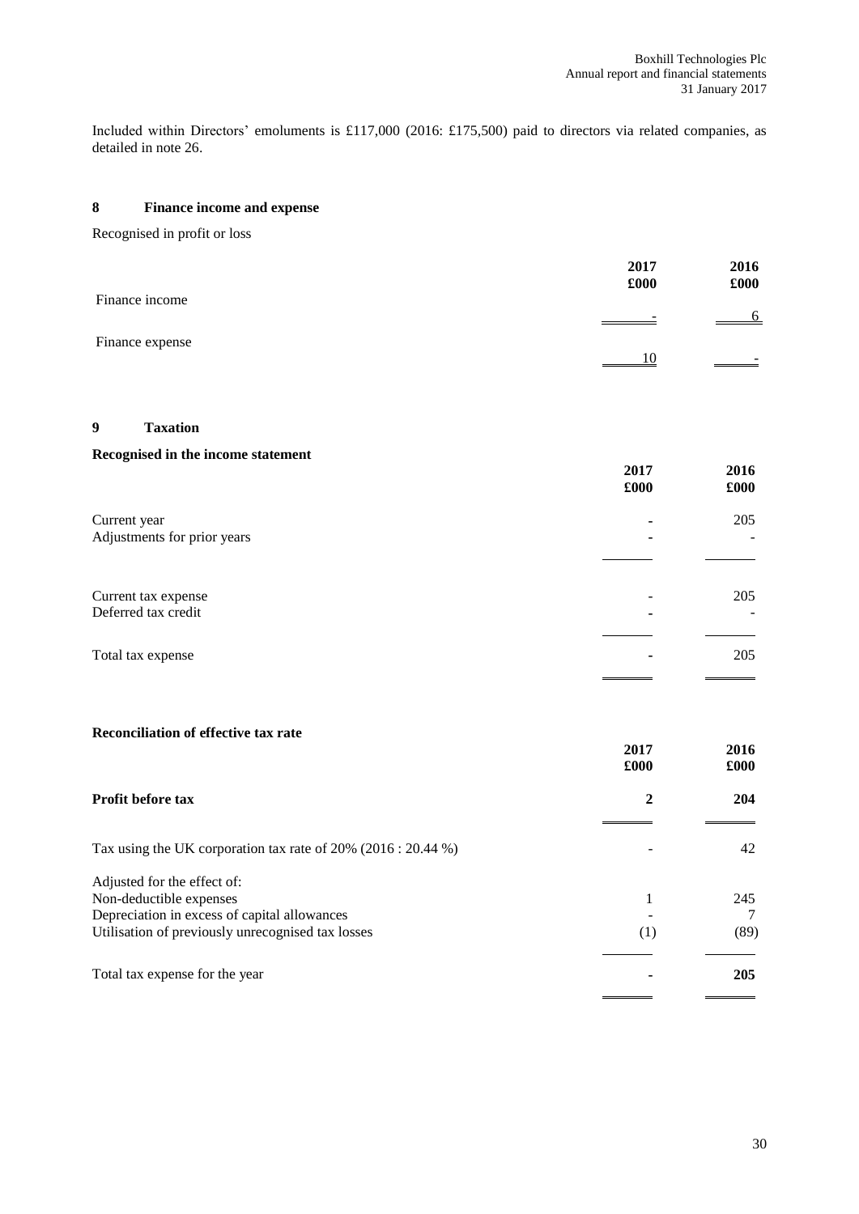Included within Directors' emoluments is £117,000 (2016: £175,500) paid to directors via related companies, as detailed in note 26.

## 8 Finance income and expense

Recognised in profit or loss

| | 2017 £000 | 2016 £000 |
|---|---|---|
| Finance income | - | 6 |
| Finance expense | 10 | - |

## 9 Taxation

**Recognised in the income statement**

| | 2017 £000 | 2016 £000 |
|---|---|---|
| Current year | - | 205 |
| Adjustments for prior years | - | - |
| Current tax expense | - | 205 |
| Deferred tax credit | - | - |
| Total tax expense | - | 205 |

**Reconciliation of effective tax rate**

| | 2017 £000 | 2016 £000 |
|---|---|---|
| **Profit before tax** | **2** | **204** |
| Tax using the UK corporation tax rate of 20% (2016 : 20.44 %) | - | 42 |
| Adjusted for the effect of: | | |
| Non-deductible expenses | 1 | 245 |
| Depreciation in excess of capital allowances | - | 7 |
| Utilisation of previously unrecognised tax losses | (1) | (89) |
| Total tax expense for the year | **-** | **205** |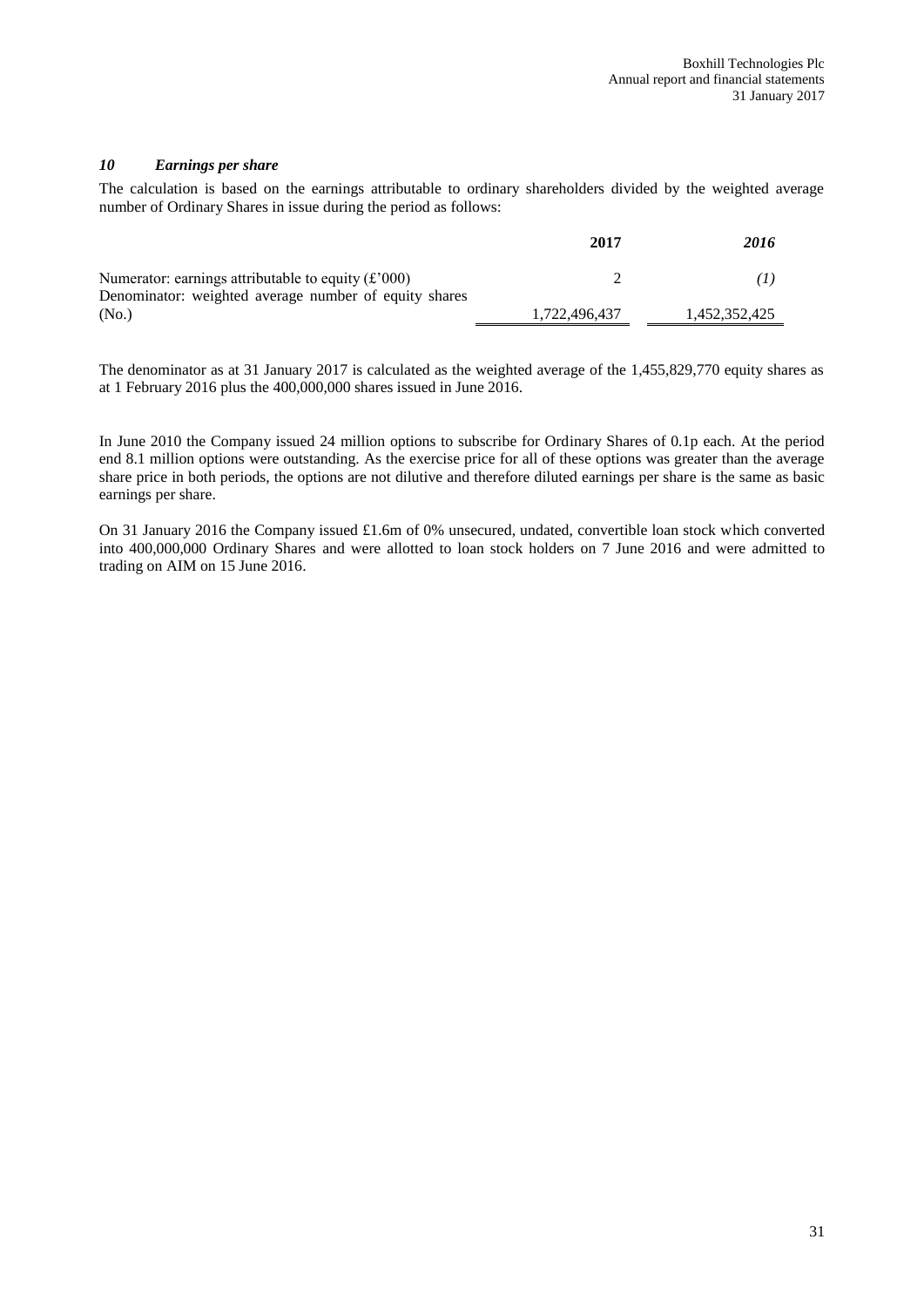## *10 Earnings per share*

The calculation is based on the earnings attributable to ordinary shareholders divided by the weighted average number of Ordinary Shares in issue during the period as follows:

| | **2017** | ***2016*** |
|---|---|---|
| Numerator: earnings attributable to equity (£'000) | 2 | *(1)* |
| Denominator: weighted average number of equity shares (No.) | 1,722,496,437 | 1,452,352,425 |

The denominator as at 31 January 2017 is calculated as the weighted average of the 1,455,829,770 equity shares as at 1 February 2016 plus the 400,000,000 shares issued in June 2016.

In June 2010 the Company issued 24 million options to subscribe for Ordinary Shares of 0.1p each. At the period end 8.1 million options were outstanding. As the exercise price for all of these options was greater than the average share price in both periods, the options are not dilutive and therefore diluted earnings per share is the same as basic earnings per share.

On 31 January 2016 the Company issued £1.6m of 0% unsecured, undated, convertible loan stock which converted into 400,000,000 Ordinary Shares and were allotted to loan stock holders on 7 June 2016 and were admitted to trading on AIM on 15 June 2016.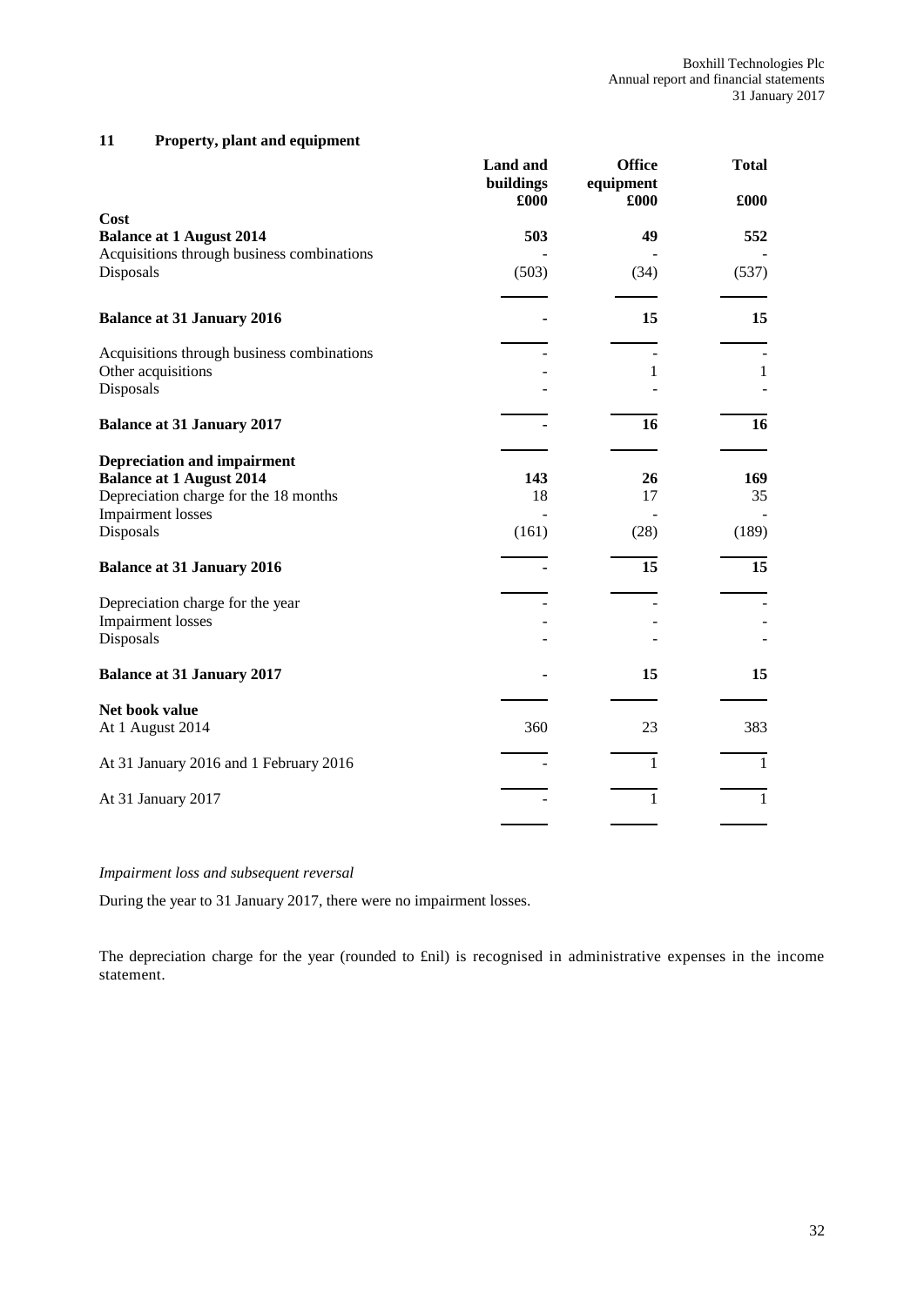## 11 Property, plant and equipment

| | Land and buildings £000 | Office equipment £000 | Total £000 |
|---|---|---|---|
| **Cost** | | | |
| **Balance at 1 August 2014** | **503** | **49** | **552** |
| Acquisitions through business combinations | - | - | - |
| Disposals | (503) | (34) | (537) |
| **Balance at 31 January 2016** | **-** | **15** | **15** |
| Acquisitions through business combinations | - | - | - |
| Other acquisitions | - | 1 | 1 |
| Disposals | - | - | - |
| **Balance at 31 January 2017** | **-** | **16** | **16** |
| **Depreciation and impairment** | | | |
| **Balance at 1 August 2014** | **143** | **26** | **169** |
| Depreciation charge for the 18 months | 18 | 17 | 35 |
| Impairment losses | - | - | - |
| Disposals | (161) | (28) | (189) |
| **Balance at 31 January 2016** | **-** | **15** | **15** |
| Depreciation charge for the year | - | - | - |
| Impairment losses | - | - | - |
| Disposals | - | - | - |
| **Balance at 31 January 2017** | **-** | **15** | **15** |
| **Net book value** | | | |
| At 1 August 2014 | 360 | 23 | 383 |
| At 31 January 2016 and 1 February 2016 | - | 1 | 1 |
| At 31 January 2017 | - | 1 | 1 |

*Impairment loss and subsequent reversal*

During the year to 31 January 2017, there were no impairment losses.

The depreciation charge for the year (rounded to £nil) is recognised in administrative expenses in the income statement.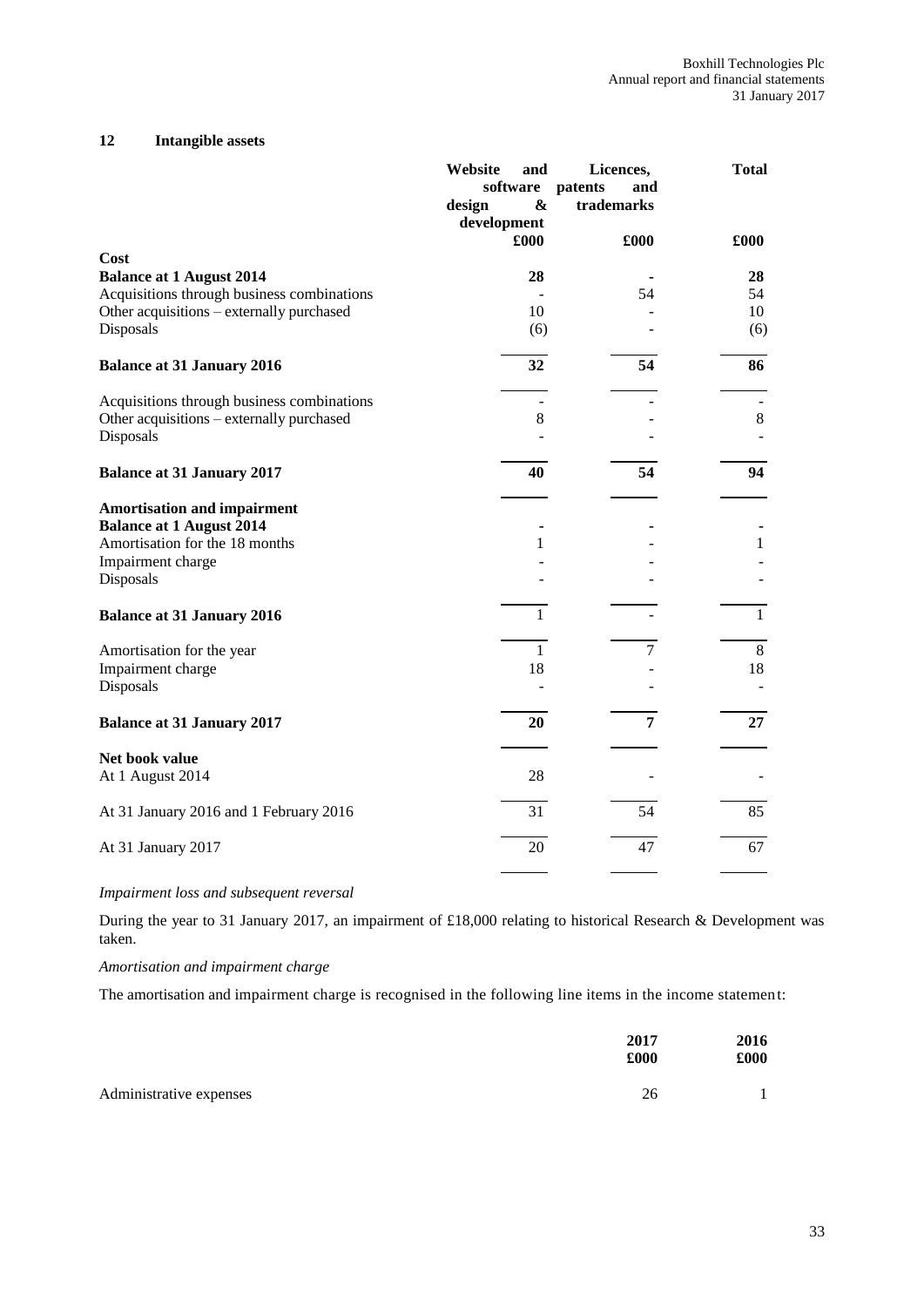## 12 Intangible assets

| | Website and software design & development | Licences, patents and trademarks | Total |
|---|---|---|---|
| | £000 | £000 | £000 |
| **Cost** | | | |
| **Balance at 1 August 2014** | **28** | **-** | **28** |
| Acquisitions through business combinations | - | 54 | 54 |
| Other acquisitions – externally purchased | 10 | - | 10 |
| Disposals | (6) | - | (6) |
| **Balance at 31 January 2016** | **32** | **54** | **86** |
| Acquisitions through business combinations | - | - | - |
| Other acquisitions – externally purchased | 8 | - | 8 |
| Disposals | - | - | - |
| **Balance at 31 January 2017** | **40** | **54** | **94** |
| **Amortisation and impairment** | | | |
| **Balance at 1 August 2014** | **-** | **-** | **-** |
| Amortisation for the 18 months | 1 | - | 1 |
| Impairment charge | - | - | - |
| Disposals | - | - | - |
| **Balance at 31 January 2016** | 1 | - | 1 |
| Amortisation for the year | 1 | 7 | 8 |
| Impairment charge | 18 | - | 18 |
| Disposals | - | - | - |
| **Balance at 31 January 2017** | **20** | **7** | **27** |
| **Net book value** | | | |
| At 1 August 2014 | 28 | - | - |
| At 31 January 2016 and 1 February 2016 | 31 | 54 | 85 |
| At 31 January 2017 | 20 | 47 | 67 |

*Impairment loss and subsequent reversal*

During the year to 31 January 2017, an impairment of £18,000 relating to historical Research & Development was taken.

*Amortisation and impairment charge*

The amortisation and impairment charge is recognised in the following line items in the income statement:

| | 2017 | 2016 |
|---|---|---|
| | £000 | £000 |
| Administrative expenses | 26 | 1 |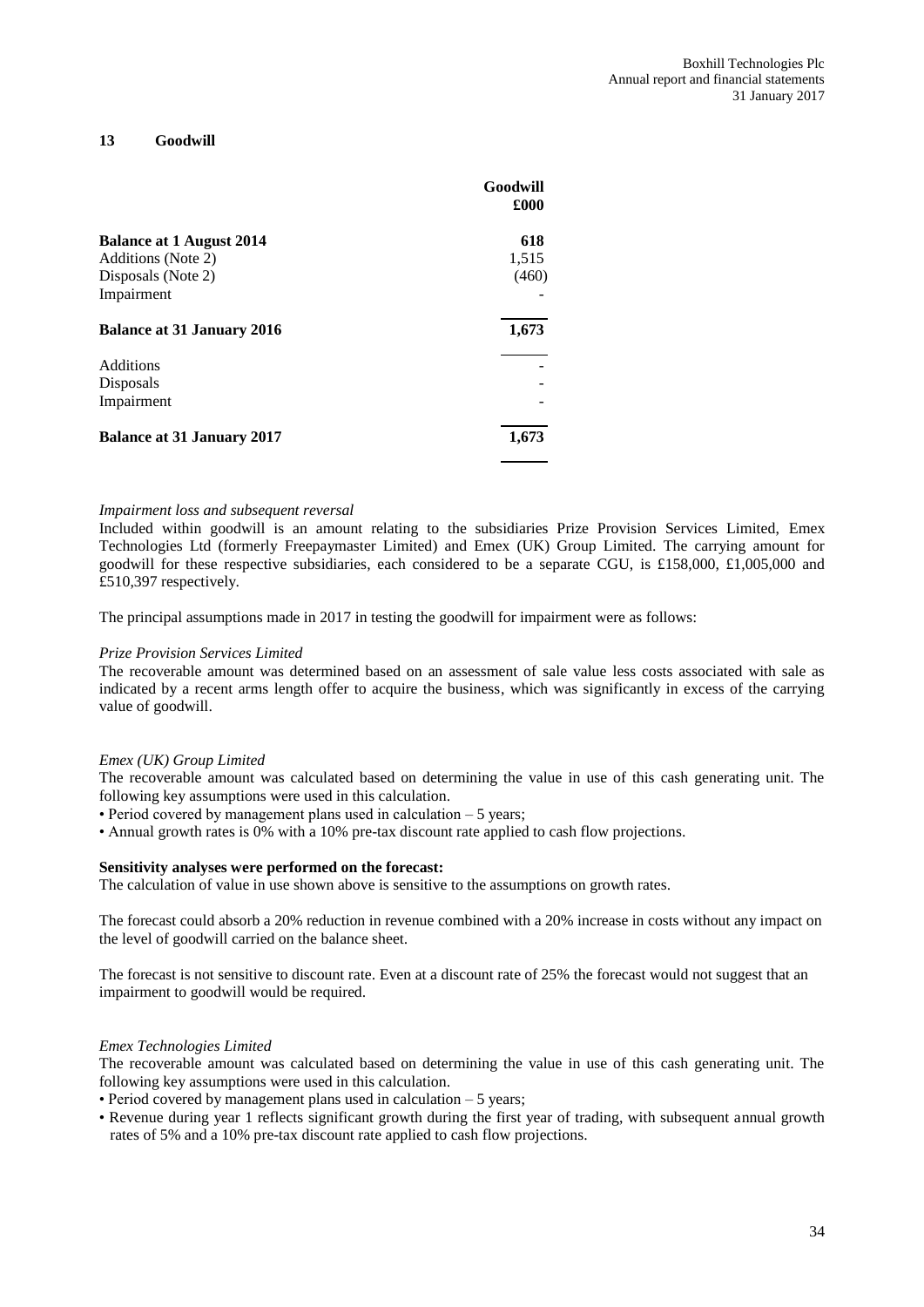## 13 Goodwill

| | Goodwill £000 |
|---|---|
| **Balance at 1 August 2014** | **618** |
| Additions (Note 2) | 1,515 |
| Disposals (Note 2) | (460) |
| Impairment | - |
| **Balance at 31 January 2016** | **1,673** |
| Additions | - |
| Disposals | - |
| Impairment | - |
| **Balance at 31 January 2017** | **1,673** |

*Impairment loss and subsequent reversal*

Included within goodwill is an amount relating to the subsidiaries Prize Provision Services Limited, Emex Technologies Ltd (formerly Freepaymaster Limited) and Emex (UK) Group Limited. The carrying amount for goodwill for these respective subsidiaries, each considered to be a separate CGU, is £158,000, £1,005,000 and £510,397 respectively.

The principal assumptions made in 2017 in testing the goodwill for impairment were as follows:

*Prize Provision Services Limited*

The recoverable amount was determined based on an assessment of sale value less costs associated with sale as indicated by a recent arms length offer to acquire the business, which was significantly in excess of the carrying value of goodwill.

*Emex (UK) Group Limited*

The recoverable amount was calculated based on determining the value in use of this cash generating unit. The following key assumptions were used in this calculation.

- Period covered by management plans used in calculation – 5 years;
- Annual growth rates is 0% with a 10% pre-tax discount rate applied to cash flow projections.

**Sensitivity analyses were performed on the forecast:**

The calculation of value in use shown above is sensitive to the assumptions on growth rates.

The forecast could absorb a 20% reduction in revenue combined with a 20% increase in costs without any impact on the level of goodwill carried on the balance sheet.

The forecast is not sensitive to discount rate. Even at a discount rate of 25% the forecast would not suggest that an impairment to goodwill would be required.

*Emex Technologies Limited*

The recoverable amount was calculated based on determining the value in use of this cash generating unit. The following key assumptions were used in this calculation.

- Period covered by management plans used in calculation – 5 years;
- Revenue during year 1 reflects significant growth during the first year of trading, with subsequent annual growth rates of 5% and a 10% pre-tax discount rate applied to cash flow projections.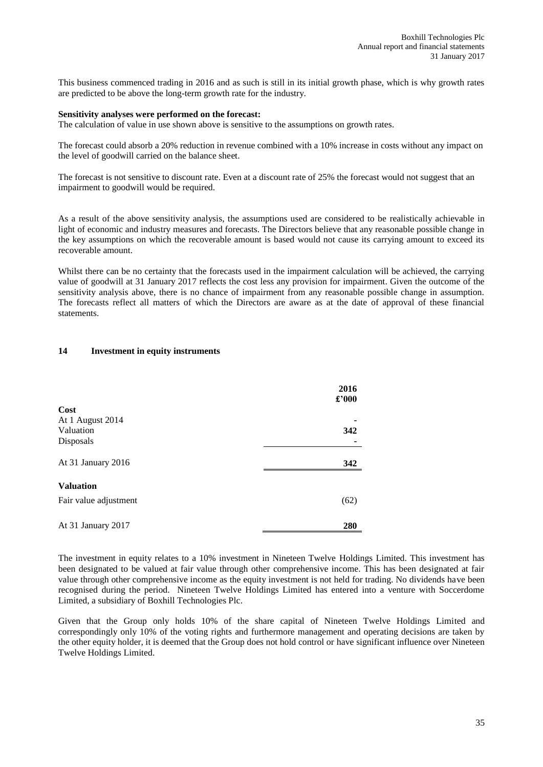This business commenced trading in 2016 and as such is still in its initial growth phase, which is why growth rates are predicted to be above the long-term growth rate for the industry.

**Sensitivity analyses were performed on the forecast:**
The calculation of value in use shown above is sensitive to the assumptions on growth rates.

The forecast could absorb a 20% reduction in revenue combined with a 10% increase in costs without any impact on the level of goodwill carried on the balance sheet.

The forecast is not sensitive to discount rate. Even at a discount rate of 25% the forecast would not suggest that an impairment to goodwill would be required.

As a result of the above sensitivity analysis, the assumptions used are considered to be realistically achievable in light of economic and industry measures and forecasts. The Directors believe that any reasonable possible change in the key assumptions on which the recoverable amount is based would not cause its carrying amount to exceed its recoverable amount.

Whilst there can be no certainty that the forecasts used in the impairment calculation will be achieved, the carrying value of goodwill at 31 January 2017 reflects the cost less any provision for impairment. Given the outcome of the sensitivity analysis above, there is no chance of impairment from any reasonable possible change in assumption. The forecasts reflect all matters of which the Directors are aware as at the date of approval of these financial statements.

## 14 Investment in equity instruments

| | **2016 £'000** |
|---|---|
| **Cost** | |
| At 1 August 2014 | - |
| Valuation | **342** |
| Disposals | - |
| At 31 January 2016 | **342** |
| **Valuation** | |
| Fair value adjustment | (62) |
| At 31 January 2017 | **280** |

The investment in equity relates to a 10% investment in Nineteen Twelve Holdings Limited. This investment has been designated to be valued at fair value through other comprehensive income. This has been designated at fair value through other comprehensive income as the equity investment is not held for trading. No dividends have been recognised during the period. Nineteen Twelve Holdings Limited has entered into a venture with Soccerdome Limited, a subsidiary of Boxhill Technologies Plc.

Given that the Group only holds 10% of the share capital of Nineteen Twelve Holdings Limited and correspondingly only 10% of the voting rights and furthermore management and operating decisions are taken by the other equity holder, it is deemed that the Group does not hold control or have significant influence over Nineteen Twelve Holdings Limited.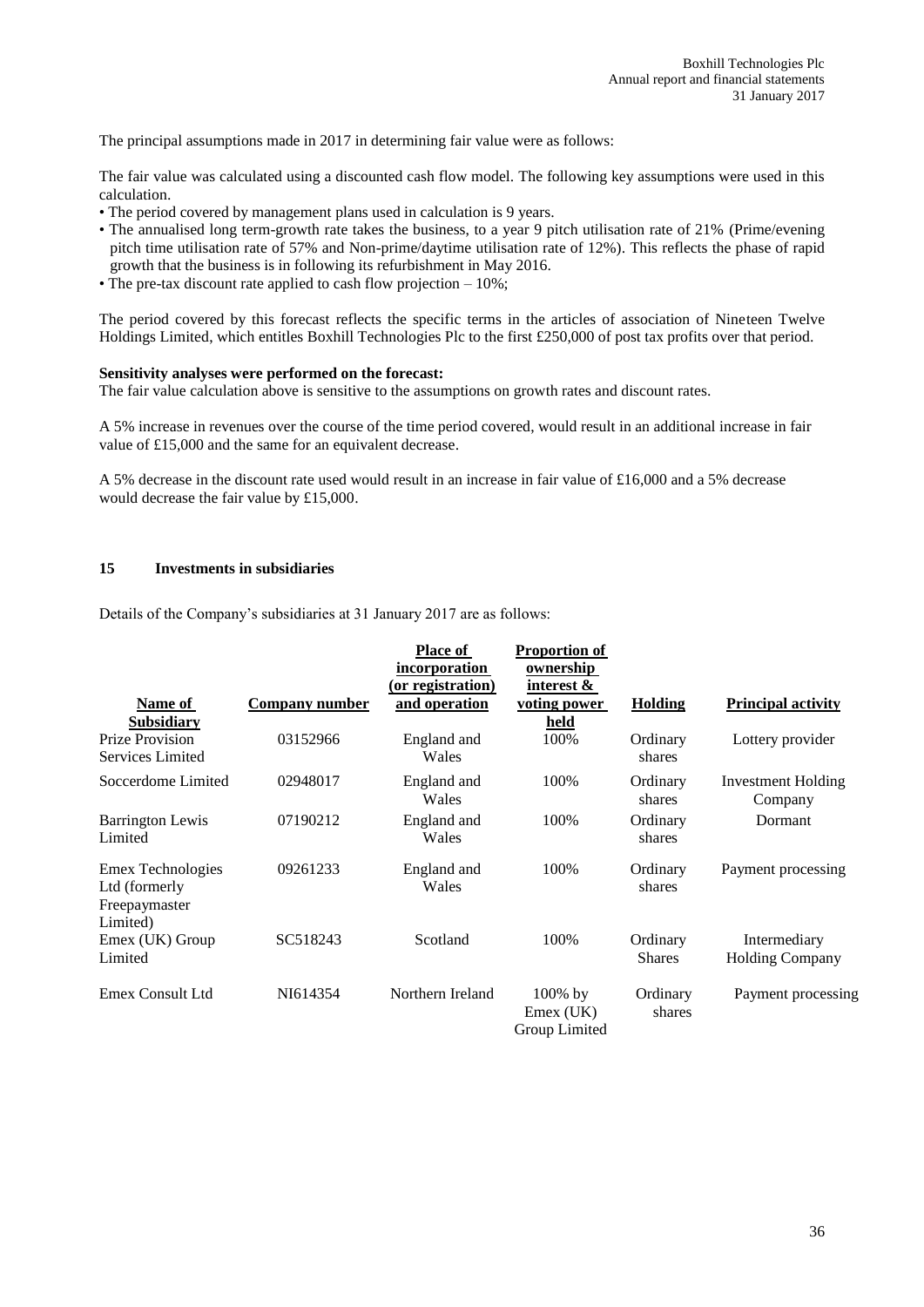The principal assumptions made in 2017 in determining fair value were as follows:

The fair value was calculated using a discounted cash flow model. The following key assumptions were used in this calculation.

- The period covered by management plans used in calculation is 9 years.
- The annualised long term-growth rate takes the business, to a year 9 pitch utilisation rate of 21% (Prime/evening pitch time utilisation rate of 57% and Non-prime/daytime utilisation rate of 12%). This reflects the phase of rapid growth that the business is in following its refurbishment in May 2016.
- The pre-tax discount rate applied to cash flow projection – 10%;

The period covered by this forecast reflects the specific terms in the articles of association of Nineteen Twelve Holdings Limited, which entitles Boxhill Technologies Plc to the first £250,000 of post tax profits over that period.

**Sensitivity analyses were performed on the forecast:**

The fair value calculation above is sensitive to the assumptions on growth rates and discount rates.

A 5% increase in revenues over the course of the time period covered, would result in an additional increase in fair value of £15,000 and the same for an equivalent decrease.

A 5% decrease in the discount rate used would result in an increase in fair value of £16,000 and a 5% decrease would decrease the fair value by £15,000.

## 15 Investments in subsidiaries

Details of the Company's subsidiaries at 31 January 2017 are as follows:

| Name of Subsidiary | Company number | Place of incorporation (or registration) and operation | Proportion of ownership interest & voting power held | Holding | Principal activity |
|---|---|---|---|---|---|
| Prize Provision Services Limited | 03152966 | England and Wales | 100% | Ordinary shares | Lottery provider |
| Soccerdome Limited | 02948017 | England and Wales | 100% | Ordinary shares | Investment Holding Company |
| Barrington Lewis Limited | 07190212 | England and Wales | 100% | Ordinary shares | Dormant |
| Emex Technologies Ltd (formerly Freepaymaster Limited) | 09261233 | England and Wales | 100% | Ordinary shares | Payment processing |
| Emex (UK) Group Limited | SC518243 | Scotland | 100% | Ordinary Shares | Intermediary Holding Company |
| Emex Consult Ltd | NI614354 | Northern Ireland | 100% by Emex (UK) Group Limited | Ordinary shares | Payment processing |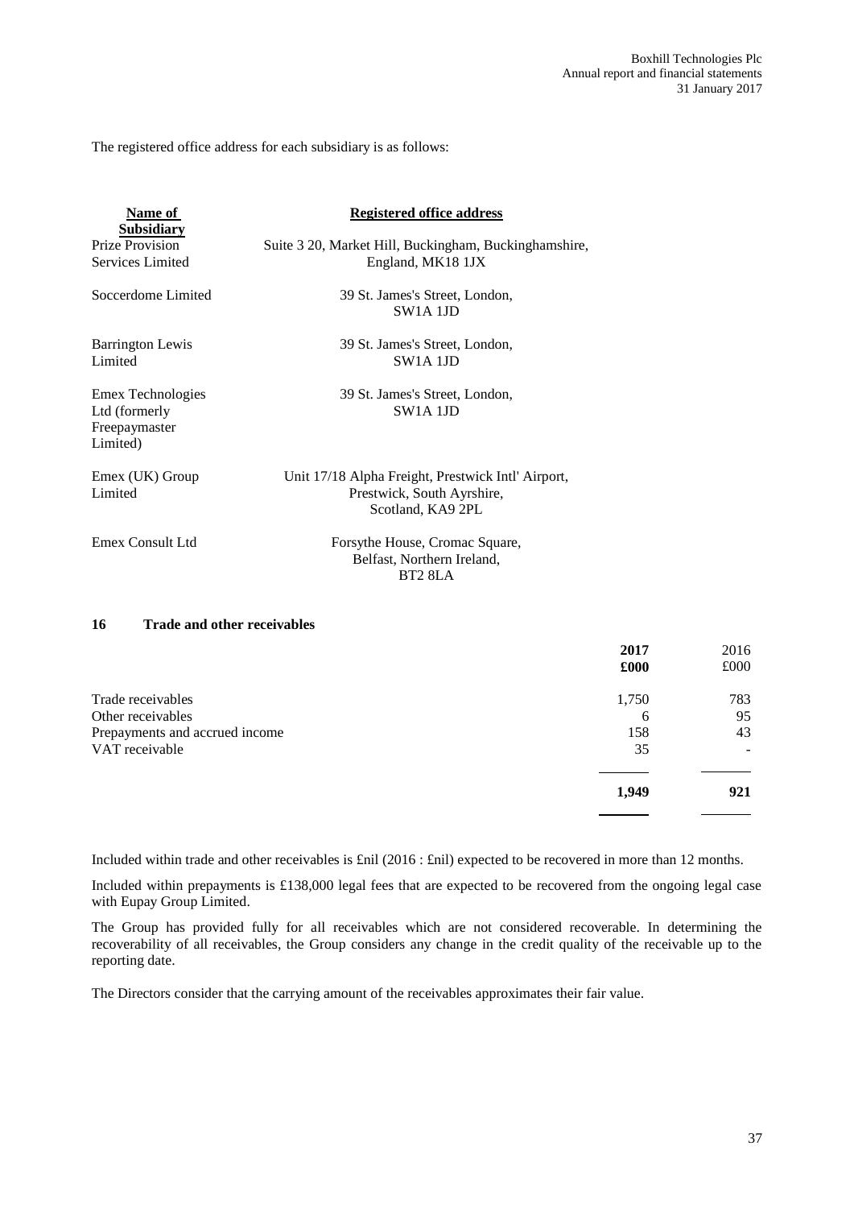The registered office address for each subsidiary is as follows:

| Name of Subsidiary | Registered office address |
|---|---|
| Prize Provision Services Limited | Suite 3 20, Market Hill, Buckingham, Buckinghamshire, England, MK18 1JX |
| Soccerdome Limited | 39 St. James's Street, London, SW1A 1JD |
| Barrington Lewis Limited | 39 St. James's Street, London, SW1A 1JD |
| Emex Technologies Ltd (formerly Freepaymaster Limited) | 39 St. James's Street, London, SW1A 1JD |
| Emex (UK) Group Limited | Unit 17/18 Alpha Freight, Prestwick Intl' Airport, Prestwick, South Ayrshire, Scotland, KA9 2PL |
| Emex Consult Ltd | Forsythe House, Cromac Square, Belfast, Northern Ireland, BT2 8LA |

## 16 Trade and other receivables

| | **2017** | 2016 |
|---|---|---|
| | **£000** | £000 |
| Trade receivables | 1,750 | 783 |
| Other receivables | 6 | 95 |
| Prepayments and accrued income | 158 | 43 |
| VAT receivable | 35 | - |
| | **1,949** | **921** |

Included within trade and other receivables is £nil (2016 : £nil) expected to be recovered in more than 12 months.

Included within prepayments is £138,000 legal fees that are expected to be recovered from the ongoing legal case with Eupay Group Limited.

The Group has provided fully for all receivables which are not considered recoverable. In determining the recoverability of all receivables, the Group considers any change in the credit quality of the receivable up to the reporting date.

The Directors consider that the carrying amount of the receivables approximates their fair value.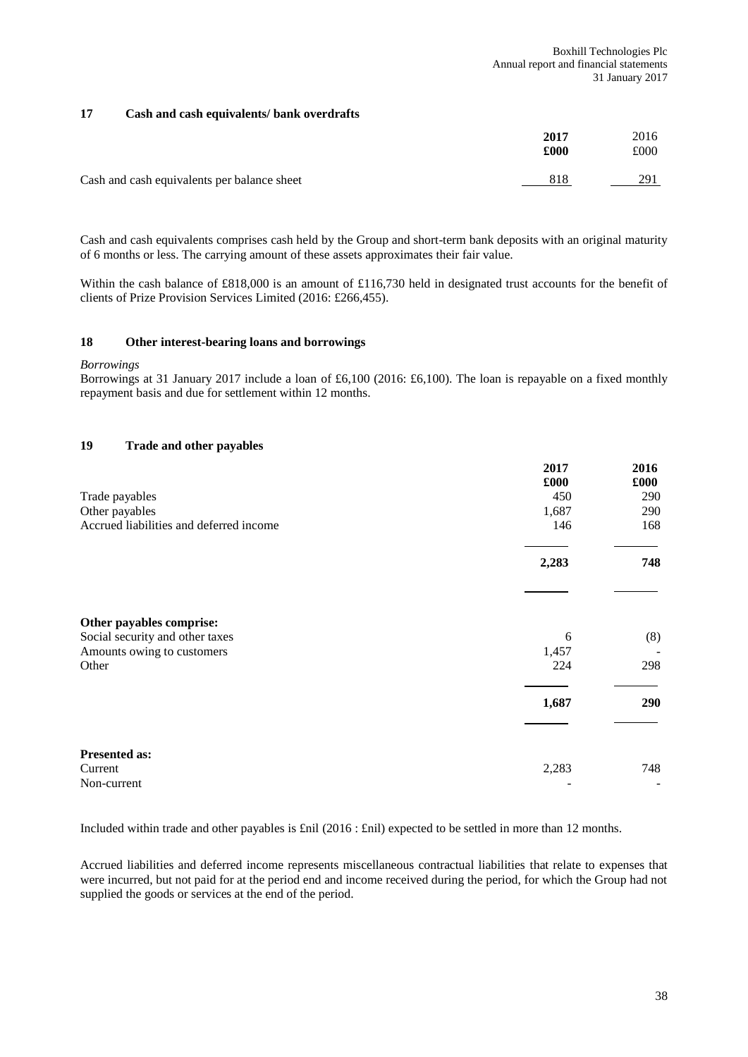## 17 Cash and cash equivalents/ bank overdrafts

| | 2017 £000 | 2016 £000 |
|---|---|---|
| Cash and cash equivalents per balance sheet | 818 | 291 |

Cash and cash equivalents comprises cash held by the Group and short-term bank deposits with an original maturity of 6 months or less. The carrying amount of these assets approximates their fair value.

Within the cash balance of £818,000 is an amount of £116,730 held in designated trust accounts for the benefit of clients of Prize Provision Services Limited (2016: £266,455).

## 18 Other interest-bearing loans and borrowings

*Borrowings*

Borrowings at 31 January 2017 include a loan of £6,100 (2016: £6,100). The loan is repayable on a fixed monthly repayment basis and due for settlement within 12 months.

## 19 Trade and other payables

| | 2017 £000 | 2016 £000 |
|---|---|---|
| Trade payables | 450 | 290 |
| Other payables | 1,687 | 290 |
| Accrued liabilities and deferred income | 146 | 168 |
| | **2,283** | **748** |
| **Other payables comprise:** | | |
| Social security and other taxes | 6 | (8) |
| Amounts owing to customers | 1,457 | - |
| Other | 224 | 298 |
| | **1,687** | **290** |
| **Presented as:** | | |
| Current | 2,283 | 748 |
| Non-current | - | - |

Included within trade and other payables is £nil (2016 : £nil) expected to be settled in more than 12 months.

Accrued liabilities and deferred income represents miscellaneous contractual liabilities that relate to expenses that were incurred, but not paid for at the period end and income received during the period, for which the Group had not supplied the goods or services at the end of the period.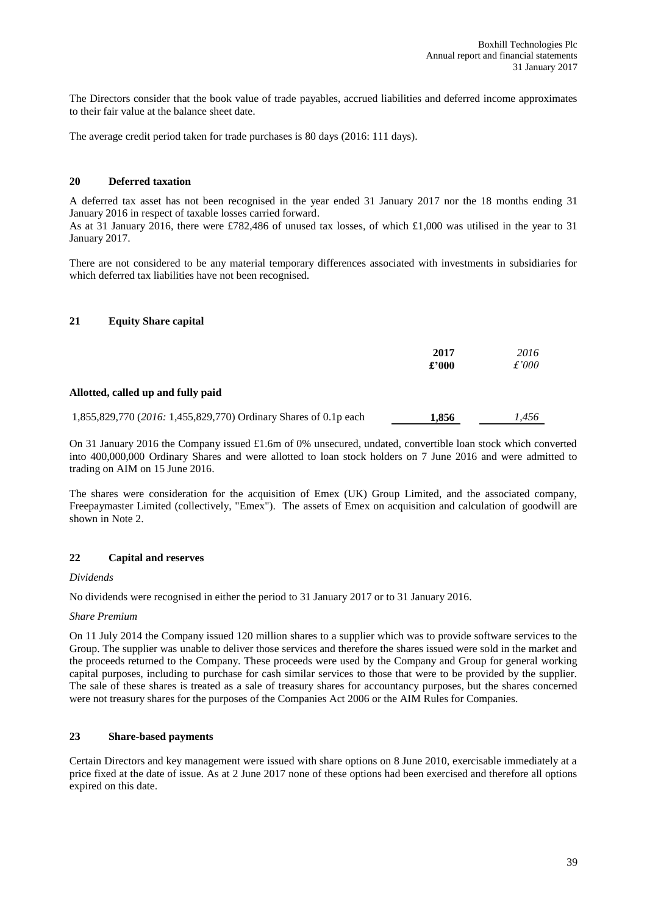The Directors consider that the book value of trade payables, accrued liabilities and deferred income approximates to their fair value at the balance sheet date.

The average credit period taken for trade purchases is 80 days (2016: 111 days).

## 20 Deferred taxation

A deferred tax asset has not been recognised in the year ended 31 January 2017 nor the 18 months ending 31 January 2016 in respect of taxable losses carried forward.
As at 31 January 2016, there were £782,486 of unused tax losses, of which £1,000 was utilised in the year to 31 January 2017.

There are not considered to be any material temporary differences associated with investments in subsidiaries for which deferred tax liabilities have not been recognised.

## 21 Equity Share capital

| | **2017** | *2016* |
|---|---|---|
| | **£'000** | *£'000* |
| **Allotted, called up and fully paid** | | |
| 1,855,829,770 (*2016:* 1,455,829,770) Ordinary Shares of 0.1p each | **1,856** | *1,456* |

On 31 January 2016 the Company issued £1.6m of 0% unsecured, undated, convertible loan stock which converted into 400,000,000 Ordinary Shares and were allotted to loan stock holders on 7 June 2016 and were admitted to trading on AIM on 15 June 2016.

The shares were consideration for the acquisition of Emex (UK) Group Limited, and the associated company, Freepaymaster Limited (collectively, "Emex"). The assets of Emex on acquisition and calculation of goodwill are shown in Note 2.

## 22 Capital and reserves

*Dividends*

No dividends were recognised in either the period to 31 January 2017 or to 31 January 2016.

*Share Premium*

On 11 July 2014 the Company issued 120 million shares to a supplier which was to provide software services to the Group. The supplier was unable to deliver those services and therefore the shares issued were sold in the market and the proceeds returned to the Company. These proceeds were used by the Company and Group for general working capital purposes, including to purchase for cash similar services to those that were to be provided by the supplier. The sale of these shares is treated as a sale of treasury shares for accountancy purposes, but the shares concerned were not treasury shares for the purposes of the Companies Act 2006 or the AIM Rules for Companies.

## 23 Share-based payments

Certain Directors and key management were issued with share options on 8 June 2010, exercisable immediately at a price fixed at the date of issue. As at 2 June 2017 none of these options had been exercised and therefore all options expired on this date.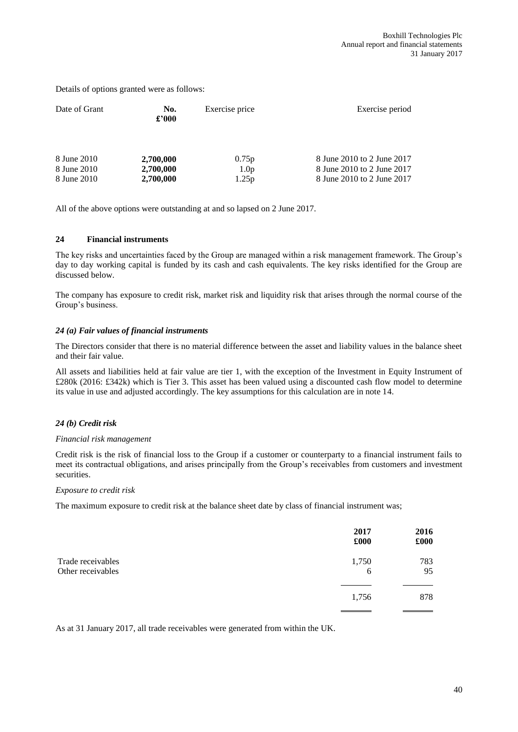Details of options granted were as follows:

| Date of Grant | No. £'000 | Exercise price | Exercise period |
|---|---|---|---|
| 8 June 2010 | **2,700,000** | 0.75p | 8 June 2010 to 2 June 2017 |
| 8 June 2010 | **2,700,000** | 1.0p | 8 June 2010 to 2 June 2017 |
| 8 June 2010 | **2,700,000** | 1.25p | 8 June 2010 to 2 June 2017 |

All of the above options were outstanding at and so lapsed on 2 June 2017.

## 24 Financial instruments

The key risks and uncertainties faced by the Group are managed within a risk management framework. The Group's day to day working capital is funded by its cash and cash equivalents. The key risks identified for the Group are discussed below.

The company has exposure to credit risk, market risk and liquidity risk that arises through the normal course of the Group's business.

### *24 (a) Fair values of financial instruments*

The Directors consider that there is no material difference between the asset and liability values in the balance sheet and their fair value.

All assets and liabilities held at fair value are tier 1, with the exception of the Investment in Equity Instrument of £280k (2016: £342k) which is Tier 3. This asset has been valued using a discounted cash flow model to determine its value in use and adjusted accordingly. The key assumptions for this calculation are in note 14.

### *24 (b) Credit risk*

*Financial risk management*

Credit risk is the risk of financial loss to the Group if a customer or counterparty to a financial instrument fails to meet its contractual obligations, and arises principally from the Group's receivables from customers and investment securities.

*Exposure to credit risk*

The maximum exposure to credit risk at the balance sheet date by class of financial instrument was;

| | **2017 £000** | **2016 £000** |
|---|---|---|
| Trade receivables | 1,750 | 783 |
| Other receivables | 6 | 95 |
| | 1,756 | 878 |

As at 31 January 2017, all trade receivables were generated from within the UK.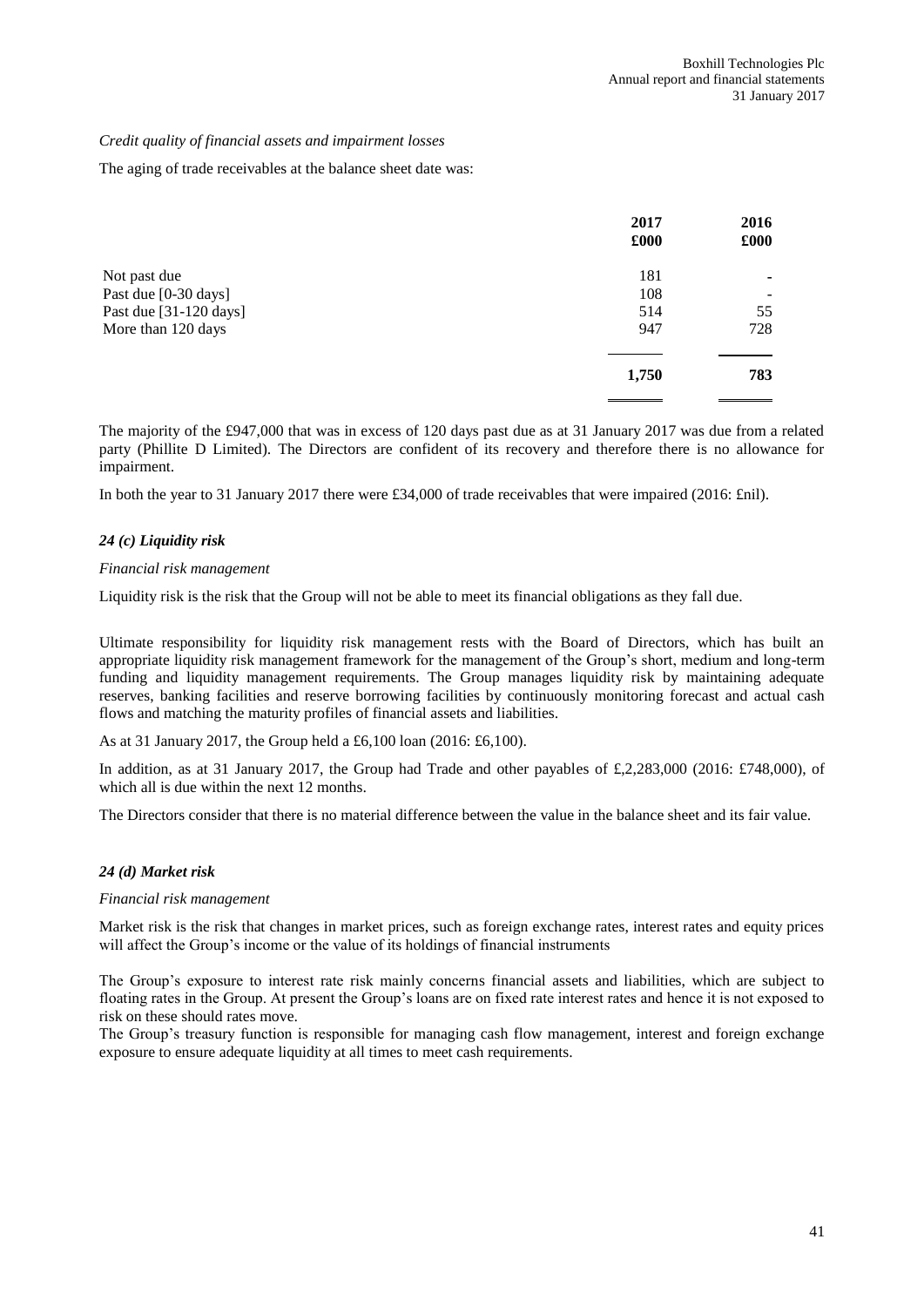*Credit quality of financial assets and impairment losses*

The aging of trade receivables at the balance sheet date was:

| | 2017 £000 | 2016 £000 |
|---|---|---|
| Not past due | 181 | - |
| Past due [0-30 days] | 108 | - |
| Past due [31-120 days] | 514 | 55 |
| More than 120 days | 947 | 728 |
| | **1,750** | **783** |

The majority of the £947,000 that was in excess of 120 days past due as at 31 January 2017 was due from a related party (Phillite D Limited). The Directors are confident of its recovery and therefore there is no allowance for impairment.

In both the year to 31 January 2017 there were £34,000 of trade receivables that were impaired (2016: £nil).

### *24 (c) Liquidity risk*

*Financial risk management*

Liquidity risk is the risk that the Group will not be able to meet its financial obligations as they fall due.

Ultimate responsibility for liquidity risk management rests with the Board of Directors, which has built an appropriate liquidity risk management framework for the management of the Group's short, medium and long-term funding and liquidity management requirements. The Group manages liquidity risk by maintaining adequate reserves, banking facilities and reserve borrowing facilities by continuously monitoring forecast and actual cash flows and matching the maturity profiles of financial assets and liabilities.

As at 31 January 2017, the Group held a £6,100 loan (2016: £6,100).

In addition, as at 31 January 2017, the Group had Trade and other payables of £,2,283,000 (2016: £748,000), of which all is due within the next 12 months.

The Directors consider that there is no material difference between the value in the balance sheet and its fair value.

### *24 (d) Market risk*

*Financial risk management*

Market risk is the risk that changes in market prices, such as foreign exchange rates, interest rates and equity prices will affect the Group's income or the value of its holdings of financial instruments

The Group's exposure to interest rate risk mainly concerns financial assets and liabilities, which are subject to floating rates in the Group. At present the Group's loans are on fixed rate interest rates and hence it is not exposed to risk on these should rates move.

The Group's treasury function is responsible for managing cash flow management, interest and foreign exchange exposure to ensure adequate liquidity at all times to meet cash requirements.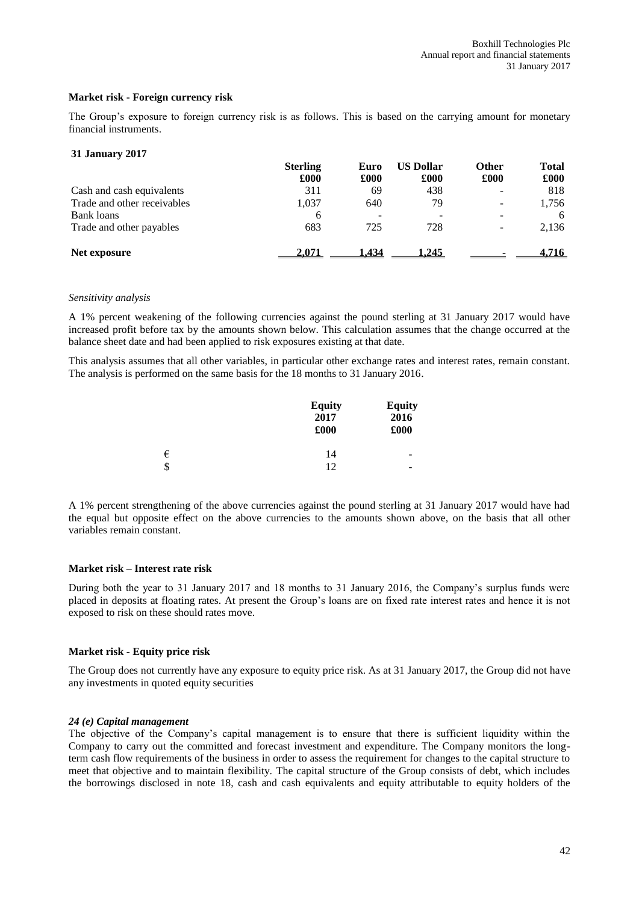### Market risk - Foreign currency risk

The Group's exposure to foreign currency risk is as follows. This is based on the carrying amount for monetary financial instruments.

**31 January 2017**

| | Sterling £000 | Euro £000 | US Dollar £000 | Other £000 | Total £000 |
|---|---|---|---|---|---|
| Cash and cash equivalents | 311 | 69 | 438 | - | 818 |
| Trade and other receivables | 1,037 | 640 | 79 | - | 1,756 |
| Bank loans | 6 | - | - | - | 6 |
| Trade and other payables | 683 | 725 | 728 | - | 2,136 |
| **Net exposure** | **2,071** | **1,434** | **1,245** | **-** | **4,716** |

*Sensitivity analysis*

A 1% percent weakening of the following currencies against the pound sterling at 31 January 2017 would have increased profit before tax by the amounts shown below. This calculation assumes that the change occurred at the balance sheet date and had been applied to risk exposures existing at that date.

This analysis assumes that all other variables, in particular other exchange rates and interest rates, remain constant. The analysis is performed on the same basis for the 18 months to 31 January 2016.

| | Equity 2017 £000 | Equity 2016 £000 |
|---|---|---|
| € | 14 | - |
| $ | 12 | - |

A 1% percent strengthening of the above currencies against the pound sterling at 31 January 2017 would have had the equal but opposite effect on the above currencies to the amounts shown above, on the basis that all other variables remain constant.

### Market risk – Interest rate risk

During both the year to 31 January 2017 and 18 months to 31 January 2016, the Company's surplus funds were placed in deposits at floating rates. At present the Group's loans are on fixed rate interest rates and hence it is not exposed to risk on these should rates move.

### Market risk - Equity price risk

The Group does not currently have any exposure to equity price risk. As at 31 January 2017, the Group did not have any investments in quoted equity securities

### *24 (e) Capital management*

The objective of the Company's capital management is to ensure that there is sufficient liquidity within the Company to carry out the committed and forecast investment and expenditure. The Company monitors the long-term cash flow requirements of the business in order to assess the requirement for changes to the capital structure to meet that objective and to maintain flexibility. The capital structure of the Group consists of debt, which includes the borrowings disclosed in note 18, cash and cash equivalents and equity attributable to equity holders of the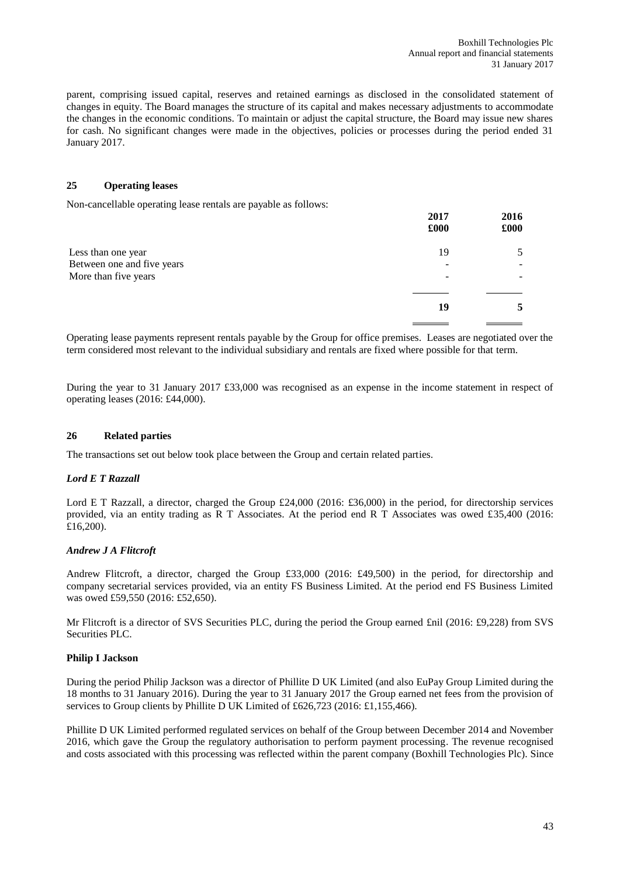parent, comprising issued capital, reserves and retained earnings as disclosed in the consolidated statement of changes in equity. The Board manages the structure of its capital and makes necessary adjustments to accommodate the changes in the economic conditions. To maintain or adjust the capital structure, the Board may issue new shares for cash. No significant changes were made in the objectives, policies or processes during the period ended 31 January 2017.

## 25 Operating leases

Non-cancellable operating lease rentals are payable as follows:

| | 2017 £000 | 2016 £000 |
|---|---|---|
| Less than one year | 19 | 5 |
| Between one and five years | - | - |
| More than five years | - | - |
| | **19** | **5** |

Operating lease payments represent rentals payable by the Group for office premises. Leases are negotiated over the term considered most relevant to the individual subsidiary and rentals are fixed where possible for that term.

During the year to 31 January 2017 £33,000 was recognised as an expense in the income statement in respect of operating leases (2016: £44,000).

## 26 Related parties

The transactions set out below took place between the Group and certain related parties.

***Lord E T Razzall***

Lord E T Razzall, a director, charged the Group £24,000 (2016: £36,000) in the period, for directorship services provided, via an entity trading as R T Associates. At the period end R T Associates was owed £35,400 (2016: £16,200).

***Andrew J A Flitcroft***

Andrew Flitcroft, a director, charged the Group £33,000 (2016: £49,500) in the period, for directorship and company secretarial services provided, via an entity FS Business Limited. At the period end FS Business Limited was owed £59,550 (2016: £52,650).

Mr Flitcroft is a director of SVS Securities PLC, during the period the Group earned £nil (2016: £9,228) from SVS Securities PLC.

**Philip I Jackson**

During the period Philip Jackson was a director of Phillite D UK Limited (and also EuPay Group Limited during the 18 months to 31 January 2016). During the year to 31 January 2017 the Group earned net fees from the provision of services to Group clients by Phillite D UK Limited of £626,723 (2016: £1,155,466).

Phillite D UK Limited performed regulated services on behalf of the Group between December 2014 and November 2016, which gave the Group the regulatory authorisation to perform payment processing. The revenue recognised and costs associated with this processing was reflected within the parent company (Boxhill Technologies Plc). Since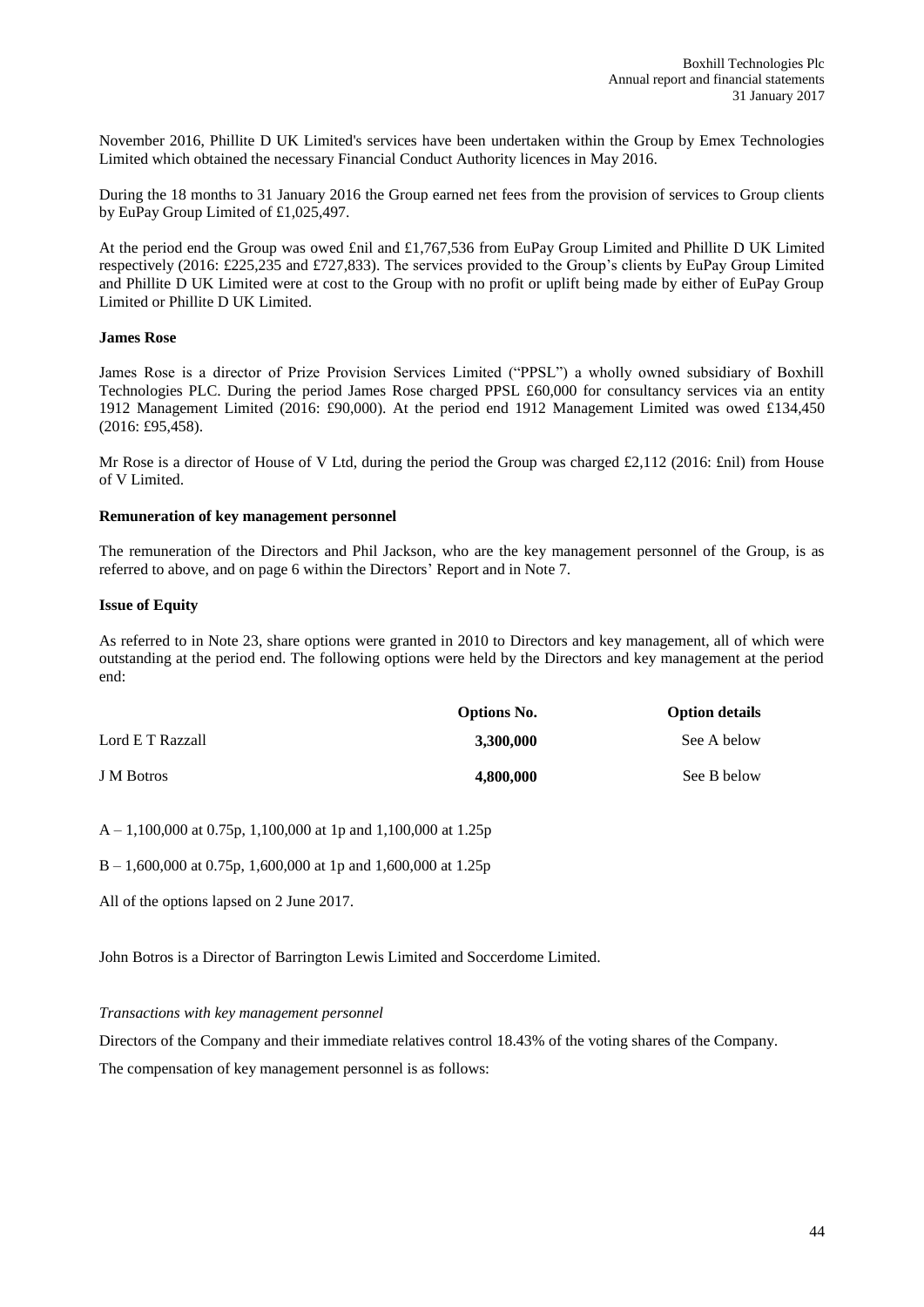November 2016, Phillite D UK Limited's services have been undertaken within the Group by Emex Technologies Limited which obtained the necessary Financial Conduct Authority licences in May 2016.

During the 18 months to 31 January 2016 the Group earned net fees from the provision of services to Group clients by EuPay Group Limited of £1,025,497.

At the period end the Group was owed £nil and £1,767,536 from EuPay Group Limited and Phillite D UK Limited respectively (2016: £225,235 and £727,833). The services provided to the Group's clients by EuPay Group Limited and Phillite D UK Limited were at cost to the Group with no profit or uplift being made by either of EuPay Group Limited or Phillite D UK Limited.

**James Rose**

James Rose is a director of Prize Provision Services Limited ("PPSL") a wholly owned subsidiary of Boxhill Technologies PLC. During the period James Rose charged PPSL £60,000 for consultancy services via an entity 1912 Management Limited (2016: £90,000). At the period end 1912 Management Limited was owed £134,450 (2016: £95,458).

Mr Rose is a director of House of V Ltd, during the period the Group was charged £2,112 (2016: £nil) from House of V Limited.

**Remuneration of key management personnel**

The remuneration of the Directors and Phil Jackson, who are the key management personnel of the Group, is as referred to above, and on page 6 within the Directors' Report and in Note 7.

**Issue of Equity**

As referred to in Note 23, share options were granted in 2010 to Directors and key management, all of which were outstanding at the period end. The following options were held by the Directors and key management at the period end:

| | Options No. | Option details |
|---|---|---|
| Lord E T Razzall | **3,300,000** | See A below |
| J M Botros | **4,800,000** | See B below |

A – 1,100,000 at 0.75p, 1,100,000 at 1p and 1,100,000 at 1.25p

B – 1,600,000 at 0.75p, 1,600,000 at 1p and 1,600,000 at 1.25p

All of the options lapsed on 2 June 2017.

John Botros is a Director of Barrington Lewis Limited and Soccerdome Limited.

*Transactions with key management personnel*

Directors of the Company and their immediate relatives control 18.43% of the voting shares of the Company.

The compensation of key management personnel is as follows: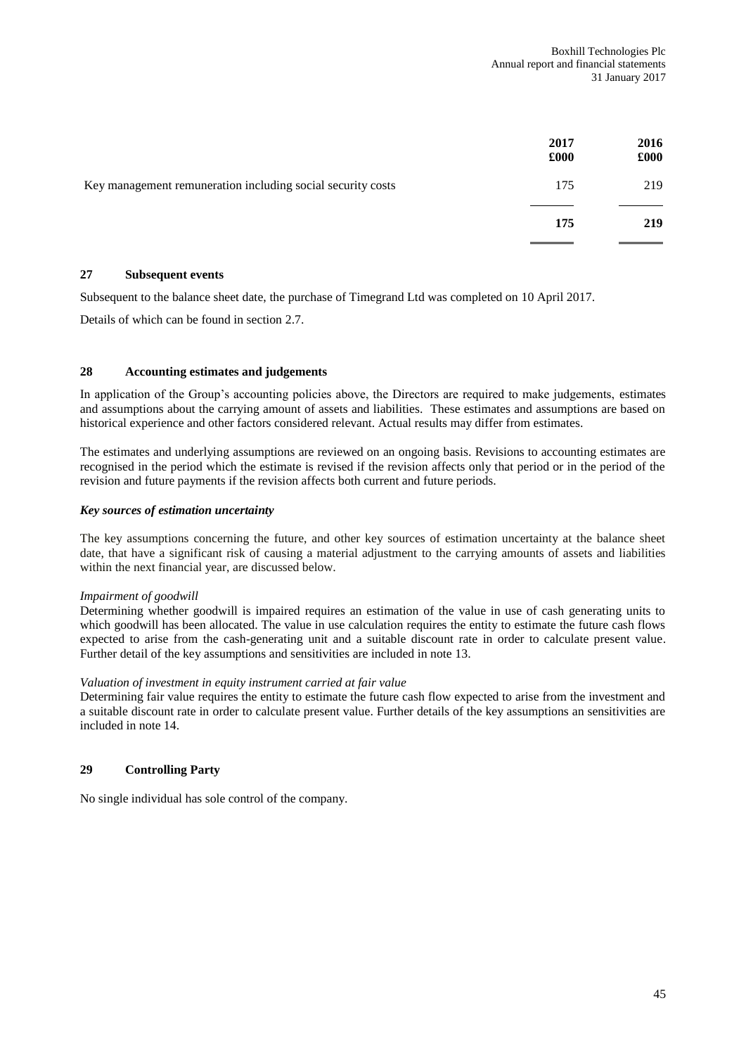| | 2017 £000 | 2016 £000 |
|---|---|---|
| Key management remuneration including social security costs | 175 | 219 |
| | **175** | **219** |

## 27 Subsequent events

Subsequent to the balance sheet date, the purchase of Timegrand Ltd was completed on 10 April 2017.

Details of which can be found in section 2.7.

## 28 Accounting estimates and judgements

In application of the Group's accounting policies above, the Directors are required to make judgements, estimates and assumptions about the carrying amount of assets and liabilities. These estimates and assumptions are based on historical experience and other factors considered relevant. Actual results may differ from estimates.

The estimates and underlying assumptions are reviewed on an ongoing basis. Revisions to accounting estimates are recognised in the period which the estimate is revised if the revision affects only that period or in the period of the revision and future payments if the revision affects both current and future periods.

***Key sources of estimation uncertainty***

The key assumptions concerning the future, and other key sources of estimation uncertainty at the balance sheet date, that have a significant risk of causing a material adjustment to the carrying amounts of assets and liabilities within the next financial year, are discussed below.

*Impairment of goodwill*
Determining whether goodwill is impaired requires an estimation of the value in use of cash generating units to which goodwill has been allocated. The value in use calculation requires the entity to estimate the future cash flows expected to arise from the cash-generating unit and a suitable discount rate in order to calculate present value. Further detail of the key assumptions and sensitivities are included in note 13.

*Valuation of investment in equity instrument carried at fair value*
Determining fair value requires the entity to estimate the future cash flow expected to arise from the investment and a suitable discount rate in order to calculate present value. Further details of the key assumptions an sensitivities are included in note 14.

## 29 Controlling Party

No single individual has sole control of the company.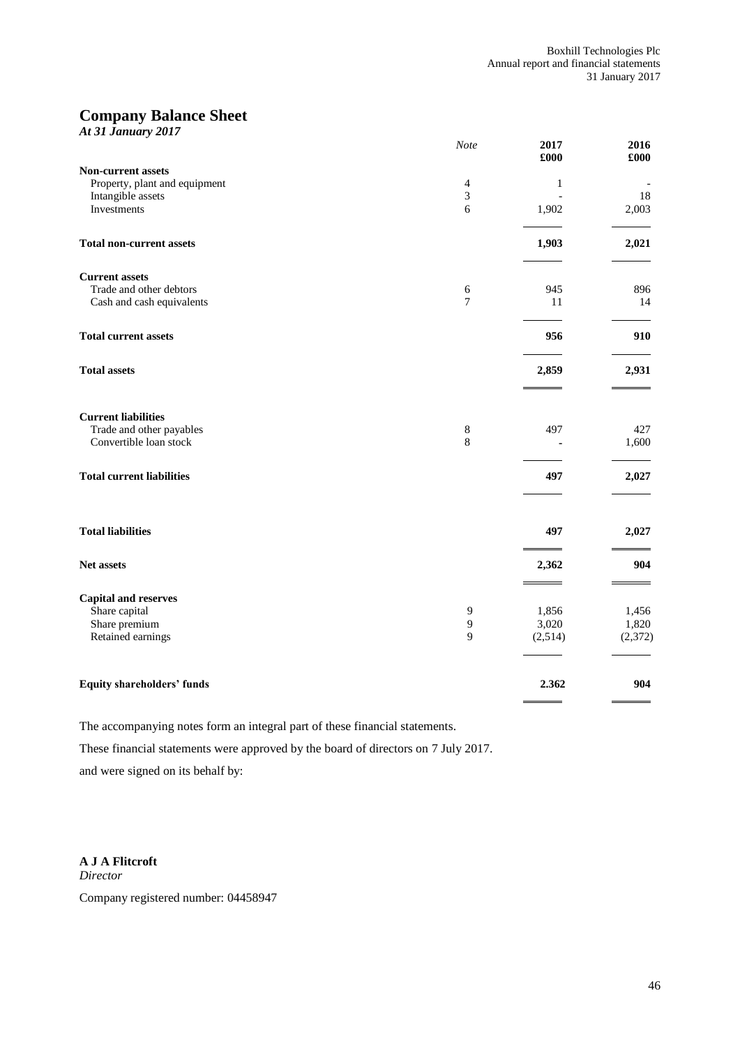# Company Balance Sheet

*At 31 January 2017*

| | *Note* | 2017<br>£000 | 2016<br>£000 |
|---|---|---|---|
| **Non-current assets** | | | |
| Property, plant and equipment | 4 | 1 | - |
| Intangible assets | 3 | - | 18 |
| Investments | 6 | 1,902 | 2,003 |
| **Total non-current assets** | | **1,903** | **2,021** |
| **Current assets** | | | |
| Trade and other debtors | 6 | 945 | 896 |
| Cash and cash equivalents | 7 | 11 | 14 |
| **Total current assets** | | **956** | **910** |
| **Total assets** | | **2,859** | **2,931** |
| **Current liabilities** | | | |
| Trade and other payables | 8 | 497 | 427 |
| Convertible loan stock | 8 | - | 1,600 |
| **Total current liabilities** | | **497** | **2,027** |
| **Total liabilities** | | **497** | **2,027** |
| **Net assets** | | **2,362** | **904** |
| **Capital and reserves** | | | |
| Share capital | 9 | 1,856 | 1,456 |
| Share premium | 9 | 3,020 | 1,820 |
| Retained earnings | 9 | (2,514) | (2,372) |
| **Equity shareholders' funds** | | **2.362** | **904** |

The accompanying notes form an integral part of these financial statements.

These financial statements were approved by the board of directors on 7 July 2017.

and were signed on its behalf by:

**A J A Flitcroft**
*Director*

Company registered number: 04458947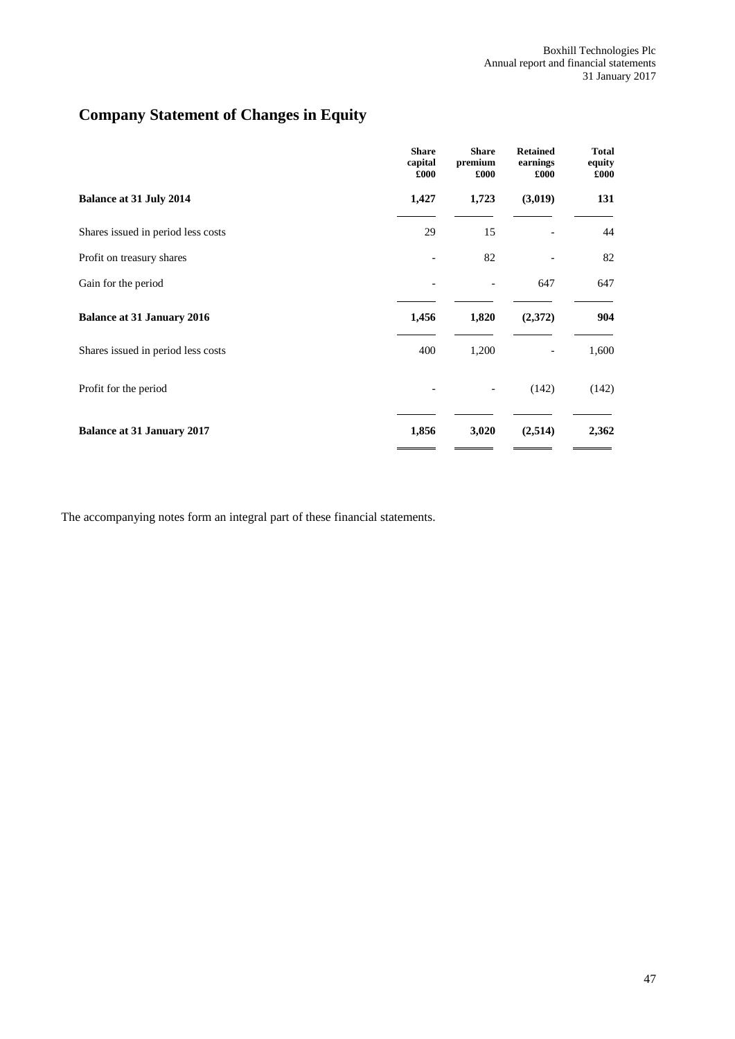# Company Statement of Changes in Equity

| | Share capital £000 | Share premium £000 | Retained earnings £000 | Total equity £000 |
|---|---|---|---|---|
| **Balance at 31 July 2014** | **1,427** | **1,723** | **(3,019)** | **131** |
| Shares issued in period less costs | 29 | 15 | - | 44 |
| Profit on treasury shares | - | 82 | - | 82 |
| Gain for the period | - | - | 647 | 647 |
| **Balance at 31 January 2016** | **1,456** | **1,820** | **(2,372)** | **904** |
| Shares issued in period less costs | 400 | 1,200 | - | 1,600 |
| Profit for the period | - | - | (142) | (142) |
| **Balance at 31 January 2017** | **1,856** | **3,020** | **(2,514)** | **2,362** |

The accompanying notes form an integral part of these financial statements.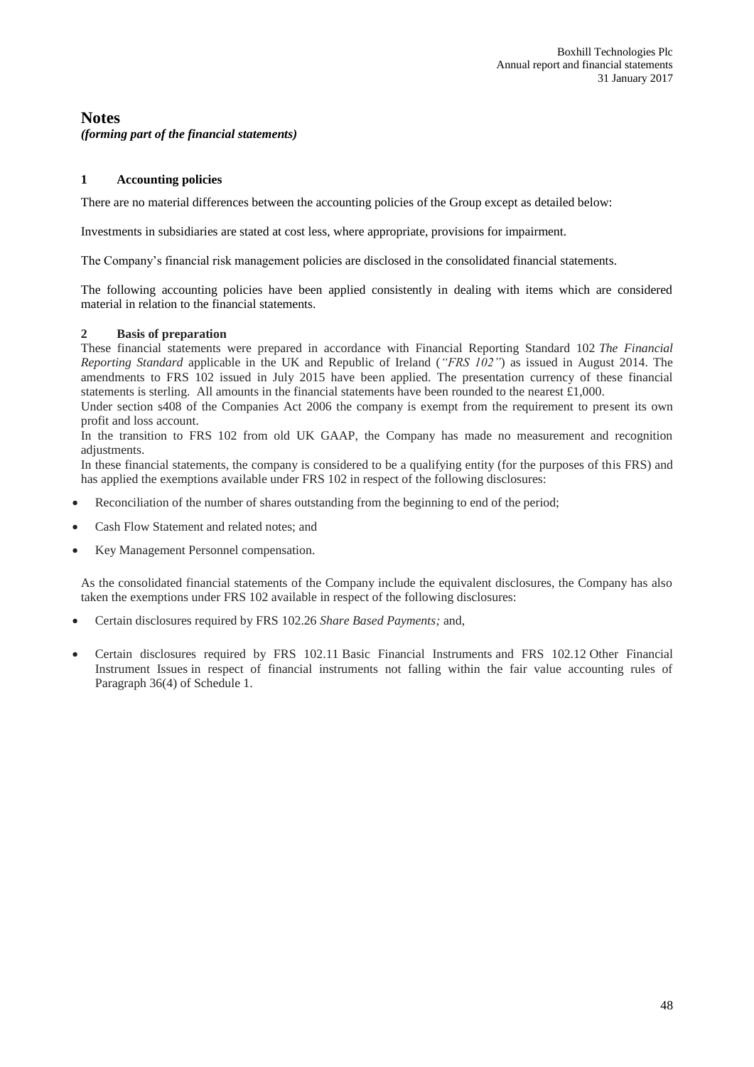# Notes

*(forming part of the financial statements)*

## 1 Accounting policies

There are no material differences between the accounting policies of the Group except as detailed below:

Investments in subsidiaries are stated at cost less, where appropriate, provisions for impairment.

The Company's financial risk management policies are disclosed in the consolidated financial statements.

The following accounting policies have been applied consistently in dealing with items which are considered material in relation to the financial statements.

## 2 Basis of preparation

These financial statements were prepared in accordance with Financial Reporting Standard 102 *The Financial Reporting Standard* applicable in the UK and Republic of Ireland (*"FRS 102"*) as issued in August 2014. The amendments to FRS 102 issued in July 2015 have been applied. The presentation currency of these financial statements is sterling. All amounts in the financial statements have been rounded to the nearest £1,000.

Under section s408 of the Companies Act 2006 the company is exempt from the requirement to present its own profit and loss account.

In the transition to FRS 102 from old UK GAAP, the Company has made no measurement and recognition adjustments.

In these financial statements, the company is considered to be a qualifying entity (for the purposes of this FRS) and has applied the exemptions available under FRS 102 in respect of the following disclosures:

- Reconciliation of the number of shares outstanding from the beginning to end of the period;
- Cash Flow Statement and related notes; and
- Key Management Personnel compensation.

As the consolidated financial statements of the Company include the equivalent disclosures, the Company has also taken the exemptions under FRS 102 available in respect of the following disclosures:

- Certain disclosures required by FRS 102.26 *Share Based Payments;* and,
- Certain disclosures required by FRS 102.11 Basic Financial Instruments and FRS 102.12 Other Financial Instrument Issues in respect of financial instruments not falling within the fair value accounting rules of Paragraph 36(4) of Schedule 1.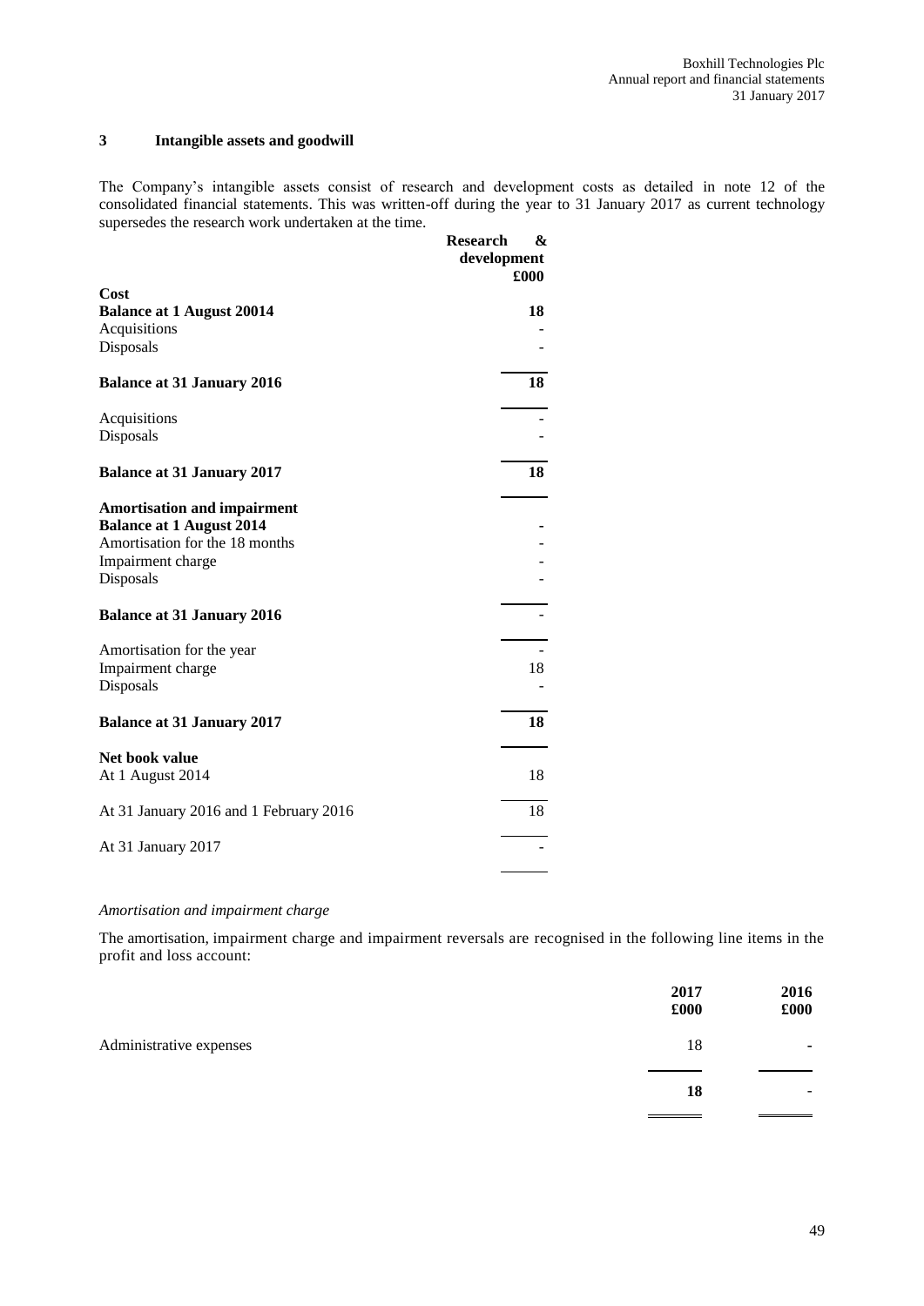## 3 Intangible assets and goodwill

The Company's intangible assets consist of research and development costs as detailed in note 12 of the consolidated financial statements. This was written-off during the year to 31 January 2017 as current technology supersedes the research work undertaken at the time.

| | Research & development £000 |
|---|---|
| **Cost** | |
| **Balance at 1 August 20014** | **18** |
| Acquisitions | - |
| Disposals | - |
| **Balance at 31 January 2016** | **18** |
| Acquisitions | - |
| Disposals | - |
| **Balance at 31 January 2017** | **18** |
| **Amortisation and impairment** | |
| **Balance at 1 August 2014** | **-** |
| Amortisation for the 18 months | - |
| Impairment charge | - |
| Disposals | - |
| **Balance at 31 January 2016** | **-** |
| Amortisation for the year | - |
| Impairment charge | 18 |
| Disposals | - |
| **Balance at 31 January 2017** | **18** |
| **Net book value** | |
| At 1 August 2014 | 18 |
| At 31 January 2016 and 1 February 2016 | 18 |
| At 31 January 2017 | - |

*Amortisation and impairment charge*

The amortisation, impairment charge and impairment reversals are recognised in the following line items in the profit and loss account:

| | 2017 £000 | 2016 £000 |
|---|---|---|
| Administrative expenses | 18 | - |
| | **18** | - |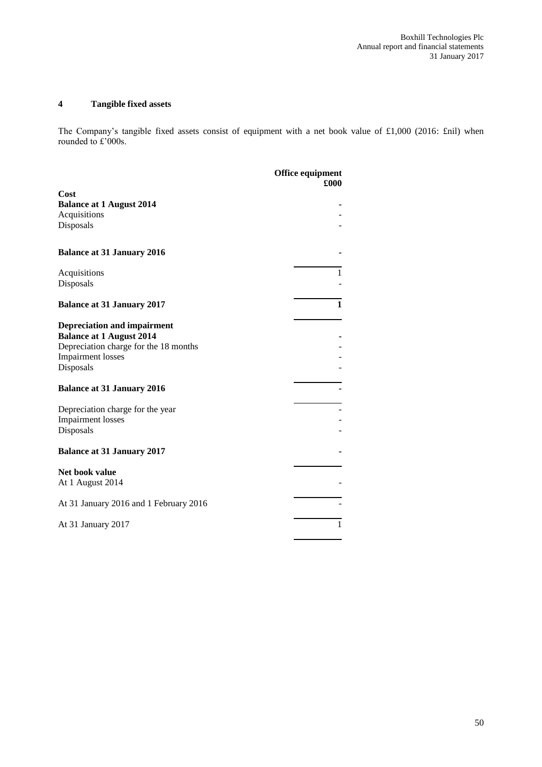## 4 Tangible fixed assets

The Company's tangible fixed assets consist of equipment with a net book value of £1,000 (2016: £nil) when rounded to £'000s.

| | Office equipment £000 |
|---|---|
| **Cost** | |
| **Balance at 1 August 2014** | **-** |
| Acquisitions | - |
| Disposals | - |
| **Balance at 31 January 2016** | **-** |
| Acquisitions | 1 |
| Disposals | - |
| **Balance at 31 January 2017** | **1** |
| **Depreciation and impairment** | |
| **Balance at 1 August 2014** | **-** |
| Depreciation charge for the 18 months | - |
| Impairment losses | - |
| Disposals | - |
| **Balance at 31 January 2016** | **-** |
| Depreciation charge for the year | - |
| Impairment losses | - |
| Disposals | - |
| **Balance at 31 January 2017** | **-** |
| **Net book value** | |
| At 1 August 2014 | - |
| At 31 January 2016 and 1 February 2016 | - |
| At 31 January 2017 | 1 |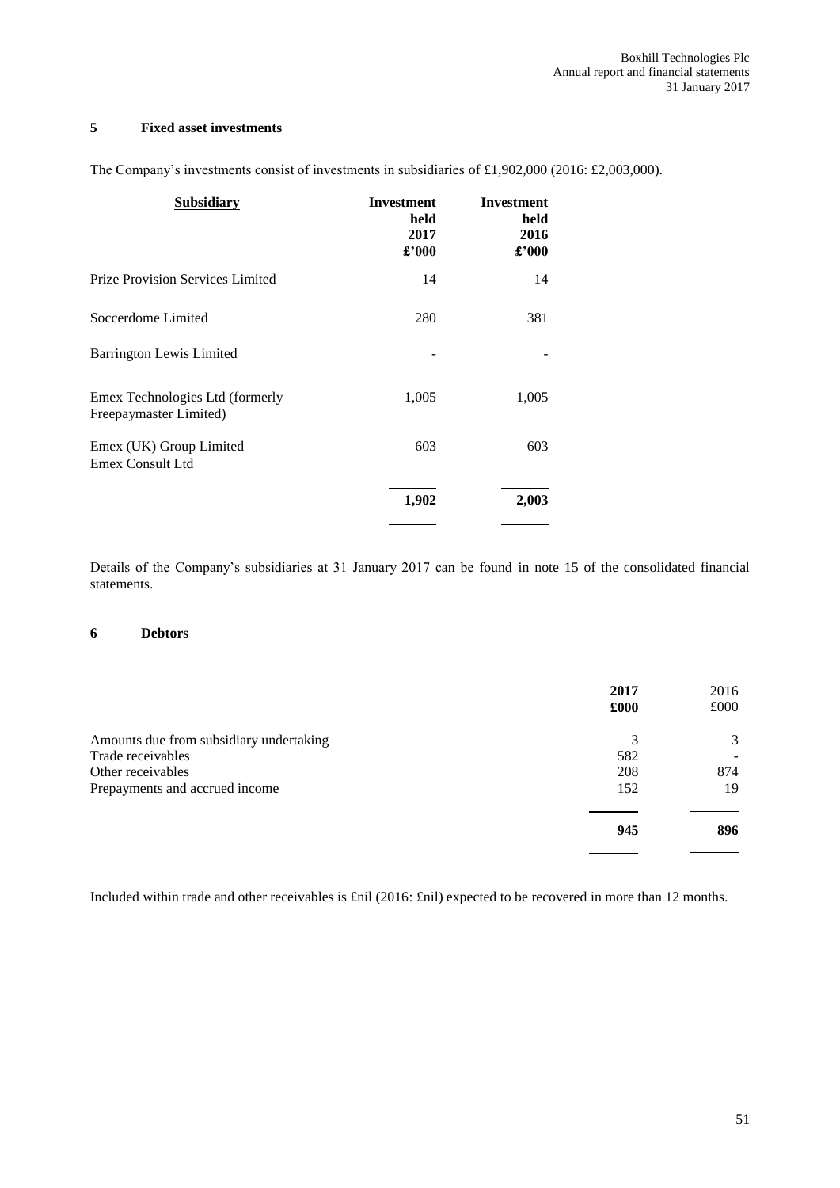## 5 Fixed asset investments

The Company's investments consist of investments in subsidiaries of £1,902,000 (2016: £2,003,000).

| **Subsidiary** | **Investment held 2017 £'000** | **Investment held 2016 £'000** |
|---|---|---|
| Prize Provision Services Limited | 14 | 14 |
| Soccerdome Limited | 280 | 381 |
| Barrington Lewis Limited | - | - |
| Emex Technologies Ltd (formerly Freepaymaster Limited) | 1,005 | 1,005 |
| Emex (UK) Group Limited<br>Emex Consult Ltd | 603 | 603 |
| | **1,902** | **2,003** |

Details of the Company's subsidiaries at 31 January 2017 can be found in note 15 of the consolidated financial statements.

## 6 Debtors

| | **2017 £000** | 2016 £000 |
|---|---|---|
| Amounts due from subsidiary undertaking | 3 | 3 |
| Trade receivables | 582 | - |
| Other receivables | 208 | 874 |
| Prepayments and accrued income | 152 | 19 |
| | **945** | **896** |

Included within trade and other receivables is £nil (2016: £nil) expected to be recovered in more than 12 months.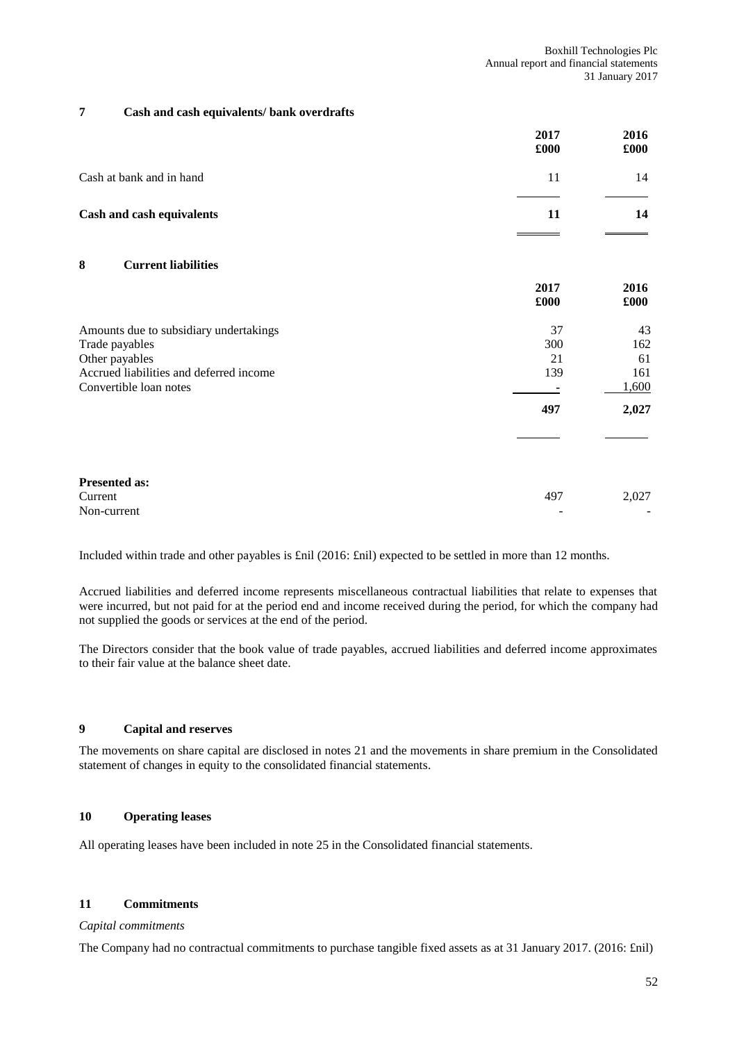## 7 Cash and cash equivalents/ bank overdrafts

| | 2017 £000 | 2016 £000 |
|---|---|---|
| Cash at bank and in hand | 11 | 14 |
| **Cash and cash equivalents** | **11** | **14** |

## 8 Current liabilities

| | 2017 £000 | 2016 £000 |
|---|---|---|
| Amounts due to subsidiary undertakings | 37 | 43 |
| Trade payables | 300 | 162 |
| Other payables | 21 | 61 |
| Accrued liabilities and deferred income | 139 | 161 |
| Convertible loan notes | - | 1,600 |
| | **497** | **2,027** |
| **Presented as:** | | |
| Current | 497 | 2,027 |
| Non-current | - | - |

Included within trade and other payables is £nil (2016: £nil) expected to be settled in more than 12 months.

Accrued liabilities and deferred income represents miscellaneous contractual liabilities that relate to expenses that were incurred, but not paid for at the period end and income received during the period, for which the company had not supplied the goods or services at the end of the period.

The Directors consider that the book value of trade payables, accrued liabilities and deferred income approximates to their fair value at the balance sheet date.

## 9 Capital and reserves

The movements on share capital are disclosed in notes 21 and the movements in share premium in the Consolidated statement of changes in equity to the consolidated financial statements.

## 10 Operating leases

All operating leases have been included in note 25 in the Consolidated financial statements.

## 11 Commitments

*Capital commitments*

The Company had no contractual commitments to purchase tangible fixed assets as at 31 January 2017. (2016: £nil)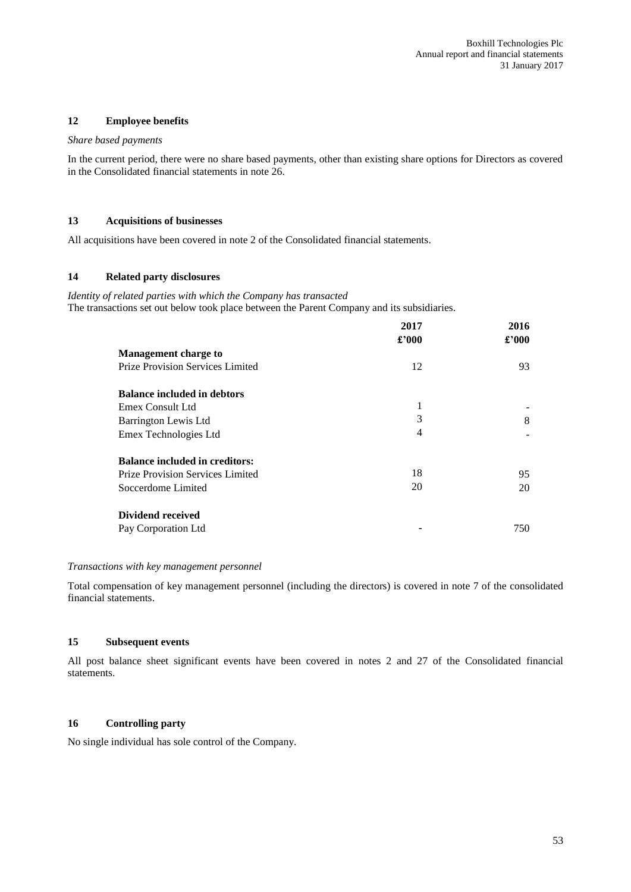## 12 Employee benefits

*Share based payments*

In the current period, there were no share based payments, other than existing share options for Directors as covered in the Consolidated financial statements in note 26.

## 13 Acquisitions of businesses

All acquisitions have been covered in note 2 of the Consolidated financial statements.

## 14 Related party disclosures

*Identity of related parties with which the Company has transacted*
The transactions set out below took place between the Parent Company and its subsidiaries.

| | 2017 £'000 | 2016 £'000 |
|---|---|---|
| **Management charge to** | | |
| Prize Provision Services Limited | 12 | 93 |
| **Balance included in debtors** | | |
| Emex Consult Ltd | 1 | - |
| Barrington Lewis Ltd | 3 | 8 |
| Emex Technologies Ltd | 4 | - |
| **Balance included in creditors:** | | |
| Prize Provision Services Limited | 18 | 95 |
| Soccerdome Limited | 20 | 20 |
| **Dividend received** | | |
| Pay Corporation Ltd | - | 750 |

*Transactions with key management personnel*

Total compensation of key management personnel (including the directors) is covered in note 7 of the consolidated financial statements.

## 15 Subsequent events

All post balance sheet significant events have been covered in notes 2 and 27 of the Consolidated financial statements.

## 16 Controlling party

No single individual has sole control of the Company.